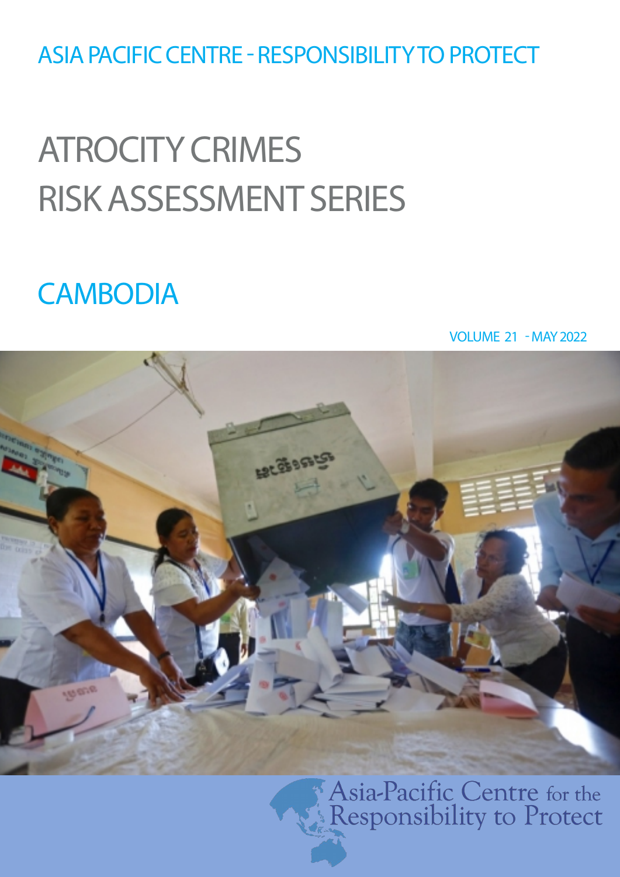ASIA PACIFIC CENTRE - RESPONSIBILITY TO PROTECT

# ATROCITY CRIMES RISK ASSESSMENT SERIES

## CAMBODIA

VOLUME 21 - MAY 2022

Asia-Pacific Centre for the Responsibility to Protect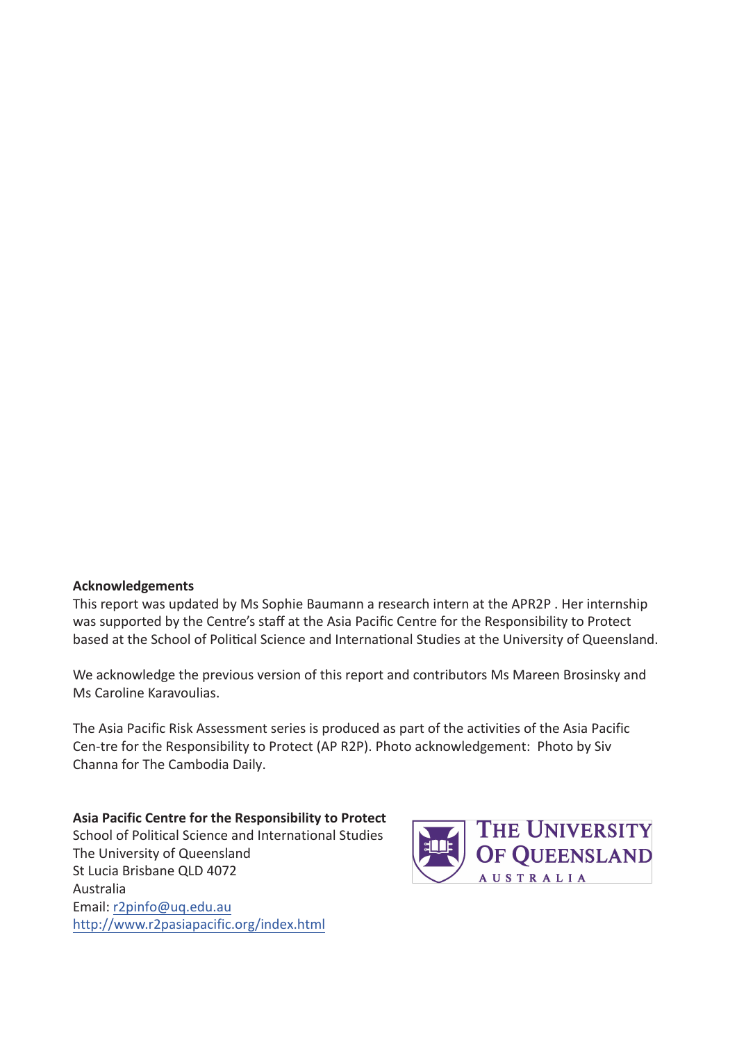**Acknowledgements**

This report was updated by Ms Sophie Baumann a research intern at the APR2P . Her internship was supported by the Centre's staff at the Asia Pacific Centre for the Responsibility to Protect based at the School of Political Science and International Studies at the University of Queensland.

We acknowledge the previous version of this report and contributors Ms Mareen Brosinsky and Ms Caroline Karavoulias.

The Asia Pacific Risk Assessment series is produced as part of the activities of the Asia Pacific Cen-tre for the Responsibility to Protect (AP R2P). Photo acknowledgement: Photo by Siv Channa for The Cambodia Daily.

**Asia Pacific Centre for the Responsibility to Protect**
School of Political Science and International Studies
The University of Queensland
St Lucia Brisbane QLD 4072
Australia
Email: r2pinfo@uq.edu.au
http://www.r2pasiapacific.org/index.html

THE UNIVERSITY OF QUEENSLAND
AUSTRALIA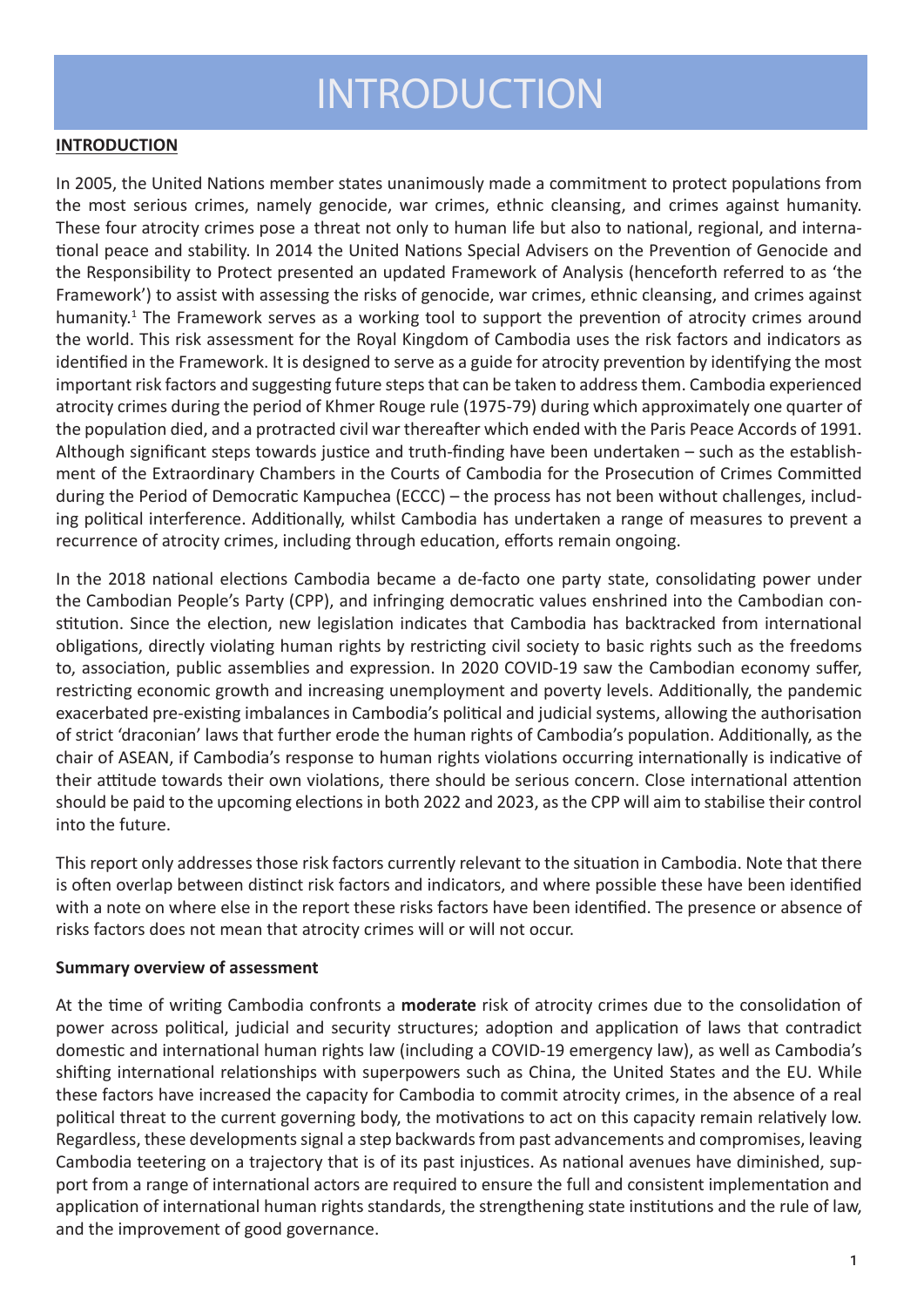# INTRODUCTION

**INTRODUCTION**

In 2005, the United Nations member states unanimously made a commitment to protect populations from the most serious crimes, namely genocide, war crimes, ethnic cleansing, and crimes against humanity. These four atrocity crimes pose a threat not only to human life but also to national, regional, and international peace and stability. In 2014 the United Nations Special Advisers on the Prevention of Genocide and the Responsibility to Protect presented an updated Framework of Analysis (henceforth referred to as 'the Framework') to assist with assessing the risks of genocide, war crimes, ethnic cleansing, and crimes against humanity.[1] The Framework serves as a working tool to support the prevention of atrocity crimes around the world. This risk assessment for the Royal Kingdom of Cambodia uses the risk factors and indicators as identified in the Framework. It is designed to serve as a guide for atrocity prevention by identifying the most important risk factors and suggesting future steps that can be taken to address them. Cambodia experienced atrocity crimes during the period of Khmer Rouge rule (1975-79) during which approximately one quarter of the population died, and a protracted civil war thereafter which ended with the Paris Peace Accords of 1991. Although significant steps towards justice and truth-finding have been undertaken – such as the establishment of the Extraordinary Chambers in the Courts of Cambodia for the Prosecution of Crimes Committed during the Period of Democratic Kampuchea (ECCC) – the process has not been without challenges, including political interference. Additionally, whilst Cambodia has undertaken a range of measures to prevent a recurrence of atrocity crimes, including through education, efforts remain ongoing.

In the 2018 national elections Cambodia became a de-facto one party state, consolidating power under the Cambodian People's Party (CPP), and infringing democratic values enshrined into the Cambodian constitution. Since the election, new legislation indicates that Cambodia has backtracked from international obligations, directly violating human rights by restricting civil society to basic rights such as the freedoms to, association, public assemblies and expression. In 2020 COVID-19 saw the Cambodian economy suffer, restricting economic growth and increasing unemployment and poverty levels. Additionally, the pandemic exacerbated pre-existing imbalances in Cambodia's political and judicial systems, allowing the authorisation of strict 'draconian' laws that further erode the human rights of Cambodia's population. Additionally, as the chair of ASEAN, if Cambodia's response to human rights violations occurring internationally is indicative of their attitude towards their own violations, there should be serious concern. Close international attention should be paid to the upcoming elections in both 2022 and 2023, as the CPP will aim to stabilise their control into the future.

This report only addresses those risk factors currently relevant to the situation in Cambodia. Note that there is often overlap between distinct risk factors and indicators, and where possible these have been identified with a note on where else in the report these risks factors have been identified. The presence or absence of risks factors does not mean that atrocity crimes will or will not occur.

**Summary overview of assessment**

At the time of writing Cambodia confronts a **moderate** risk of atrocity crimes due to the consolidation of power across political, judicial and security structures; adoption and application of laws that contradict domestic and international human rights law (including a COVID-19 emergency law), as well as Cambodia's shifting international relationships with superpowers such as China, the United States and the EU. While these factors have increased the capacity for Cambodia to commit atrocity crimes, in the absence of a real political threat to the current governing body, the motivations to act on this capacity remain relatively low. Regardless, these developments signal a step backwards from past advancements and compromises, leaving Cambodia teetering on a trajectory that is of its past injustices. As national avenues have diminished, support from a range of international actors are required to ensure the full and consistent implementation and application of international human rights standards, the strengthening state institutions and the rule of law, and the improvement of good governance.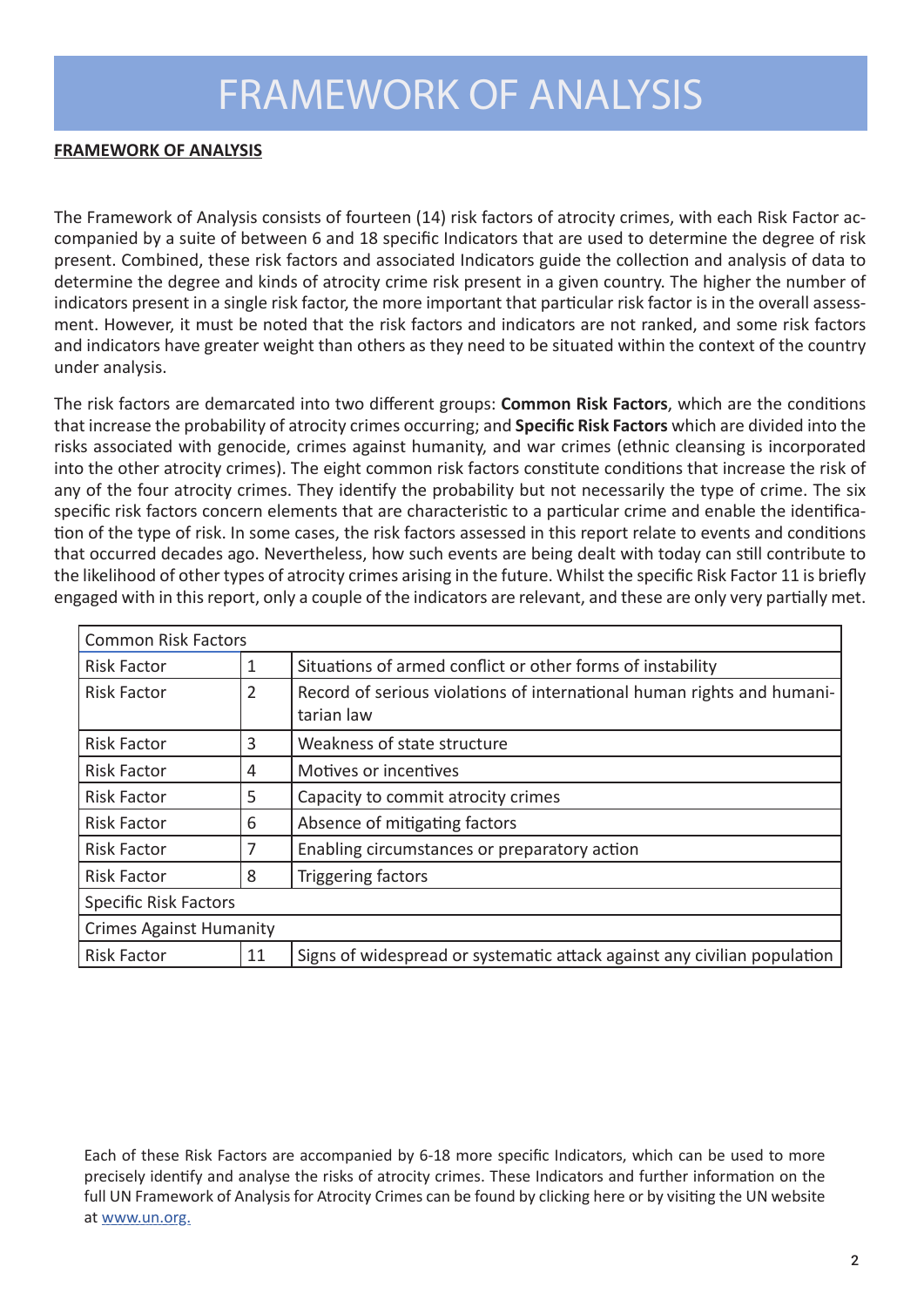# FRAMEWORK OF ANALYSIS

**FRAMEWORK OF ANALYSIS**

The Framework of Analysis consists of fourteen (14) risk factors of atrocity crimes, with each Risk Factor accompanied by a suite of between 6 and 18 specific Indicators that are used to determine the degree of risk present. Combined, these risk factors and associated Indicators guide the collection and analysis of data to determine the degree and kinds of atrocity crime risk present in a given country. The higher the number of indicators present in a single risk factor, the more important that particular risk factor is in the overall assessment. However, it must be noted that the risk factors and indicators are not ranked, and some risk factors and indicators have greater weight than others as they need to be situated within the context of the country under analysis.

The risk factors are demarcated into two different groups: **Common Risk Factors**, which are the conditions that increase the probability of atrocity crimes occurring; and **Specific Risk Factors** which are divided into the risks associated with genocide, crimes against humanity, and war crimes (ethnic cleansing is incorporated into the other atrocity crimes). The eight common risk factors constitute conditions that increase the risk of any of the four atrocity crimes. They identify the probability but not necessarily the type of crime. The six specific risk factors concern elements that are characteristic to a particular crime and enable the identification of the type of risk. In some cases, the risk factors assessed in this report relate to events and conditions that occurred decades ago. Nevertheless, how such events are being dealt with today can still contribute to the likelihood of other types of atrocity crimes arising in the future. Whilst the specific Risk Factor 11 is briefly engaged with in this report, only a couple of the indicators are relevant, and these are only very partially met.

| Common Risk Factors | | |
|---|---|---|
| Risk Factor | 1 | Situations of armed conflict or other forms of instability |
| Risk Factor | 2 | Record of serious violations of international human rights and humanitarian law |
| Risk Factor | 3 | Weakness of state structure |
| Risk Factor | 4 | Motives or incentives |
| Risk Factor | 5 | Capacity to commit atrocity crimes |
| Risk Factor | 6 | Absence of mitigating factors |
| Risk Factor | 7 | Enabling circumstances or preparatory action |
| Risk Factor | 8 | Triggering factors |
| Specific Risk Factors | | |
| Crimes Against Humanity | | |
| Risk Factor | 11 | Signs of widespread or systematic attack against any civilian population |

Each of these Risk Factors are accompanied by 6-18 more specific Indicators, which can be used to more precisely identify and analyse the risks of atrocity crimes. These Indicators and further information on the full UN Framework of Analysis for Atrocity Crimes can be found by clicking here or by visiting the UN website at [www.un.org.](www.un.org)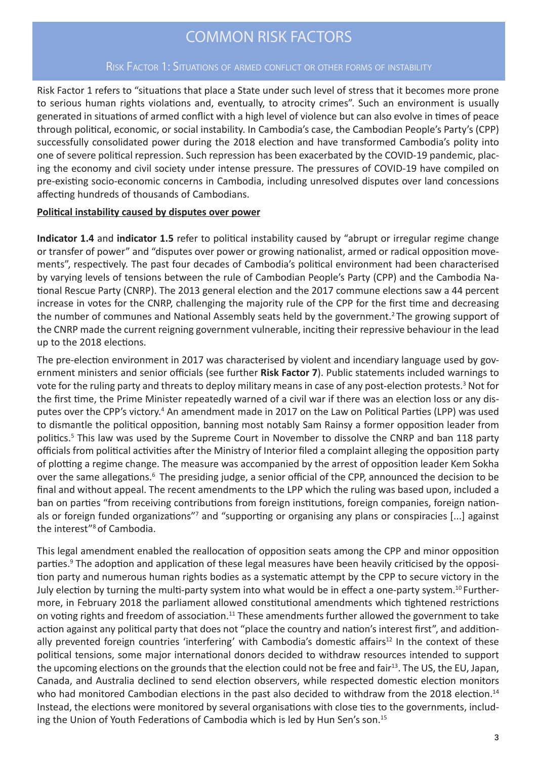# COMMON RISK FACTORS

## Risk Factor 1: Situations of armed conflict or other forms of instability

Risk Factor 1 refers to "situations that place a State under such level of stress that it becomes more prone to serious human rights violations and, eventually, to atrocity crimes". Such an environment is usually generated in situations of armed conflict with a high level of violence but can also evolve in times of peace through political, economic, or social instability. In Cambodia's case, the Cambodian People's Party's (CPP) successfully consolidated power during the 2018 election and have transformed Cambodia's polity into one of severe political repression. Such repression has been exacerbated by the COVID-19 pandemic, placing the economy and civil society under intense pressure. The pressures of COVID-19 have compiled on pre-existing socio-economic concerns in Cambodia, including unresolved disputes over land concessions affecting hundreds of thousands of Cambodians.

**Political instability caused by disputes over power**

**Indicator 1.4** and **indicator 1.5** refer to political instability caused by "abrupt or irregular regime change or transfer of power" and "disputes over power or growing nationalist, armed or radical opposition movements", respectively. The past four decades of Cambodia's political environment had been characterised by varying levels of tensions between the rule of Cambodian People's Party (CPP) and the Cambodia National Rescue Party (CNRP). The 2013 general election and the 2017 commune elections saw a 44 percent increase in votes for the CNRP, challenging the majority rule of the CPP for the first time and decreasing the number of communes and National Assembly seats held by the government.[2] The growing support of the CNRP made the current reigning government vulnerable, inciting their repressive behaviour in the lead up to the 2018 elections.

The pre-election environment in 2017 was characterised by violent and incendiary language used by government ministers and senior officials (see further **Risk Factor 7**). Public statements included warnings to vote for the ruling party and threats to deploy military means in case of any post-election protests.[3] Not for the first time, the Prime Minister repeatedly warned of a civil war if there was an election loss or any disputes over the CPP's victory.[4] An amendment made in 2017 on the Law on Political Parties (LPP) was used to dismantle the political opposition, banning most notably Sam Rainsy a former opposition leader from politics.[5] This law was used by the Supreme Court in November to dissolve the CNRP and ban 118 party officials from political activities after the Ministry of Interior filed a complaint alleging the opposition party of plotting a regime change. The measure was accompanied by the arrest of opposition leader Kem Sokha over the same allegations.[6] The presiding judge, a senior official of the CPP, announced the decision to be final and without appeal. The recent amendments to the LPP which the ruling was based upon, included a ban on parties "from receiving contributions from foreign institutions, foreign companies, foreign nationals or foreign funded organizations"[7] and "supporting or organising any plans or conspiracies [...] against the interest"[8] of Cambodia.

This legal amendment enabled the reallocation of opposition seats among the CPP and minor opposition parties.[9] The adoption and application of these legal measures have been heavily criticised by the opposition party and numerous human rights bodies as a systematic attempt by the CPP to secure victory in the July election by turning the multi-party system into what would be in effect a one-party system.[10] Furthermore, in February 2018 the parliament allowed constitutional amendments which tightened restrictions on voting rights and freedom of association.[11] These amendments further allowed the government to take action against any political party that does not "place the country and nation's interest first", and additionally prevented foreign countries 'interfering' with Cambodia's domestic affairs[12] In the context of these political tensions, some major international donors decided to withdraw resources intended to support the upcoming elections on the grounds that the election could not be free and fair[13]. The US, the EU, Japan, Canada, and Australia declined to send election observers, while respected domestic election monitors who had monitored Cambodian elections in the past also decided to withdraw from the 2018 election.[14] Instead, the elections were monitored by several organisations with close ties to the governments, including the Union of Youth Federations of Cambodia which is led by Hun Sen's son.[15]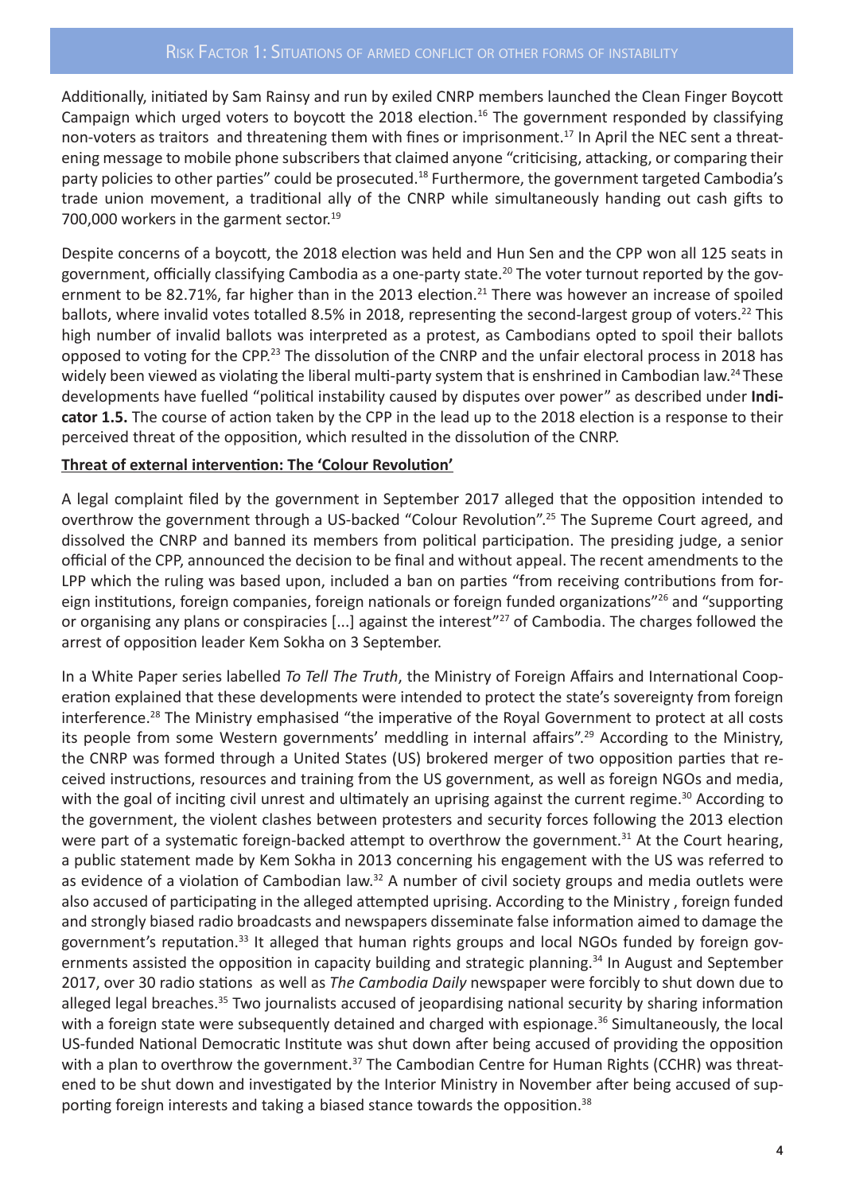Additionally, initiated by Sam Rainsy and run by exiled CNRP members launched the Clean Finger Boycott Campaign which urged voters to boycott the 2018 election.[16] The government responded by classifying non-voters as traitors and threatening them with fines or imprisonment.[17] In April the NEC sent a threatening message to mobile phone subscribers that claimed anyone "criticising, attacking, or comparing their party policies to other parties" could be prosecuted.[18] Furthermore, the government targeted Cambodia's trade union movement, a traditional ally of the CNRP while simultaneously handing out cash gifts to 700,000 workers in the garment sector.[19]

Despite concerns of a boycott, the 2018 election was held and Hun Sen and the CPP won all 125 seats in government, officially classifying Cambodia as a one-party state.[20] The voter turnout reported by the government to be 82.71%, far higher than in the 2013 election.[21] There was however an increase of spoiled ballots, where invalid votes totalled 8.5% in 2018, representing the second-largest group of voters.[22] This high number of invalid ballots was interpreted as a protest, as Cambodians opted to spoil their ballots opposed to voting for the CPP.[23] The dissolution of the CNRP and the unfair electoral process in 2018 has widely been viewed as violating the liberal multi-party system that is enshrined in Cambodian law.[24] These developments have fuelled "political instability caused by disputes over power" as described under **Indicator 1.5.** The course of action taken by the CPP in the lead up to the 2018 election is a response to their perceived threat of the opposition, which resulted in the dissolution of the CNRP.

**Threat of external intervention: The 'Colour Revolution'**

A legal complaint filed by the government in September 2017 alleged that the opposition intended to overthrow the government through a US-backed "Colour Revolution".[25] The Supreme Court agreed, and dissolved the CNRP and banned its members from political participation. The presiding judge, a senior official of the CPP, announced the decision to be final and without appeal. The recent amendments to the LPP which the ruling was based upon, included a ban on parties "from receiving contributions from foreign institutions, foreign companies, foreign nationals or foreign funded organizations"[26] and "supporting or organising any plans or conspiracies [...] against the interest"[27] of Cambodia. The charges followed the arrest of opposition leader Kem Sokha on 3 September.

In a White Paper series labelled *To Tell The Truth*, the Ministry of Foreign Affairs and International Cooperation explained that these developments were intended to protect the state's sovereignty from foreign interference.[28] The Ministry emphasised "the imperative of the Royal Government to protect at all costs its people from some Western governments' meddling in internal affairs".[29] According to the Ministry, the CNRP was formed through a United States (US) brokered merger of two opposition parties that received instructions, resources and training from the US government, as well as foreign NGOs and media, with the goal of inciting civil unrest and ultimately an uprising against the current regime.[30] According to the government, the violent clashes between protesters and security forces following the 2013 election were part of a systematic foreign-backed attempt to overthrow the government.[31] At the Court hearing, a public statement made by Kem Sokha in 2013 concerning his engagement with the US was referred to as evidence of a violation of Cambodian law.[32] A number of civil society groups and media outlets were also accused of participating in the alleged attempted uprising. According to the Ministry , foreign funded and strongly biased radio broadcasts and newspapers disseminate false information aimed to damage the government's reputation.[33] It alleged that human rights groups and local NGOs funded by foreign governments assisted the opposition in capacity building and strategic planning.[34] In August and September 2017, over 30 radio stations as well as *The Cambodia Daily* newspaper were forcibly to shut down due to alleged legal breaches.[35] Two journalists accused of jeopardising national security by sharing information with a foreign state were subsequently detained and charged with espionage.[36] Simultaneously, the local US-funded National Democratic Institute was shut down after being accused of providing the opposition with a plan to overthrow the government.[37] The Cambodian Centre for Human Rights (CCHR) was threatened to be shut down and investigated by the Interior Ministry in November after being accused of supporting foreign interests and taking a biased stance towards the opposition.[38]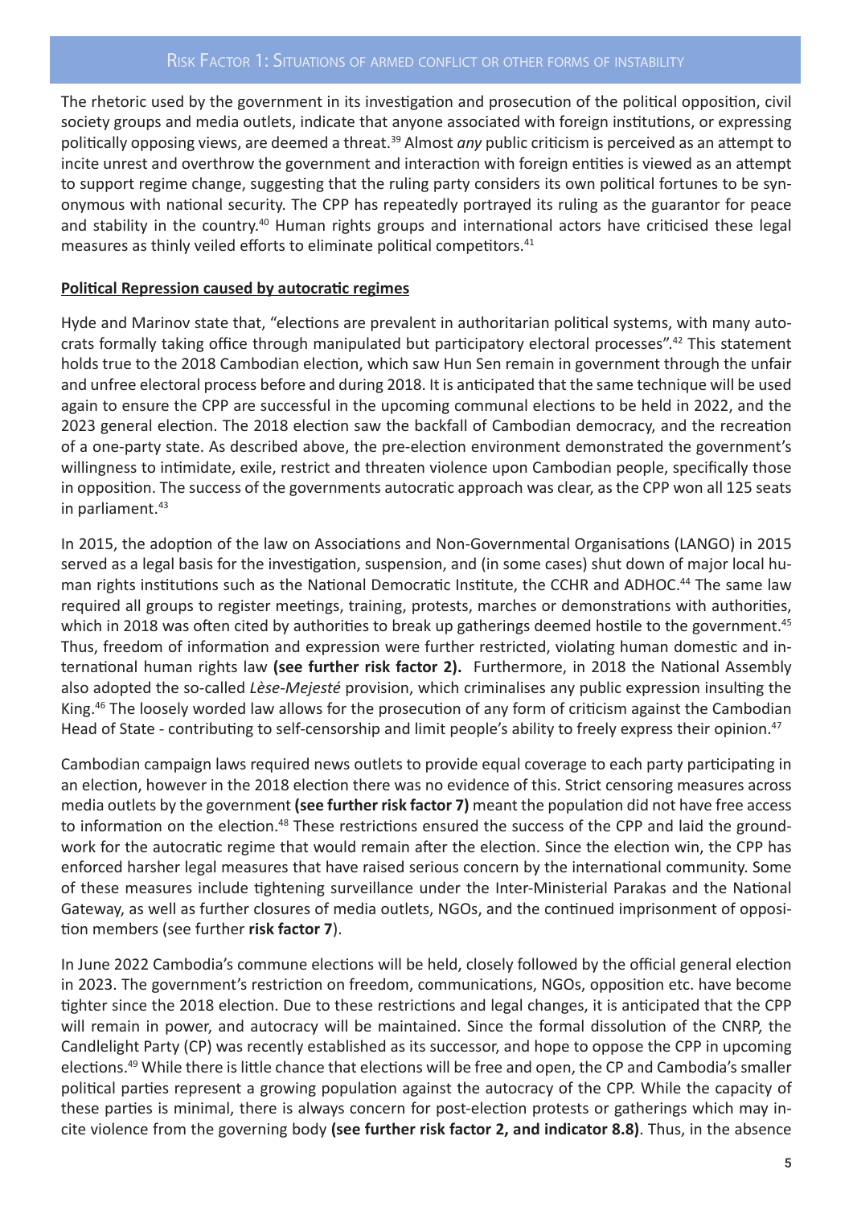The rhetoric used by the government in its investigation and prosecution of the political opposition, civil society groups and media outlets, indicate that anyone associated with foreign institutions, or expressing politically opposing views, are deemed a threat.[39] Almost *any* public criticism is perceived as an attempt to incite unrest and overthrow the government and interaction with foreign entities is viewed as an attempt to support regime change, suggesting that the ruling party considers its own political fortunes to be synonymous with national security. The CPP has repeatedly portrayed its ruling as the guarantor for peace and stability in the country.[40] Human rights groups and international actors have criticised these legal measures as thinly veiled efforts to eliminate political competitors.[41]

**Political Repression caused by autocratic regimes**

Hyde and Marinov state that, "elections are prevalent in authoritarian political systems, with many autocrats formally taking office through manipulated but participatory electoral processes".[42] This statement holds true to the 2018 Cambodian election, which saw Hun Sen remain in government through the unfair and unfree electoral process before and during 2018. It is anticipated that the same technique will be used again to ensure the CPP are successful in the upcoming communal elections to be held in 2022, and the 2023 general election. The 2018 election saw the backfall of Cambodian democracy, and the recreation of a one-party state. As described above, the pre-election environment demonstrated the government's willingness to intimidate, exile, restrict and threaten violence upon Cambodian people, specifically those in opposition. The success of the governments autocratic approach was clear, as the CPP won all 125 seats in parliament.[43]

In 2015, the adoption of the law on Associations and Non-Governmental Organisations (LANGO) in 2015 served as a legal basis for the investigation, suspension, and (in some cases) shut down of major local human rights institutions such as the National Democratic Institute, the CCHR and ADHOC.[44] The same law required all groups to register meetings, training, protests, marches or demonstrations with authorities, which in 2018 was often cited by authorities to break up gatherings deemed hostile to the government.[45] Thus, freedom of information and expression were further restricted, violating human domestic and international human rights law **(see further risk factor 2).** Furthermore, in 2018 the National Assembly also adopted the so-called *Lèse-Mejesté* provision, which criminalises any public expression insulting the King.[46] The loosely worded law allows for the prosecution of any form of criticism against the Cambodian Head of State - contributing to self-censorship and limit people's ability to freely express their opinion.[47]

Cambodian campaign laws required news outlets to provide equal coverage to each party participating in an election, however in the 2018 election there was no evidence of this. Strict censoring measures across media outlets by the government **(see further risk factor 7)** meant the population did not have free access to information on the election.[48] These restrictions ensured the success of the CPP and laid the groundwork for the autocratic regime that would remain after the election. Since the election win, the CPP has enforced harsher legal measures that have raised serious concern by the international community. Some of these measures include tightening surveillance under the Inter-Ministerial Parakas and the National Gateway, as well as further closures of media outlets, NGOs, and the continued imprisonment of opposition members (see further **risk factor 7**).

In June 2022 Cambodia's commune elections will be held, closely followed by the official general election in 2023. The government's restriction on freedom, communications, NGOs, opposition etc. have become tighter since the 2018 election. Due to these restrictions and legal changes, it is anticipated that the CPP will remain in power, and autocracy will be maintained. Since the formal dissolution of the CNRP, the Candlelight Party (CP) was recently established as its successor, and hope to oppose the CPP in upcoming elections.[49] While there is little chance that elections will be free and open, the CP and Cambodia's smaller political parties represent a growing population against the autocracy of the CPP. While the capacity of these parties is minimal, there is always concern for post-election protests or gatherings which may incite violence from the governing body **(see further risk factor 2, and indicator 8.8)**. Thus, in the absence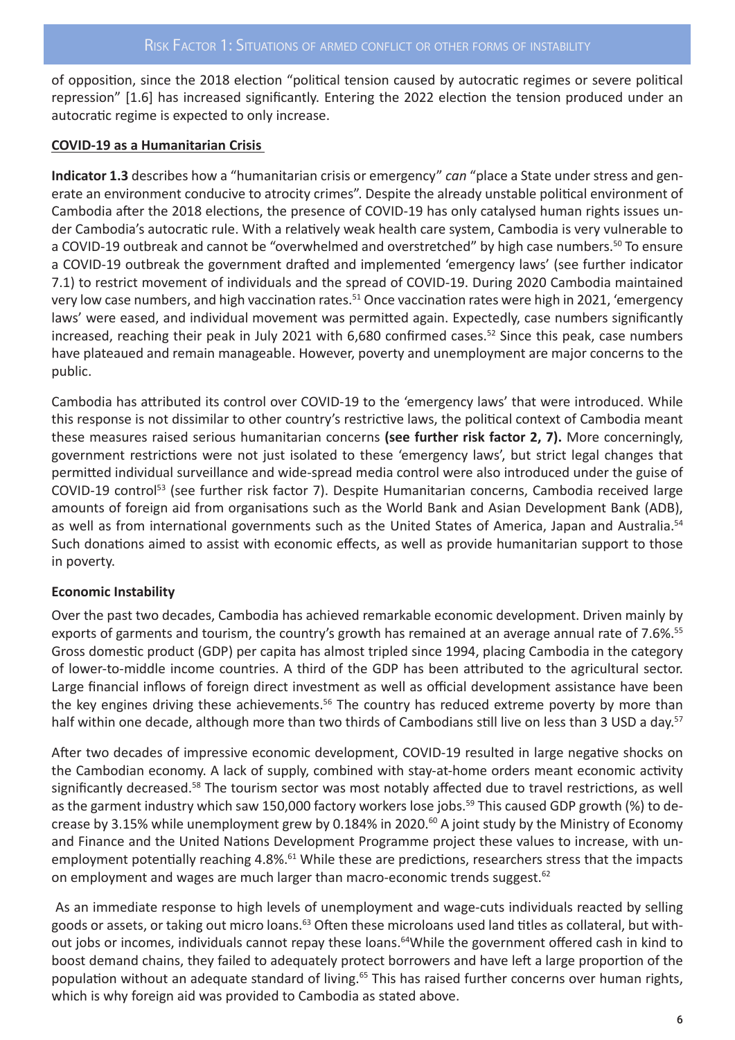of opposition, since the 2018 election "political tension caused by autocratic regimes or severe political repression" [1.6] has increased significantly. Entering the 2022 election the tension produced under an autocratic regime is expected to only increase.

## COVID-19 as a Humanitarian Crisis

**Indicator 1.3** describes how a "humanitarian crisis or emergency" *can* "place a State under stress and generate an environment conducive to atrocity crimes". Despite the already unstable political environment of Cambodia after the 2018 elections, the presence of COVID-19 has only catalysed human rights issues under Cambodia's autocratic rule. With a relatively weak health care system, Cambodia is very vulnerable to a COVID-19 outbreak and cannot be "overwhelmed and overstretched" by high case numbers.[50] To ensure a COVID-19 outbreak the government drafted and implemented 'emergency laws' (see further indicator 7.1) to restrict movement of individuals and the spread of COVID-19. During 2020 Cambodia maintained very low case numbers, and high vaccination rates.[51] Once vaccination rates were high in 2021, 'emergency laws' were eased, and individual movement was permitted again. Expectedly, case numbers significantly increased, reaching their peak in July 2021 with 6,680 confirmed cases.[52] Since this peak, case numbers have plateaued and remain manageable. However, poverty and unemployment are major concerns to the public.

Cambodia has attributed its control over COVID-19 to the 'emergency laws' that were introduced. While this response is not dissimilar to other country's restrictive laws, the political context of Cambodia meant these measures raised serious humanitarian concerns **(see further risk factor 2, 7).** More concerningly, government restrictions were not just isolated to these 'emergency laws', but strict legal changes that permitted individual surveillance and wide-spread media control were also introduced under the guise of COVID-19 control[53] (see further risk factor 7). Despite Humanitarian concerns, Cambodia received large amounts of foreign aid from organisations such as the World Bank and Asian Development Bank (ADB), as well as from international governments such as the United States of America, Japan and Australia.[54] Such donations aimed to assist with economic effects, as well as provide humanitarian support to those in poverty.

### Economic Instability

Over the past two decades, Cambodia has achieved remarkable economic development. Driven mainly by exports of garments and tourism, the country's growth has remained at an average annual rate of 7.6%.[55] Gross domestic product (GDP) per capita has almost tripled since 1994, placing Cambodia in the category of lower-to-middle income countries. A third of the GDP has been attributed to the agricultural sector. Large financial inflows of foreign direct investment as well as official development assistance have been the key engines driving these achievements.[56] The country has reduced extreme poverty by more than half within one decade, although more than two thirds of Cambodians still live on less than 3 USD a day.[57]

After two decades of impressive economic development, COVID-19 resulted in large negative shocks on the Cambodian economy. A lack of supply, combined with stay-at-home orders meant economic activity significantly decreased.[58] The tourism sector was most notably affected due to travel restrictions, as well as the garment industry which saw 150,000 factory workers lose jobs.[59] This caused GDP growth (%) to decrease by 3.15% while unemployment grew by 0.184% in 2020.[60] A joint study by the Ministry of Economy and Finance and the United Nations Development Programme project these values to increase, with unemployment potentially reaching 4.8%.[61] While these are predictions, researchers stress that the impacts on employment and wages are much larger than macro-economic trends suggest.[62]

As an immediate response to high levels of unemployment and wage-cuts individuals reacted by selling goods or assets, or taking out micro loans.[63] Often these microloans used land titles as collateral, but without jobs or incomes, individuals cannot repay these loans.[64]While the government offered cash in kind to boost demand chains, they failed to adequately protect borrowers and have left a large proportion of the population without an adequate standard of living.[65] This has raised further concerns over human rights, which is why foreign aid was provided to Cambodia as stated above.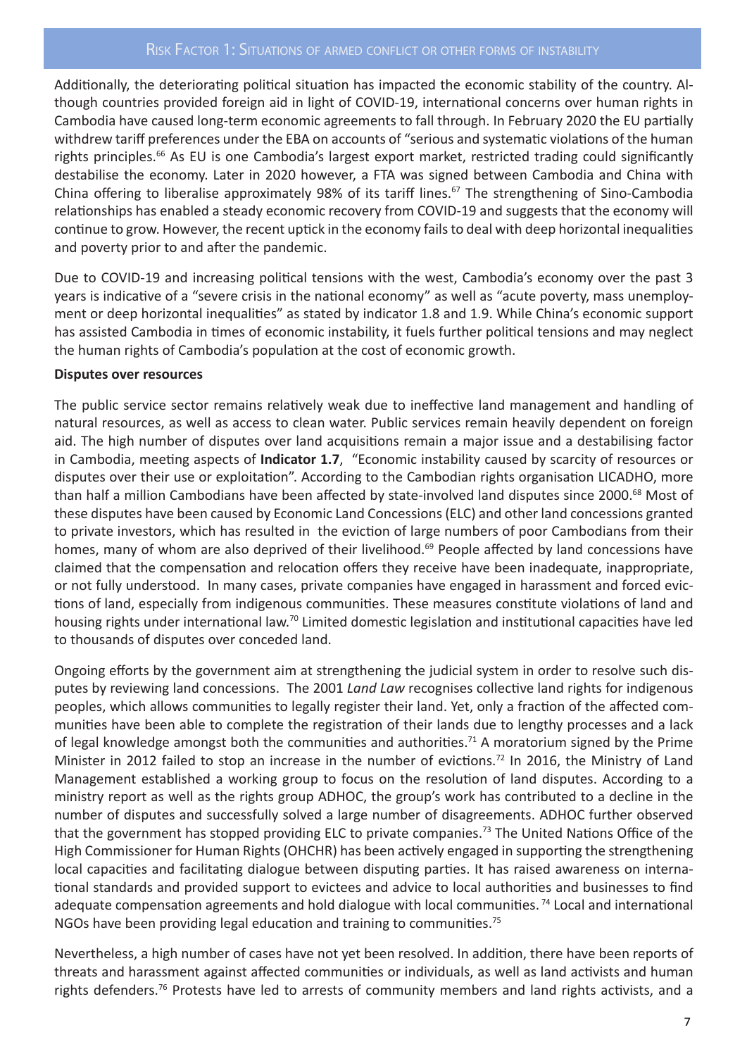Additionally, the deteriorating political situation has impacted the economic stability of the country. Although countries provided foreign aid in light of COVID-19, international concerns over human rights in Cambodia have caused long-term economic agreements to fall through. In February 2020 the EU partially withdrew tariff preferences under the EBA on accounts of "serious and systematic violations of the human rights principles.[66] As EU is one Cambodia's largest export market, restricted trading could significantly destabilise the economy. Later in 2020 however, a FTA was signed between Cambodia and China with China offering to liberalise approximately 98% of its tariff lines.[67] The strengthening of Sino-Cambodia relationships has enabled a steady economic recovery from COVID-19 and suggests that the economy will continue to grow. However, the recent uptick in the economy fails to deal with deep horizontal inequalities and poverty prior to and after the pandemic.

Due to COVID-19 and increasing political tensions with the west, Cambodia's economy over the past 3 years is indicative of a "severe crisis in the national economy" as well as "acute poverty, mass unemployment or deep horizontal inequalities" as stated by indicator 1.8 and 1.9. While China's economic support has assisted Cambodia in times of economic instability, it fuels further political tensions and may neglect the human rights of Cambodia's population at the cost of economic growth.

**Disputes over resources**

The public service sector remains relatively weak due to ineffective land management and handling of natural resources, as well as access to clean water. Public services remain heavily dependent on foreign aid. The high number of disputes over land acquisitions remain a major issue and a destabilising factor in Cambodia, meeting aspects of **Indicator 1.7**, "Economic instability caused by scarcity of resources or disputes over their use or exploitation". According to the Cambodian rights organisation LICADHO, more than half a million Cambodians have been affected by state-involved land disputes since 2000.[68] Most of these disputes have been caused by Economic Land Concessions (ELC) and other land concessions granted to private investors, which has resulted in the eviction of large numbers of poor Cambodians from their homes, many of whom are also deprived of their livelihood.[69] People affected by land concessions have claimed that the compensation and relocation offers they receive have been inadequate, inappropriate, or not fully understood. In many cases, private companies have engaged in harassment and forced evictions of land, especially from indigenous communities. These measures constitute violations of land and housing rights under international law.[70] Limited domestic legislation and institutional capacities have led to thousands of disputes over conceded land.

Ongoing efforts by the government aim at strengthening the judicial system in order to resolve such disputes by reviewing land concessions. The 2001 *Land Law* recognises collective land rights for indigenous peoples, which allows communities to legally register their land. Yet, only a fraction of the affected communities have been able to complete the registration of their lands due to lengthy processes and a lack of legal knowledge amongst both the communities and authorities.[71] A moratorium signed by the Prime Minister in 2012 failed to stop an increase in the number of evictions.[72] In 2016, the Ministry of Land Management established a working group to focus on the resolution of land disputes. According to a ministry report as well as the rights group ADHOC, the group's work has contributed to a decline in the number of disputes and successfully solved a large number of disagreements. ADHOC further observed that the government has stopped providing ELC to private companies.[73] The United Nations Office of the High Commissioner for Human Rights (OHCHR) has been actively engaged in supporting the strengthening local capacities and facilitating dialogue between disputing parties. It has raised awareness on international standards and provided support to evictees and advice to local authorities and businesses to find adequate compensation agreements and hold dialogue with local communities.[74] Local and international NGOs have been providing legal education and training to communities.[75]

Nevertheless, a high number of cases have not yet been resolved. In addition, there have been reports of threats and harassment against affected communities or individuals, as well as land activists and human rights defenders.[76] Protests have led to arrests of community members and land rights activists, and a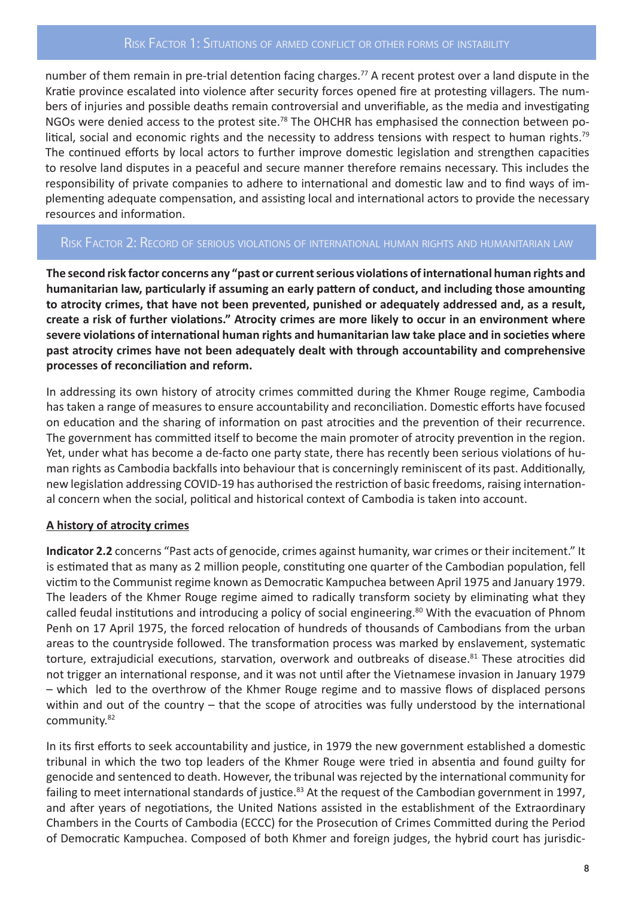## Risk Factor 1: Situations of armed conflict or other forms of instability

number of them remain in pre-trial detention facing charges.[77] A recent protest over a land dispute in the Kratie province escalated into violence after security forces opened fire at protesting villagers. The numbers of injuries and possible deaths remain controversial and unverifiable, as the media and investigating NGOs were denied access to the protest site.[78] The OHCHR has emphasised the connection between political, social and economic rights and the necessity to address tensions with respect to human rights.[79] The continued efforts by local actors to further improve domestic legislation and strengthen capacities to resolve land disputes in a peaceful and secure manner therefore remains necessary. This includes the responsibility of private companies to adhere to international and domestic law and to find ways of implementing adequate compensation, and assisting local and international actors to provide the necessary resources and information.

## Risk Factor 2: Record of serious violations of international human rights and humanitarian law

**The second risk factor concerns any "past or current serious violations of international human rights and humanitarian law, particularly if assuming an early pattern of conduct, and including those amounting to atrocity crimes, that have not been prevented, punished or adequately addressed and, as a result, create a risk of further violations." Atrocity crimes are more likely to occur in an environment where severe violations of international human rights and humanitarian law take place and in societies where past atrocity crimes have not been adequately dealt with through accountability and comprehensive processes of reconciliation and reform.**

In addressing its own history of atrocity crimes committed during the Khmer Rouge regime, Cambodia has taken a range of measures to ensure accountability and reconciliation. Domestic efforts have focused on education and the sharing of information on past atrocities and the prevention of their recurrence. The government has committed itself to become the main promoter of atrocity prevention in the region. Yet, under what has become a de-facto one party state, there has recently been serious violations of human rights as Cambodia backfalls into behaviour that is concerningly reminiscent of its past. Additionally, new legislation addressing COVID-19 has authorised the restriction of basic freedoms, raising international concern when the social, political and historical context of Cambodia is taken into account.

**A history of atrocity crimes**

**Indicator 2.2** concerns "Past acts of genocide, crimes against humanity, war crimes or their incitement." It is estimated that as many as 2 million people, constituting one quarter of the Cambodian population, fell victim to the Communist regime known as Democratic Kampuchea between April 1975 and January 1979. The leaders of the Khmer Rouge regime aimed to radically transform society by eliminating what they called feudal institutions and introducing a policy of social engineering.[80] With the evacuation of Phnom Penh on 17 April 1975, the forced relocation of hundreds of thousands of Cambodians from the urban areas to the countryside followed. The transformation process was marked by enslavement, systematic torture, extrajudicial executions, starvation, overwork and outbreaks of disease.[81] These atrocities did not trigger an international response, and it was not until after the Vietnamese invasion in January 1979 – which led to the overthrow of the Khmer Rouge regime and to massive flows of displaced persons within and out of the country – that the scope of atrocities was fully understood by the international community.[82]

In its first efforts to seek accountability and justice, in 1979 the new government established a domestic tribunal in which the two top leaders of the Khmer Rouge were tried in absentia and found guilty for genocide and sentenced to death. However, the tribunal was rejected by the international community for failing to meet international standards of justice.[83] At the request of the Cambodian government in 1997, and after years of negotiations, the United Nations assisted in the establishment of the Extraordinary Chambers in the Courts of Cambodia (ECCC) for the Prosecution of Crimes Committed during the Period of Democratic Kampuchea. Composed of both Khmer and foreign judges, the hybrid court has jurisdic-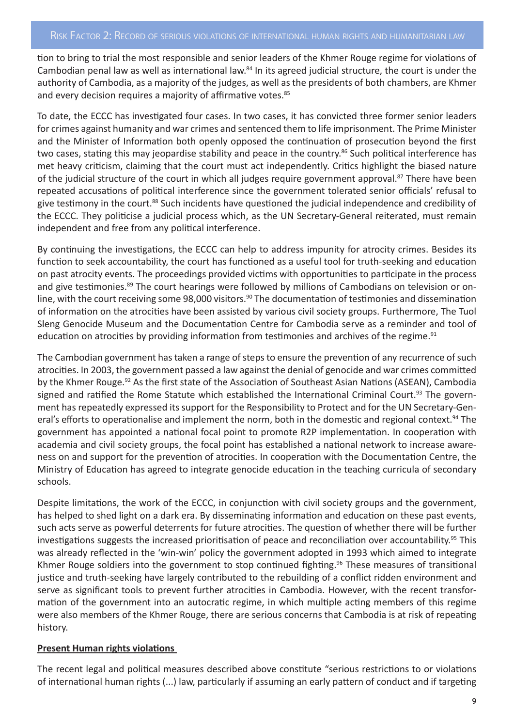tion to bring to trial the most responsible and senior leaders of the Khmer Rouge regime for violations of Cambodian penal law as well as international law.[84] In its agreed judicial structure, the court is under the authority of Cambodia, as a majority of the judges, as well as the presidents of both chambers, are Khmer and every decision requires a majority of affirmative votes.[85]

To date, the ECCC has investigated four cases. In two cases, it has convicted three former senior leaders for crimes against humanity and war crimes and sentenced them to life imprisonment. The Prime Minister and the Minister of Information both openly opposed the continuation of prosecution beyond the first two cases, stating this may jeopardise stability and peace in the country.[86] Such political interference has met heavy criticism, claiming that the court must act independently. Critics highlight the biased nature of the judicial structure of the court in which all judges require government approval.[87] There have been repeated accusations of political interference since the government tolerated senior officials' refusal to give testimony in the court.[88] Such incidents have questioned the judicial independence and credibility of the ECCC. They politicise a judicial process which, as the UN Secretary-General reiterated, must remain independent and free from any political interference.

By continuing the investigations, the ECCC can help to address impunity for atrocity crimes. Besides its function to seek accountability, the court has functioned as a useful tool for truth-seeking and education on past atrocity events. The proceedings provided victims with opportunities to participate in the process and give testimonies.[89] The court hearings were followed by millions of Cambodians on television or online, with the court receiving some 98,000 visitors.[90] The documentation of testimonies and dissemination of information on the atrocities have been assisted by various civil society groups. Furthermore, The Tuol Sleng Genocide Museum and the Documentation Centre for Cambodia serve as a reminder and tool of education on atrocities by providing information from testimonies and archives of the regime.[91]

The Cambodian government has taken a range of steps to ensure the prevention of any recurrence of such atrocities. In 2003, the government passed a law against the denial of genocide and war crimes committed by the Khmer Rouge.[92] As the first state of the Association of Southeast Asian Nations (ASEAN), Cambodia signed and ratified the Rome Statute which established the International Criminal Court.[93] The government has repeatedly expressed its support for the Responsibility to Protect and for the UN Secretary-General's efforts to operationalise and implement the norm, both in the domestic and regional context.[94] The government has appointed a national focal point to promote R2P implementation. In cooperation with academia and civil society groups, the focal point has established a national network to increase awareness on and support for the prevention of atrocities. In cooperation with the Documentation Centre, the Ministry of Education has agreed to integrate genocide education in the teaching curricula of secondary schools.

Despite limitations, the work of the ECCC, in conjunction with civil society groups and the government, has helped to shed light on a dark era. By disseminating information and education on these past events, such acts serve as powerful deterrents for future atrocities. The question of whether there will be further investigations suggests the increased prioritisation of peace and reconciliation over accountability.[95] This was already reflected in the 'win-win' policy the government adopted in 1993 which aimed to integrate Khmer Rouge soldiers into the government to stop continued fighting.[96] These measures of transitional justice and truth-seeking have largely contributed to the rebuilding of a conflict ridden environment and serve as significant tools to prevent further atrocities in Cambodia. However, with the recent transformation of the government into an autocratic regime, in which multiple acting members of this regime were also members of the Khmer Rouge, there are serious concerns that Cambodia is at risk of repeating history.

**Present Human rights violations**

The recent legal and political measures described above constitute "serious restrictions to or violations of international human rights (...) law, particularly if assuming an early pattern of conduct and if targeting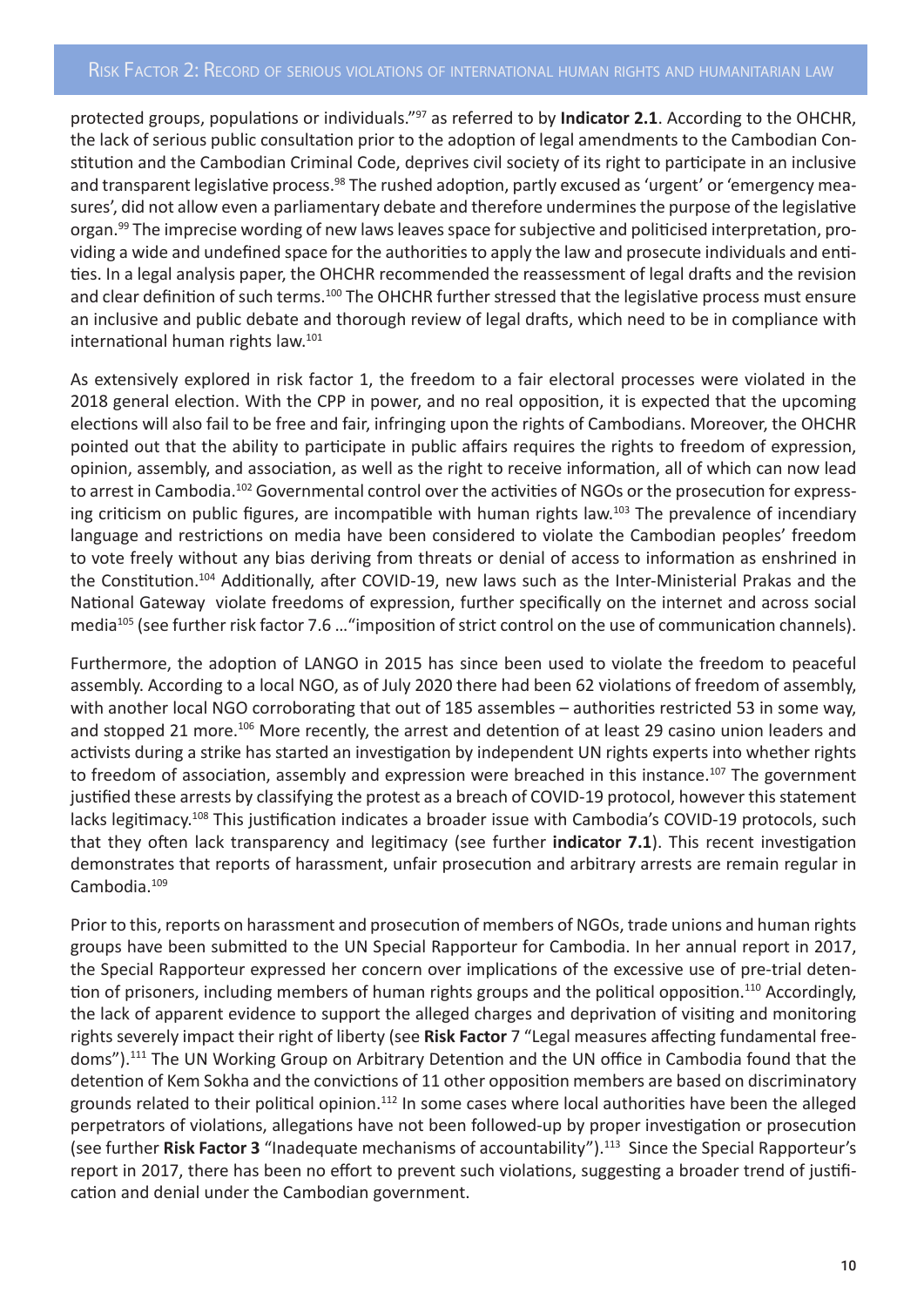protected groups, populations or individuals."[97] as referred to by **Indicator 2.1**. According to the OHCHR, the lack of serious public consultation prior to the adoption of legal amendments to the Cambodian Constitution and the Cambodian Criminal Code, deprives civil society of its right to participate in an inclusive and transparent legislative process.[98] The rushed adoption, partly excused as 'urgent' or 'emergency measures', did not allow even a parliamentary debate and therefore undermines the purpose of the legislative organ.[99] The imprecise wording of new laws leaves space for subjective and politicised interpretation, providing a wide and undefined space for the authorities to apply the law and prosecute individuals and entities. In a legal analysis paper, the OHCHR recommended the reassessment of legal drafts and the revision and clear definition of such terms.[100] The OHCHR further stressed that the legislative process must ensure an inclusive and public debate and thorough review of legal drafts, which need to be in compliance with international human rights law.[101]

As extensively explored in risk factor 1, the freedom to a fair electoral processes were violated in the 2018 general election. With the CPP in power, and no real opposition, it is expected that the upcoming elections will also fail to be free and fair, infringing upon the rights of Cambodians. Moreover, the OHCHR pointed out that the ability to participate in public affairs requires the rights to freedom of expression, opinion, assembly, and association, as well as the right to receive information, all of which can now lead to arrest in Cambodia.[102] Governmental control over the activities of NGOs or the prosecution for expressing criticism on public figures, are incompatible with human rights law.[103] The prevalence of incendiary language and restrictions on media have been considered to violate the Cambodian peoples' freedom to vote freely without any bias deriving from threats or denial of access to information as enshrined in the Constitution.[104] Additionally, after COVID-19, new laws such as the Inter-Ministerial Prakas and the National Gateway violate freedoms of expression, further specifically on the internet and across social media[105] (see further risk factor 7.6 …"imposition of strict control on the use of communication channels).

Furthermore, the adoption of LANGO in 2015 has since been used to violate the freedom to peaceful assembly. According to a local NGO, as of July 2020 there had been 62 violations of freedom of assembly, with another local NGO corroborating that out of 185 assembles – authorities restricted 53 in some way, and stopped 21 more.[106] More recently, the arrest and detention of at least 29 casino union leaders and activists during a strike has started an investigation by independent UN rights experts into whether rights to freedom of association, assembly and expression were breached in this instance.[107] The government justified these arrests by classifying the protest as a breach of COVID-19 protocol, however this statement lacks legitimacy.[108] This justification indicates a broader issue with Cambodia's COVID-19 protocols, such that they often lack transparency and legitimacy (see further **indicator 7.1**). This recent investigation demonstrates that reports of harassment, unfair prosecution and arbitrary arrests are remain regular in Cambodia.[109]

Prior to this, reports on harassment and prosecution of members of NGOs, trade unions and human rights groups have been submitted to the UN Special Rapporteur for Cambodia. In her annual report in 2017, the Special Rapporteur expressed her concern over implications of the excessive use of pre-trial detention of prisoners, including members of human rights groups and the political opposition.[110] Accordingly, the lack of apparent evidence to support the alleged charges and deprivation of visiting and monitoring rights severely impact their right of liberty (see **Risk Factor** 7 "Legal measures affecting fundamental freedoms").[111] The UN Working Group on Arbitrary Detention and the UN office in Cambodia found that the detention of Kem Sokha and the convictions of 11 other opposition members are based on discriminatory grounds related to their political opinion.[112] In some cases where local authorities have been the alleged perpetrators of violations, allegations have not been followed-up by proper investigation or prosecution (see further **Risk Factor 3** "Inadequate mechanisms of accountability").[113] Since the Special Rapporteur's report in 2017, there has been no effort to prevent such violations, suggesting a broader trend of justification and denial under the Cambodian government.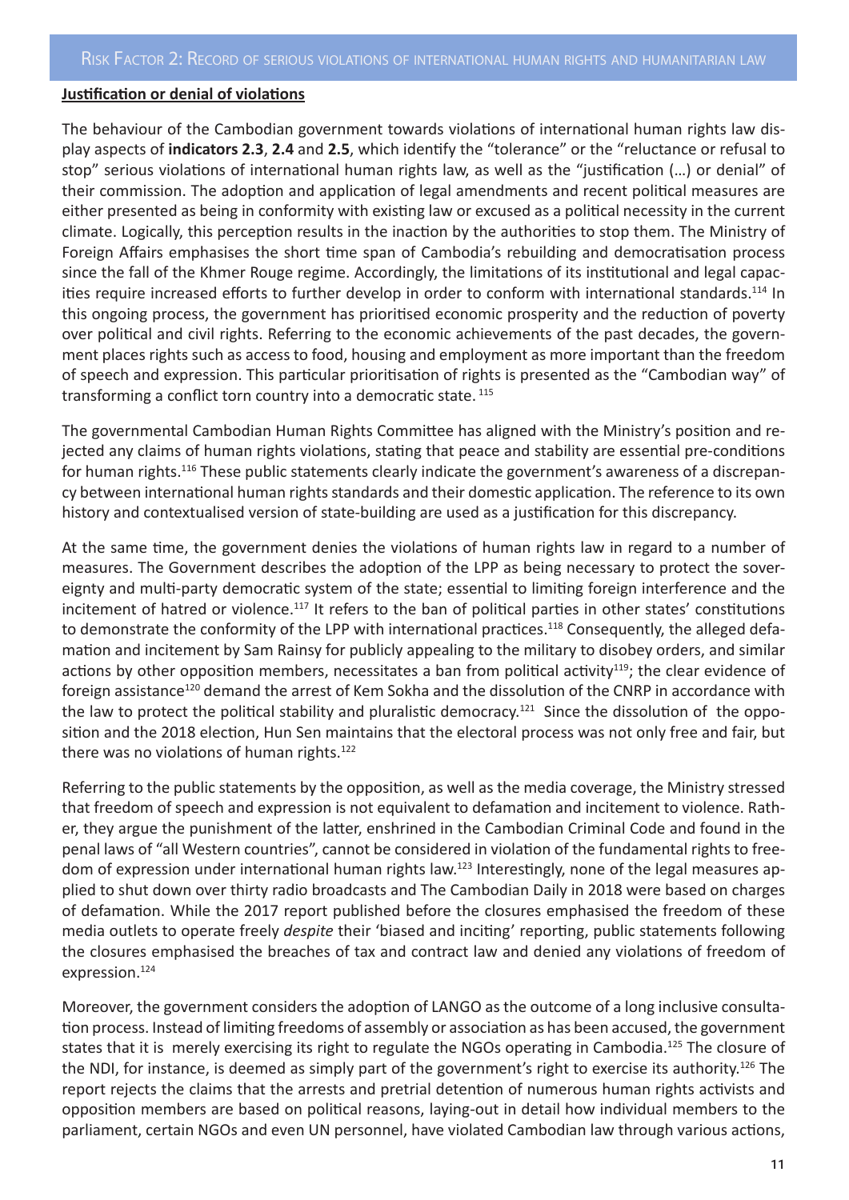**Justification or denial of violations**

The behaviour of the Cambodian government towards violations of international human rights law display aspects of **indicators 2.3**, **2.4** and **2.5**, which identify the "tolerance" or the "reluctance or refusal to stop" serious violations of international human rights law, as well as the "justification (…) or denial" of their commission. The adoption and application of legal amendments and recent political measures are either presented as being in conformity with existing law or excused as a political necessity in the current climate. Logically, this perception results in the inaction by the authorities to stop them. The Ministry of Foreign Affairs emphasises the short time span of Cambodia's rebuilding and democratisation process since the fall of the Khmer Rouge regime. Accordingly, the limitations of its institutional and legal capacities require increased efforts to further develop in order to conform with international standards.[114] In this ongoing process, the government has prioritised economic prosperity and the reduction of poverty over political and civil rights. Referring to the economic achievements of the past decades, the government places rights such as access to food, housing and employment as more important than the freedom of speech and expression. This particular prioritisation of rights is presented as the "Cambodian way" of transforming a conflict torn country into a democratic state.[115]

The governmental Cambodian Human Rights Committee has aligned with the Ministry's position and rejected any claims of human rights violations, stating that peace and stability are essential pre-conditions for human rights.[116] These public statements clearly indicate the government's awareness of a discrepancy between international human rights standards and their domestic application. The reference to its own history and contextualised version of state-building are used as a justification for this discrepancy.

At the same time, the government denies the violations of human rights law in regard to a number of measures. The Government describes the adoption of the LPP as being necessary to protect the sovereignty and multi-party democratic system of the state; essential to limiting foreign interference and the incitement of hatred or violence.[117] It refers to the ban of political parties in other states' constitutions to demonstrate the conformity of the LPP with international practices.[118] Consequently, the alleged defamation and incitement by Sam Rainsy for publicly appealing to the military to disobey orders, and similar actions by other opposition members, necessitates a ban from political activity[119]; the clear evidence of foreign assistance[120] demand the arrest of Kem Sokha and the dissolution of the CNRP in accordance with the law to protect the political stability and pluralistic democracy.[121] Since the dissolution of the opposition and the 2018 election, Hun Sen maintains that the electoral process was not only free and fair, but there was no violations of human rights.[122]

Referring to the public statements by the opposition, as well as the media coverage, the Ministry stressed that freedom of speech and expression is not equivalent to defamation and incitement to violence. Rather, they argue the punishment of the latter, enshrined in the Cambodian Criminal Code and found in the penal laws of "all Western countries", cannot be considered in violation of the fundamental rights to freedom of expression under international human rights law.[123] Interestingly, none of the legal measures applied to shut down over thirty radio broadcasts and The Cambodian Daily in 2018 were based on charges of defamation. While the 2017 report published before the closures emphasised the freedom of these media outlets to operate freely *despite* their 'biased and inciting' reporting, public statements following the closures emphasised the breaches of tax and contract law and denied any violations of freedom of expression.[124]

Moreover, the government considers the adoption of LANGO as the outcome of a long inclusive consultation process. Instead of limiting freedoms of assembly or association as has been accused, the government states that it is merely exercising its right to regulate the NGOs operating in Cambodia.[125] The closure of the NDI, for instance, is deemed as simply part of the government's right to exercise its authority.[126] The report rejects the claims that the arrests and pretrial detention of numerous human rights activists and opposition members are based on political reasons, laying-out in detail how individual members to the parliament, certain NGOs and even UN personnel, have violated Cambodian law through various actions,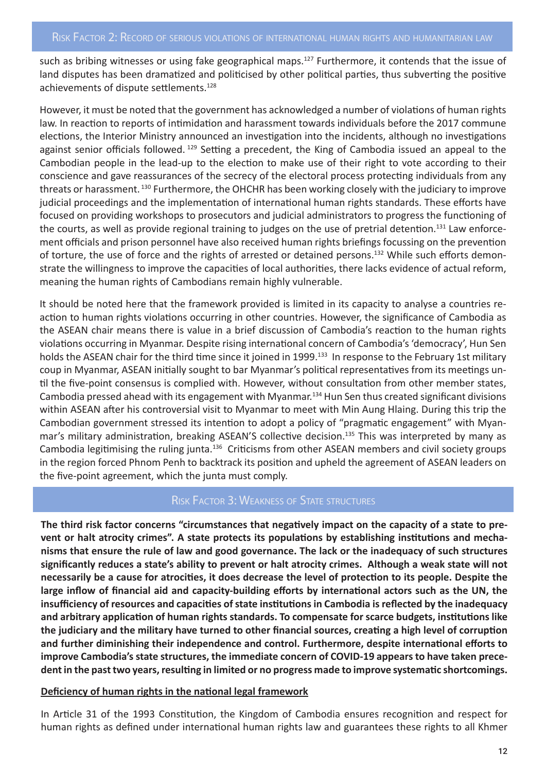such as bribing witnesses or using fake geographical maps.[127] Furthermore, it contends that the issue of land disputes has been dramatized and politicised by other political parties, thus subverting the positive achievements of dispute settlements.[128]

However, it must be noted that the government has acknowledged a number of violations of human rights law. In reaction to reports of intimidation and harassment towards individuals before the 2017 commune elections, the Interior Ministry announced an investigation into the incidents, although no investigations against senior officials followed.[129] Setting a precedent, the King of Cambodia issued an appeal to the Cambodian people in the lead-up to the election to make use of their right to vote according to their conscience and gave reassurances of the secrecy of the electoral process protecting individuals from any threats or harassment.[130] Furthermore, the OHCHR has been working closely with the judiciary to improve judicial proceedings and the implementation of international human rights standards. These efforts have focused on providing workshops to prosecutors and judicial administrators to progress the functioning of the courts, as well as provide regional training to judges on the use of pretrial detention.[131] Law enforcement officials and prison personnel have also received human rights briefings focussing on the prevention of torture, the use of force and the rights of arrested or detained persons.[132] While such efforts demonstrate the willingness to improve the capacities of local authorities, there lacks evidence of actual reform, meaning the human rights of Cambodians remain highly vulnerable.

It should be noted here that the framework provided is limited in its capacity to analyse a countries reaction to human rights violations occurring in other countries. However, the significance of Cambodia as the ASEAN chair means there is value in a brief discussion of Cambodia's reaction to the human rights violations occurring in Myanmar. Despite rising international concern of Cambodia's 'democracy', Hun Sen holds the ASEAN chair for the third time since it joined in 1999.[133] In response to the February 1st military coup in Myanmar, ASEAN initially sought to bar Myanmar's political representatives from its meetings until the five-point consensus is complied with. However, without consultation from other member states, Cambodia pressed ahead with its engagement with Myanmar.[134] Hun Sen thus created significant divisions within ASEAN after his controversial visit to Myanmar to meet with Min Aung Hlaing. During this trip the Cambodian government stressed its intention to adopt a policy of "pragmatic engagement" with Myanmar's military administration, breaking ASEAN'S collective decision.[135] This was interpreted by many as Cambodia legitimising the ruling junta.[136] Criticisms from other ASEAN members and civil society groups in the region forced Phnom Penh to backtrack its position and upheld the agreement of ASEAN leaders on the five-point agreement, which the junta must comply.

## Risk Factor 3: Weakness of State structures

**The third risk factor concerns "circumstances that negatively impact on the capacity of a state to prevent or halt atrocity crimes". A state protects its populations by establishing institutions and mechanisms that ensure the rule of law and good governance. The lack or the inadequacy of such structures significantly reduces a state's ability to prevent or halt atrocity crimes. Although a weak state will not necessarily be a cause for atrocities, it does decrease the level of protection to its people. Despite the large inflow of financial aid and capacity-building efforts by international actors such as the UN, the insufficiency of resources and capacities of state institutions in Cambodia is reflected by the inadequacy and arbitrary application of human rights standards. To compensate for scarce budgets, institutions like the judiciary and the military have turned to other financial sources, creating a high level of corruption and further diminishing their independence and control. Furthermore, despite international efforts to improve Cambodia's state structures, the immediate concern of COVID-19 appears to have taken precedent in the past two years, resulting in limited or no progress made to improve systematic shortcomings.**

### Deficiency of human rights in the national legal framework

In Article 31 of the 1993 Constitution, the Kingdom of Cambodia ensures recognition and respect for human rights as defined under international human rights law and guarantees these rights to all Khmer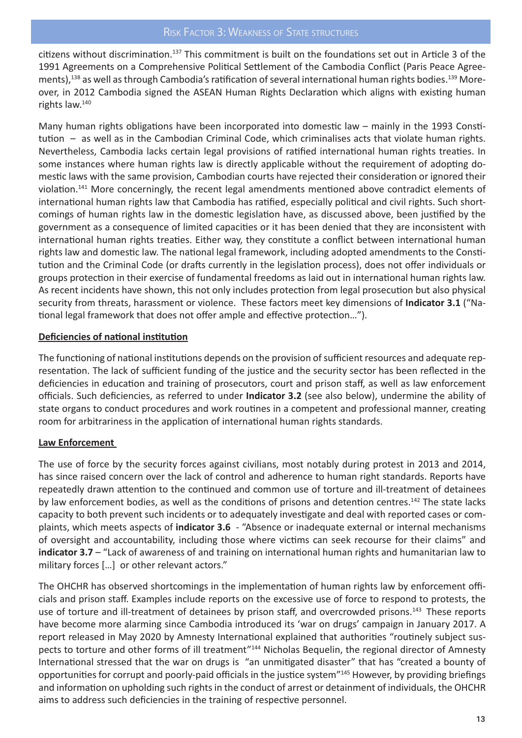citizens without discrimination.[137] This commitment is built on the foundations set out in Article 3 of the 1991 Agreements on a Comprehensive Political Settlement of the Cambodia Conflict (Paris Peace Agreements),[138] as well as through Cambodia's ratification of several international human rights bodies.[139] Moreover, in 2012 Cambodia signed the ASEAN Human Rights Declaration which aligns with existing human rights law.[140]

Many human rights obligations have been incorporated into domestic law – mainly in the 1993 Constitution – as well as in the Cambodian Criminal Code, which criminalises acts that violate human rights. Nevertheless, Cambodia lacks certain legal provisions of ratified international human rights treaties. In some instances where human rights law is directly applicable without the requirement of adopting domestic laws with the same provision, Cambodian courts have rejected their consideration or ignored their violation.[141] More concerningly, the recent legal amendments mentioned above contradict elements of international human rights law that Cambodia has ratified, especially political and civil rights. Such shortcomings of human rights law in the domestic legislation have, as discussed above, been justified by the government as a consequence of limited capacities or it has been denied that they are inconsistent with international human rights treaties. Either way, they constitute a conflict between international human rights law and domestic law. The national legal framework, including adopted amendments to the Constitution and the Criminal Code (or drafts currently in the legislation process), does not offer individuals or groups protection in their exercise of fundamental freedoms as laid out in international human rights law. As recent incidents have shown, this not only includes protection from legal prosecution but also physical security from threats, harassment or violence. These factors meet key dimensions of **Indicator 3.1** ("National legal framework that does not offer ample and effective protection…").

**Deficiencies of national institution**

The functioning of national institutions depends on the provision of sufficient resources and adequate representation. The lack of sufficient funding of the justice and the security sector has been reflected in the deficiencies in education and training of prosecutors, court and prison staff, as well as law enforcement officials. Such deficiencies, as referred to under **Indicator 3.2** (see also below), undermine the ability of state organs to conduct procedures and work routines in a competent and professional manner, creating room for arbitrariness in the application of international human rights standards.

**Law Enforcement**

The use of force by the security forces against civilians, most notably during protest in 2013 and 2014, has since raised concern over the lack of control and adherence to human right standards. Reports have repeatedly drawn attention to the continued and common use of torture and ill-treatment of detainees by law enforcement bodies, as well as the conditions of prisons and detention centres.[142] The state lacks capacity to both prevent such incidents or to adequately investigate and deal with reported cases or complaints, which meets aspects of **indicator 3.6** - "Absence or inadequate external or internal mechanisms of oversight and accountability, including those where victims can seek recourse for their claims" and **indicator 3.7** – "Lack of awareness of and training on international human rights and humanitarian law to military forces […] or other relevant actors."

The OHCHR has observed shortcomings in the implementation of human rights law by enforcement officials and prison staff. Examples include reports on the excessive use of force to respond to protests, the use of torture and ill-treatment of detainees by prison staff, and overcrowded prisons.[143] These reports have become more alarming since Cambodia introduced its 'war on drugs' campaign in January 2017. A report released in May 2020 by Amnesty International explained that authorities "routinely subject suspects to torture and other forms of ill treatment"[144] Nicholas Bequelin, the regional director of Amnesty International stressed that the war on drugs is "an unmitigated disaster" that has "created a bounty of opportunities for corrupt and poorly-paid officials in the justice system"[145] However, by providing briefings and information on upholding such rights in the conduct of arrest or detainment of individuals, the OHCHR aims to address such deficiencies in the training of respective personnel.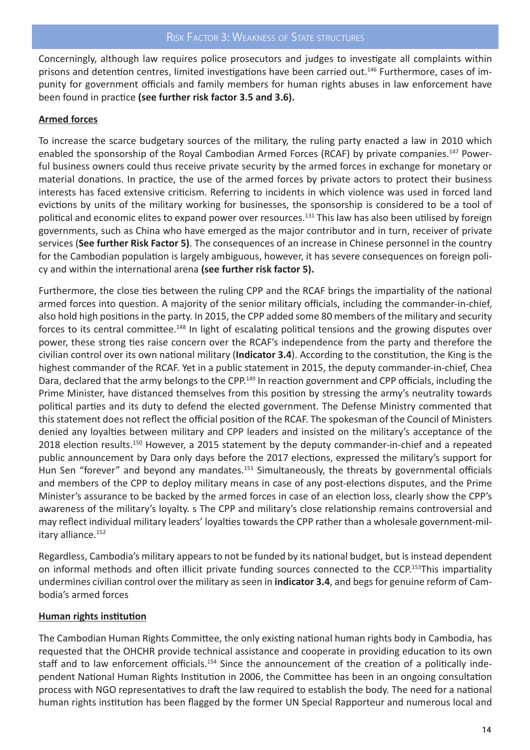Concerningly, although law requires police prosecutors and judges to investigate all complaints within prisons and detention centres, limited investigations have been carried out.[146] Furthermore, cases of impunity for government officials and family members for human rights abuses in law enforcement have been found in practice **(see further risk factor 3.5 and 3.6).**

**Armed forces**

To increase the scarce budgetary sources of the military, the ruling party enacted a law in 2010 which enabled the sponsorship of the Royal Cambodian Armed Forces (RCAF) by private companies.[147] Powerful business owners could thus receive private security by the armed forces in exchange for monetary or material donations. In practice, the use of the armed forces by private actors to protect their business interests has faced extensive criticism. Referring to incidents in which violence was used in forced land evictions by units of the military working for businesses, the sponsorship is considered to be a tool of political and economic elites to expand power over resources.[131] This law has also been utilised by foreign governments, such as China who have emerged as the major contributor and in turn, receiver of private services (**See further Risk Factor 5)**. The consequences of an increase in Chinese personnel in the country for the Cambodian population is largely ambiguous, however, it has severe consequences on foreign policy and within the international arena **(see further risk factor 5).**

Furthermore, the close ties between the ruling CPP and the RCAF brings the impartiality of the national armed forces into question. A majority of the senior military officials, including the commander-in-chief, also hold high positions in the party. In 2015, the CPP added some 80 members of the military and security forces to its central committee.[148] In light of escalating political tensions and the growing disputes over power, these strong ties raise concern over the RCAF's independence from the party and therefore the civilian control over its own national military (**Indicator 3.4**). According to the constitution, the King is the highest commander of the RCAF. Yet in a public statement in 2015, the deputy commander-in-chief, Chea Dara, declared that the army belongs to the CPP.[149] In reaction government and CPP officials, including the Prime Minister, have distanced themselves from this position by stressing the army's neutrality towards political parties and its duty to defend the elected government. The Defense Ministry commented that this statement does not reflect the official position of the RCAF. The spokesman of the Council of Ministers denied any loyalties between military and CPP leaders and insisted on the military's acceptance of the 2018 election results.[150] However, a 2015 statement by the deputy commander-in-chief and a repeated public announcement by Dara only days before the 2017 elections, expressed the military's support for Hun Sen "forever" and beyond any mandates.[151] Simultaneously, the threats by governmental officials and members of the CPP to deploy military means in case of any post-elections disputes, and the Prime Minister's assurance to be backed by the armed forces in case of an election loss, clearly show the CPP's awareness of the military's loyalty. s The CPP and military's close relationship remains controversial and may reflect individual military leaders' loyalties towards the CPP rather than a wholesale government-military alliance.[152]

Regardless, Cambodia's military appears to not be funded by its national budget, but is instead dependent on informal methods and often illicit private funding sources connected to the CCP.[153]This impartiality undermines civilian control over the military as seen in **indicator 3.4**, and begs for genuine reform of Cambodia's armed forces

**Human rights institution**

The Cambodian Human Rights Committee, the only existing national human rights body in Cambodia, has requested that the OHCHR provide technical assistance and cooperate in providing education to its own staff and to law enforcement officials.[154] Since the announcement of the creation of a politically independent National Human Rights Institution in 2006, the Committee has been in an ongoing consultation process with NGO representatives to draft the law required to establish the body. The need for a national human rights institution has been flagged by the former UN Special Rapporteur and numerous local and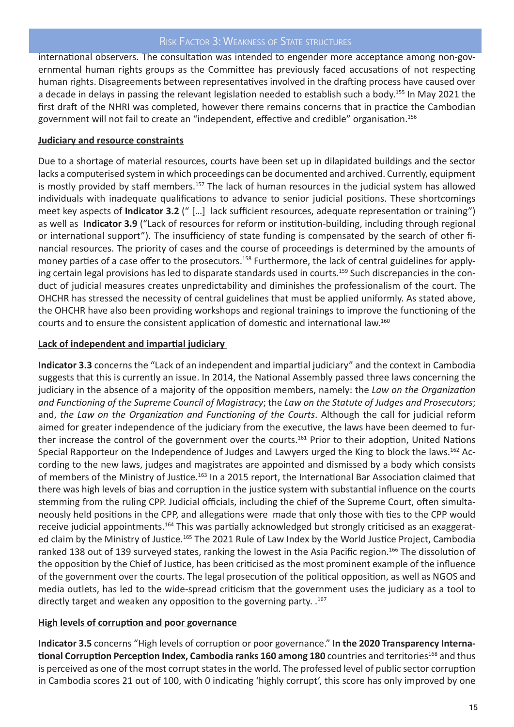international observers. The consultation was intended to engender more acceptance among non-governmental human rights groups as the Committee has previously faced accusations of not respecting human rights. Disagreements between representatives involved in the drafting process have caused over a decade in delays in passing the relevant legislation needed to establish such a body.[155] In May 2021 the first draft of the NHRI was completed, however there remains concerns that in practice the Cambodian government will not fail to create an "independent, effective and credible" organisation.[156]

**Judiciary and resource constraints**

Due to a shortage of material resources, courts have been set up in dilapidated buildings and the sector lacks a computerised system in which proceedings can be documented and archived. Currently, equipment is mostly provided by staff members.[157] The lack of human resources in the judicial system has allowed individuals with inadequate qualifications to advance to senior judicial positions. These shortcomings meet key aspects of **Indicator 3.2** (" [...] lack sufficient resources, adequate representation or training") as well as **Indicator 3.9** ("Lack of resources for reform or institution-building, including through regional or international support"). The insufficiency of state funding is compensated by the search of other financial resources. The priority of cases and the course of proceedings is determined by the amounts of money parties of a case offer to the prosecutors.[158] Furthermore, the lack of central guidelines for applying certain legal provisions has led to disparate standards used in courts.[159] Such discrepancies in the conduct of judicial measures creates unpredictability and diminishes the professionalism of the court. The OHCHR has stressed the necessity of central guidelines that must be applied uniformly. As stated above, the OHCHR have also been providing workshops and regional trainings to improve the functioning of the courts and to ensure the consistent application of domestic and international law.[160]

**Lack of independent and impartial judiciary**

**Indicator 3.3** concerns the "Lack of an independent and impartial judiciary" and the context in Cambodia suggests that this is currently an issue. In 2014, the National Assembly passed three laws concerning the judiciary in the absence of a majority of the opposition members, namely: the *Law on the Organization and Functioning of the Supreme Council of Magistracy*; the *Law on the Statute of Judges and Prosecutors*; and, *the Law on the Organization and Functioning of the Courts*. Although the call for judicial reform aimed for greater independence of the judiciary from the executive, the laws have been deemed to further increase the control of the government over the courts.[161] Prior to their adoption, United Nations Special Rapporteur on the Independence of Judges and Lawyers urged the King to block the laws.[162] According to the new laws, judges and magistrates are appointed and dismissed by a body which consists of members of the Ministry of Justice.[163] In a 2015 report, the International Bar Association claimed that there was high levels of bias and corruption in the justice system with substantial influence on the courts stemming from the ruling CPP. Judicial officials, including the chief of the Supreme Court, often simultaneously held positions in the CPP, and allegations were made that only those with ties to the CPP would receive judicial appointments.[164] This was partially acknowledged but strongly criticised as an exaggerated claim by the Ministry of Justice.[165] The 2021 Rule of Law Index by the World Justice Project, Cambodia ranked 138 out of 139 surveyed states, ranking the lowest in the Asia Pacific region.[166] The dissolution of the opposition by the Chief of Justice, has been criticised as the most prominent example of the influence of the government over the courts. The legal prosecution of the political opposition, as well as NGOS and media outlets, has led to the wide-spread criticism that the government uses the judiciary as a tool to directly target and weaken any opposition to the governing party. .[167]

**High levels of corruption and poor governance**

**Indicator 3.5** concerns "High levels of corruption or poor governance." **In the 2020 Transparency International Corruption Perception Index, Cambodia ranks 160 among 180** countries and territories[168] and thus is perceived as one of the most corrupt states in the world. The professed level of public sector corruption in Cambodia scores 21 out of 100, with 0 indicating 'highly corrupt', this score has only improved by one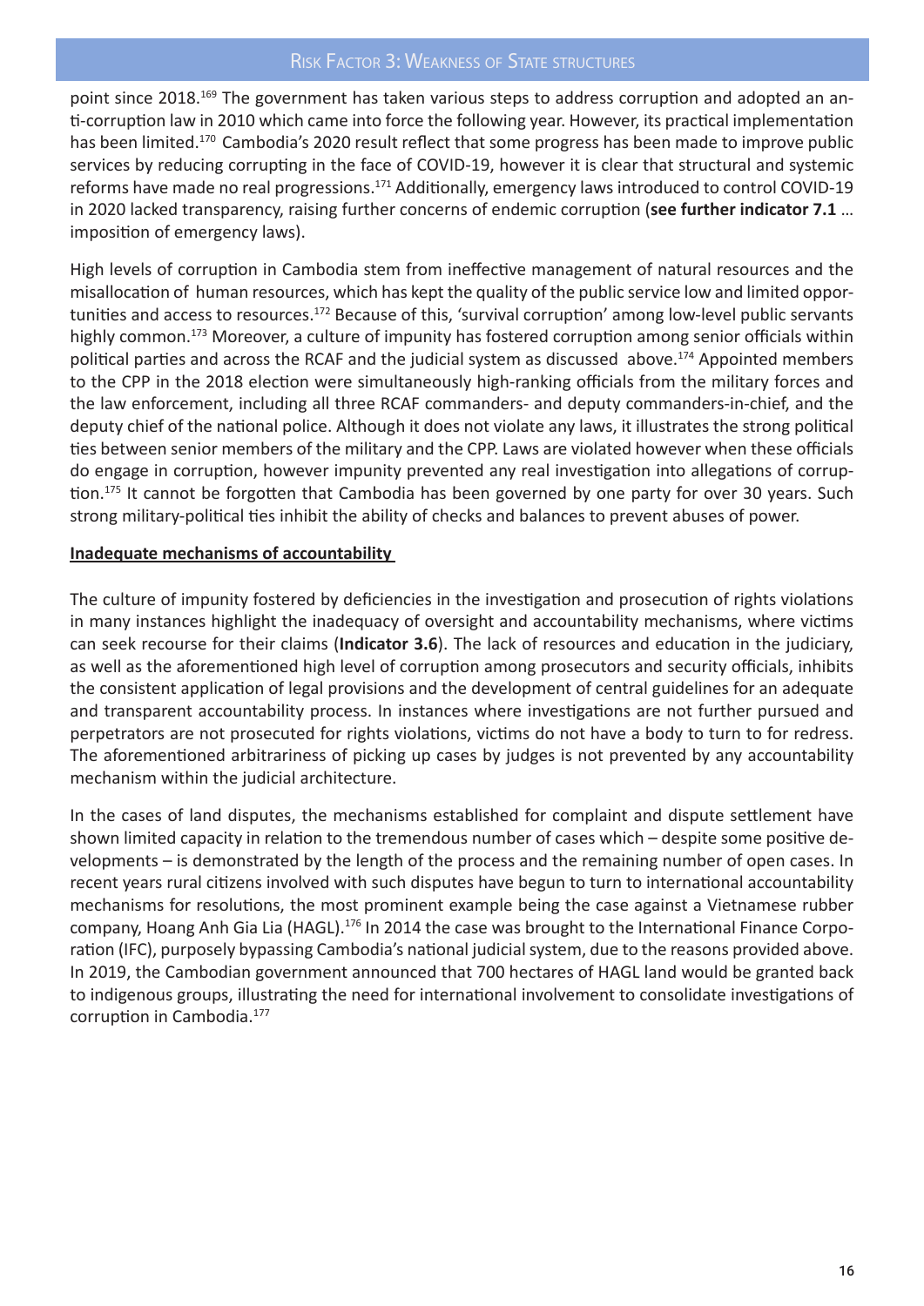point since 2018.[169] The government has taken various steps to address corruption and adopted an anti-corruption law in 2010 which came into force the following year. However, its practical implementation has been limited.[170] Cambodia's 2020 result reflect that some progress has been made to improve public services by reducing corrupting in the face of COVID-19, however it is clear that structural and systemic reforms have made no real progressions.[171] Additionally, emergency laws introduced to control COVID-19 in 2020 lacked transparency, raising further concerns of endemic corruption (**see further indicator 7.1** … imposition of emergency laws).

High levels of corruption in Cambodia stem from ineffective management of natural resources and the misallocation of human resources, which has kept the quality of the public service low and limited opportunities and access to resources.[172] Because of this, 'survival corruption' among low-level public servants highly common.[173] Moreover, a culture of impunity has fostered corruption among senior officials within political parties and across the RCAF and the judicial system as discussed above.[174] Appointed members to the CPP in the 2018 election were simultaneously high-ranking officials from the military forces and the law enforcement, including all three RCAF commanders- and deputy commanders-in-chief, and the deputy chief of the national police. Although it does not violate any laws, it illustrates the strong political ties between senior members of the military and the CPP. Laws are violated however when these officials do engage in corruption, however impunity prevented any real investigation into allegations of corruption.[175] It cannot be forgotten that Cambodia has been governed by one party for over 30 years. Such strong military-political ties inhibit the ability of checks and balances to prevent abuses of power.

**Inadequate mechanisms of accountability**

The culture of impunity fostered by deficiencies in the investigation and prosecution of rights violations in many instances highlight the inadequacy of oversight and accountability mechanisms, where victims can seek recourse for their claims (**Indicator 3.6**). The lack of resources and education in the judiciary, as well as the aforementioned high level of corruption among prosecutors and security officials, inhibits the consistent application of legal provisions and the development of central guidelines for an adequate and transparent accountability process. In instances where investigations are not further pursued and perpetrators are not prosecuted for rights violations, victims do not have a body to turn to for redress. The aforementioned arbitrariness of picking up cases by judges is not prevented by any accountability mechanism within the judicial architecture.

In the cases of land disputes, the mechanisms established for complaint and dispute settlement have shown limited capacity in relation to the tremendous number of cases which – despite some positive developments – is demonstrated by the length of the process and the remaining number of open cases. In recent years rural citizens involved with such disputes have begun to turn to international accountability mechanisms for resolutions, the most prominent example being the case against a Vietnamese rubber company, Hoang Anh Gia Lia (HAGL).[176] In 2014 the case was brought to the International Finance Corporation (IFC), purposely bypassing Cambodia's national judicial system, due to the reasons provided above. In 2019, the Cambodian government announced that 700 hectares of HAGL land would be granted back to indigenous groups, illustrating the need for international involvement to consolidate investigations of corruption in Cambodia.[177]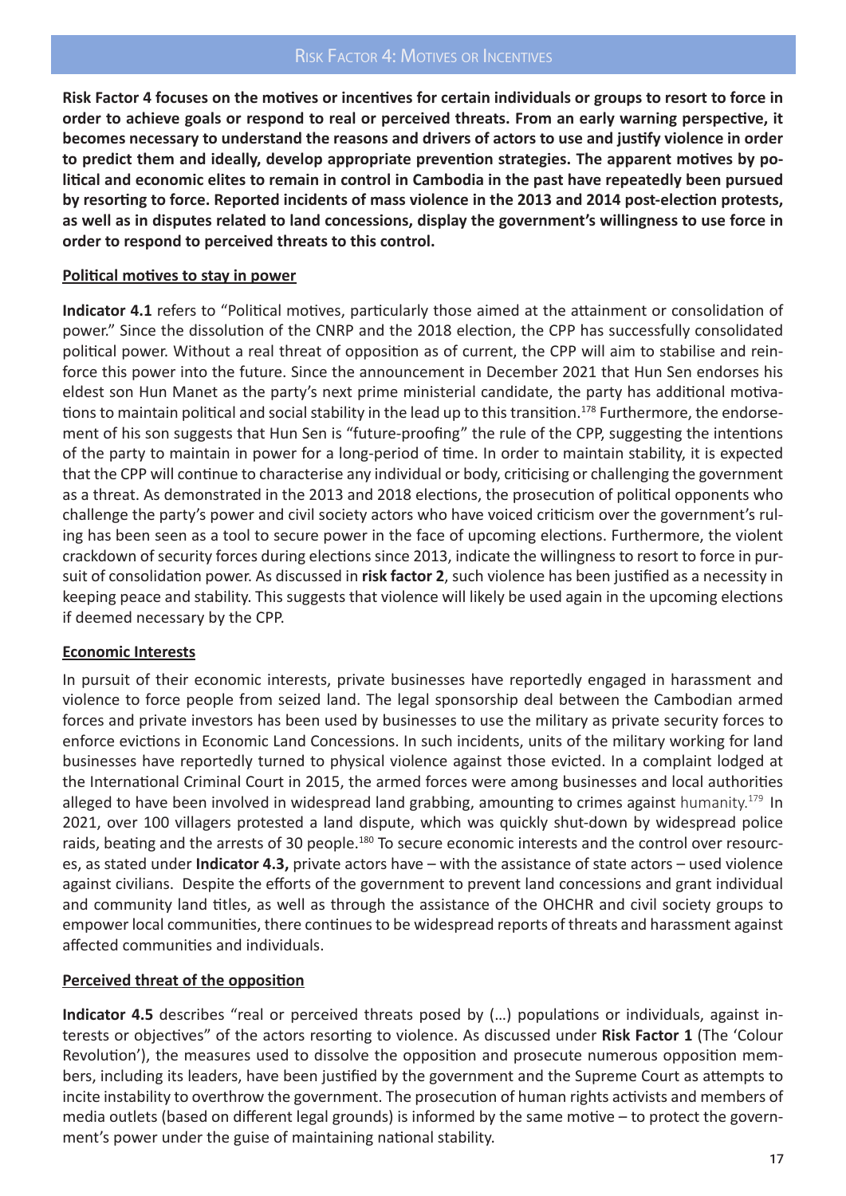## Risk Factor 4: Motives or Incentives

**Risk Factor 4 focuses on the motives or incentives for certain individuals or groups to resort to force in order to achieve goals or respond to real or perceived threats. From an early warning perspective, it becomes necessary to understand the reasons and drivers of actors to use and justify violence in order to predict them and ideally, develop appropriate prevention strategies. The apparent motives by political and economic elites to remain in control in Cambodia in the past have repeatedly been pursued by resorting to force. Reported incidents of mass violence in the 2013 and 2014 post-election protests, as well as in disputes related to land concessions, display the government's willingness to use force in order to respond to perceived threats to this control.**

### Political motives to stay in power

**Indicator 4.1** refers to "Political motives, particularly those aimed at the attainment or consolidation of power." Since the dissolution of the CNRP and the 2018 election, the CPP has successfully consolidated political power. Without a real threat of opposition as of current, the CPP will aim to stabilise and reinforce this power into the future. Since the announcement in December 2021 that Hun Sen endorses his eldest son Hun Manet as the party's next prime ministerial candidate, the party has additional motivations to maintain political and social stability in the lead up to this transition.[178] Furthermore, the endorsement of his son suggests that Hun Sen is "future-proofing" the rule of the CPP, suggesting the intentions of the party to maintain in power for a long-period of time. In order to maintain stability, it is expected that the CPP will continue to characterise any individual or body, criticising or challenging the government as a threat. As demonstrated in the 2013 and 2018 elections, the prosecution of political opponents who challenge the party's power and civil society actors who have voiced criticism over the government's ruling has been seen as a tool to secure power in the face of upcoming elections. Furthermore, the violent crackdown of security forces during elections since 2013, indicate the willingness to resort to force in pursuit of consolidation power. As discussed in **risk factor 2**, such violence has been justified as a necessity in keeping peace and stability. This suggests that violence will likely be used again in the upcoming elections if deemed necessary by the CPP.

### Economic Interests

In pursuit of their economic interests, private businesses have reportedly engaged in harassment and violence to force people from seized land. The legal sponsorship deal between the Cambodian armed forces and private investors has been used by businesses to use the military as private security forces to enforce evictions in Economic Land Concessions. In such incidents, units of the military working for land businesses have reportedly turned to physical violence against those evicted. In a complaint lodged at the International Criminal Court in 2015, the armed forces were among businesses and local authorities alleged to have been involved in widespread land grabbing, amounting to crimes against humanity.[179] In 2021, over 100 villagers protested a land dispute, which was quickly shut-down by widespread police raids, beating and the arrests of 30 people.[180] To secure economic interests and the control over resources, as stated under **Indicator 4.3,** private actors have – with the assistance of state actors – used violence against civilians. Despite the efforts of the government to prevent land concessions and grant individual and community land titles, as well as through the assistance of the OHCHR and civil society groups to empower local communities, there continues to be widespread reports of threats and harassment against affected communities and individuals.

### Perceived threat of the opposition

**Indicator 4.5** describes "real or perceived threats posed by (…) populations or individuals, against interests or objectives" of the actors resorting to violence. As discussed under **Risk Factor 1** (The 'Colour Revolution'), the measures used to dissolve the opposition and prosecute numerous opposition members, including its leaders, have been justified by the government and the Supreme Court as attempts to incite instability to overthrow the government. The prosecution of human rights activists and members of media outlets (based on different legal grounds) is informed by the same motive – to protect the government's power under the guise of maintaining national stability.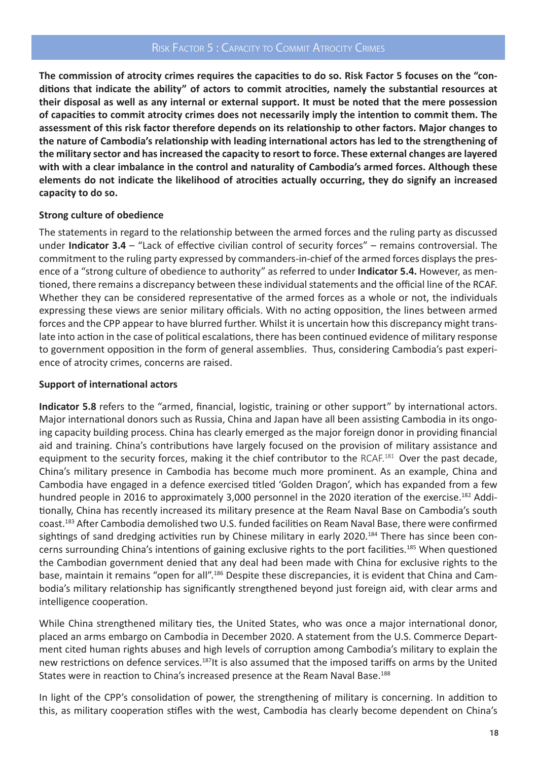## Risk Factor 5 : Capacity to Commit Atrocity Crimes

**The commission of atrocity crimes requires the capacities to do so. Risk Factor 5 focuses on the "conditions that indicate the ability" of actors to commit atrocities, namely the substantial resources at their disposal as well as any internal or external support. It must be noted that the mere possession of capacities to commit atrocity crimes does not necessarily imply the intention to commit them. The assessment of this risk factor therefore depends on its relationship to other factors. Major changes to the nature of Cambodia's relationship with leading international actors has led to the strengthening of the military sector and has increased the capacity to resort to force. These external changes are layered with with a clear imbalance in the control and naturality of Cambodia's armed forces. Although these elements do not indicate the likelihood of atrocities actually occurring, they do signify an increased capacity to do so.**

**Strong culture of obedience**

The statements in regard to the relationship between the armed forces and the ruling party as discussed under **Indicator 3.4** – "Lack of effective civilian control of security forces" – remains controversial. The commitment to the ruling party expressed by commanders-in-chief of the armed forces displays the presence of a "strong culture of obedience to authority" as referred to under **Indicator 5.4.** However, as mentioned, there remains a discrepancy between these individual statements and the official line of the RCAF. Whether they can be considered representative of the armed forces as a whole or not, the individuals expressing these views are senior military officials. With no acting opposition, the lines between armed forces and the CPP appear to have blurred further. Whilst it is uncertain how this discrepancy might translate into action in the case of political escalations, there has been continued evidence of military response to government opposition in the form of general assemblies. Thus, considering Cambodia's past experience of atrocity crimes, concerns are raised.

**Support of international actors**

**Indicator 5.8** refers to the "armed, financial, logistic, training or other support" by international actors. Major international donors such as Russia, China and Japan have all been assisting Cambodia in its ongoing capacity building process. China has clearly emerged as the major foreign donor in providing financial aid and training. China's contributions have largely focused on the provision of military assistance and equipment to the security forces, making it the chief contributor to the RCAF.[181] Over the past decade, China's military presence in Cambodia has become much more prominent. As an example, China and Cambodia have engaged in a defence exercised titled 'Golden Dragon', which has expanded from a few hundred people in 2016 to approximately 3,000 personnel in the 2020 iteration of the exercise.[182] Additionally, China has recently increased its military presence at the Ream Naval Base on Cambodia's south coast.[183] After Cambodia demolished two U.S. funded facilities on Ream Naval Base, there were confirmed sightings of sand dredging activities run by Chinese military in early 2020.[184] There has since been concerns surrounding China's intentions of gaining exclusive rights to the port facilities.[185] When questioned the Cambodian government denied that any deal had been made with China for exclusive rights to the base, maintain it remains "open for all".[186] Despite these discrepancies, it is evident that China and Cambodia's military relationship has significantly strengthened beyond just foreign aid, with clear arms and intelligence cooperation.

While China strengthened military ties, the United States, who was once a major international donor, placed an arms embargo on Cambodia in December 2020. A statement from the U.S. Commerce Department cited human rights abuses and high levels of corruption among Cambodia's military to explain the new restrictions on defence services.[187]It is also assumed that the imposed tariffs on arms by the United States were in reaction to China's increased presence at the Ream Naval Base.[188]

In light of the CPP's consolidation of power, the strengthening of military is concerning. In addition to this, as military cooperation stifles with the west, Cambodia has clearly become dependent on China's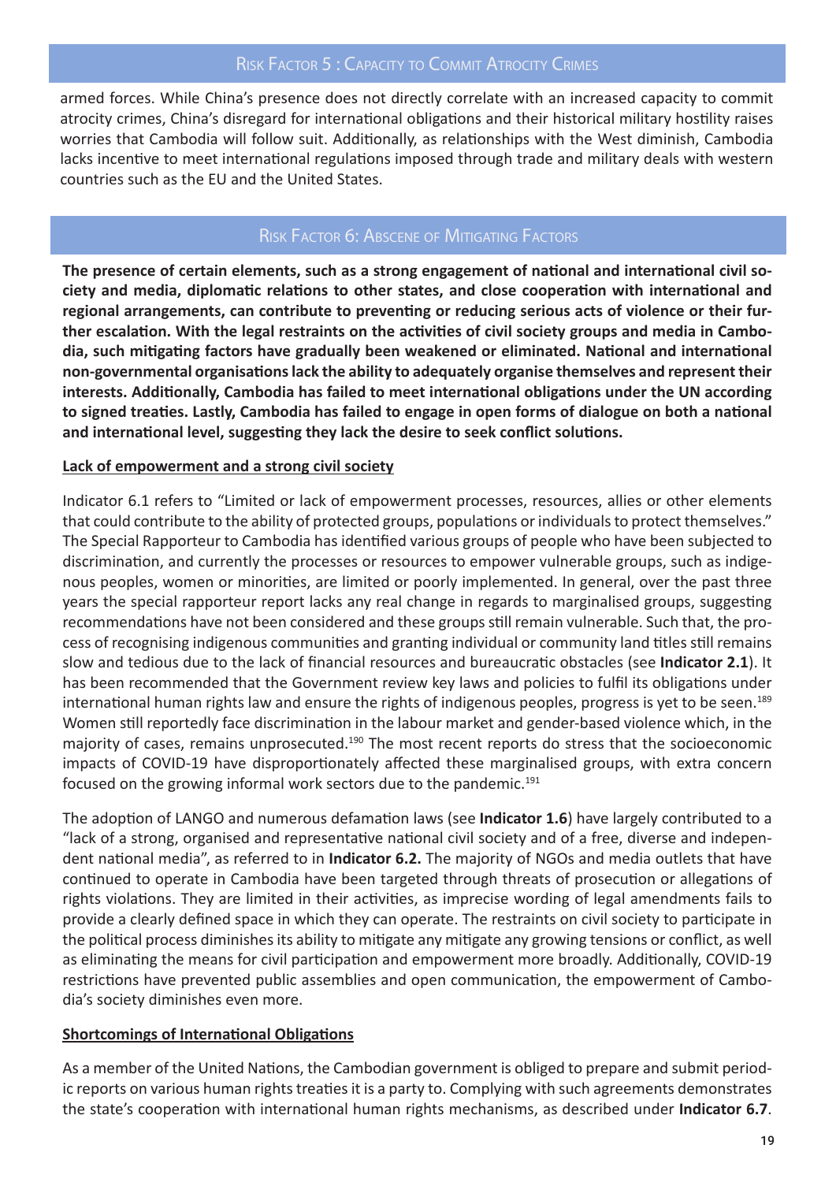## Risk Factor 5 : Capacity to Commit Atrocity Crimes

armed forces. While China's presence does not directly correlate with an increased capacity to commit atrocity crimes, China's disregard for international obligations and their historical military hostility raises worries that Cambodia will follow suit. Additionally, as relationships with the West diminish, Cambodia lacks incentive to meet international regulations imposed through trade and military deals with western countries such as the EU and the United States.

## Risk Factor 6: Abscene of Mitigating Factors

**The presence of certain elements, such as a strong engagement of national and international civil society and media, diplomatic relations to other states, and close cooperation with international and regional arrangements, can contribute to preventing or reducing serious acts of violence or their further escalation. With the legal restraints on the activities of civil society groups and media in Cambodia, such mitigating factors have gradually been weakened or eliminated. National and international non-governmental organisations lack the ability to adequately organise themselves and represent their interests. Additionally, Cambodia has failed to meet international obligations under the UN according to signed treaties. Lastly, Cambodia has failed to engage in open forms of dialogue on both a national and international level, suggesting they lack the desire to seek conflict solutions.**

### Lack of empowerment and a strong civil society

Indicator 6.1 refers to "Limited or lack of empowerment processes, resources, allies or other elements that could contribute to the ability of protected groups, populations or individuals to protect themselves." The Special Rapporteur to Cambodia has identified various groups of people who have been subjected to discrimination, and currently the processes or resources to empower vulnerable groups, such as indigenous peoples, women or minorities, are limited or poorly implemented. In general, over the past three years the special rapporteur report lacks any real change in regards to marginalised groups, suggesting recommendations have not been considered and these groups still remain vulnerable. Such that, the process of recognising indigenous communities and granting individual or community land titles still remains slow and tedious due to the lack of financial resources and bureaucratic obstacles (see **Indicator 2.1**). It has been recommended that the Government review key laws and policies to fulfil its obligations under international human rights law and ensure the rights of indigenous peoples, progress is yet to be seen.[189] Women still reportedly face discrimination in the labour market and gender-based violence which, in the majority of cases, remains unprosecuted.[190] The most recent reports do stress that the socioeconomic impacts of COVID-19 have disproportionately affected these marginalised groups, with extra concern focused on the growing informal work sectors due to the pandemic.[191]

The adoption of LANGO and numerous defamation laws (see **Indicator 1.6**) have largely contributed to a "lack of a strong, organised and representative national civil society and of a free, diverse and independent national media", as referred to in **Indicator 6.2.** The majority of NGOs and media outlets that have continued to operate in Cambodia have been targeted through threats of prosecution or allegations of rights violations. They are limited in their activities, as imprecise wording of legal amendments fails to provide a clearly defined space in which they can operate. The restraints on civil society to participate in the political process diminishes its ability to mitigate any mitigate any growing tensions or conflict, as well as eliminating the means for civil participation and empowerment more broadly. Additionally, COVID-19 restrictions have prevented public assemblies and open communication, the empowerment of Cambodia's society diminishes even more.

### Shortcomings of International Obligations

As a member of the United Nations, the Cambodian government is obliged to prepare and submit periodic reports on various human rights treaties it is a party to. Complying with such agreements demonstrates the state's cooperation with international human rights mechanisms, as described under **Indicator 6.7**.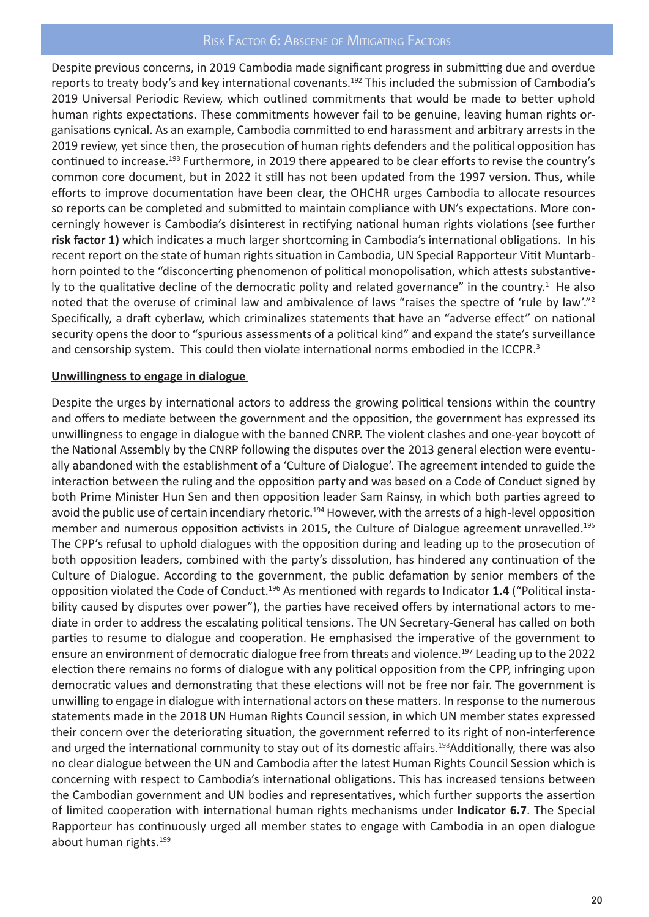Despite previous concerns, in 2019 Cambodia made significant progress in submitting due and overdue reports to treaty body's and key international covenants.[192] This included the submission of Cambodia's 2019 Universal Periodic Review, which outlined commitments that would be made to better uphold human rights expectations. These commitments however fail to be genuine, leaving human rights organisations cynical. As an example, Cambodia committed to end harassment and arbitrary arrests in the 2019 review, yet since then, the prosecution of human rights defenders and the political opposition has continued to increase.[193] Furthermore, in 2019 there appeared to be clear efforts to revise the country's common core document, but in 2022 it still has not been updated from the 1997 version. Thus, while efforts to improve documentation have been clear, the OHCHR urges Cambodia to allocate resources so reports can be completed and submitted to maintain compliance with UN's expectations. More concerningly however is Cambodia's disinterest in rectifying national human rights violations (see further **risk factor 1)** which indicates a much larger shortcoming in Cambodia's international obligations. In his recent report on the state of human rights situation in Cambodia, UN Special Rapporteur Vitit Muntarbhorn pointed to the "disconcerting phenomenon of political monopolisation, which attests substantively to the qualitative decline of the democratic polity and related governance" in the country.[1] He also noted that the overuse of criminal law and ambivalence of laws "raises the spectre of 'rule by law'."[2] Specifically, a draft cyberlaw, which criminalizes statements that have an "adverse effect" on national security opens the door to "spurious assessments of a political kind" and expand the state's surveillance and censorship system. This could then violate international norms embodied in the ICCPR.[3]

**Unwillingness to engage in dialogue**

Despite the urges by international actors to address the growing political tensions within the country and offers to mediate between the government and the opposition, the government has expressed its unwillingness to engage in dialogue with the banned CNRP. The violent clashes and one-year boycott of the National Assembly by the CNRP following the disputes over the 2013 general election were eventually abandoned with the establishment of a 'Culture of Dialogue'. The agreement intended to guide the interaction between the ruling and the opposition party and was based on a Code of Conduct signed by both Prime Minister Hun Sen and then opposition leader Sam Rainsy, in which both parties agreed to avoid the public use of certain incendiary rhetoric.[194] However, with the arrests of a high-level opposition member and numerous opposition activists in 2015, the Culture of Dialogue agreement unravelled.[195] The CPP's refusal to uphold dialogues with the opposition during and leading up to the prosecution of both opposition leaders, combined with the party's dissolution, has hindered any continuation of the Culture of Dialogue. According to the government, the public defamation by senior members of the opposition violated the Code of Conduct.[196] As mentioned with regards to Indicator **1.4** ("Political instability caused by disputes over power"), the parties have received offers by international actors to mediate in order to address the escalating political tensions. The UN Secretary-General has called on both parties to resume to dialogue and cooperation. He emphasised the imperative of the government to ensure an environment of democratic dialogue free from threats and violence.[197] Leading up to the 2022 election there remains no forms of dialogue with any political opposition from the CPP, infringing upon democratic values and demonstrating that these elections will not be free nor fair. The government is unwilling to engage in dialogue with international actors on these matters. In response to the numerous statements made in the 2018 UN Human Rights Council session, in which UN member states expressed their concern over the deteriorating situation, the government referred to its right of non-interference and urged the international community to stay out of its domestic affairs.[198] Additionally, there was also no clear dialogue between the UN and Cambodia after the latest Human Rights Council Session which is concerning with respect to Cambodia's international obligations. This has increased tensions between the Cambodian government and UN bodies and representatives, which further supports the assertion of limited cooperation with international human rights mechanisms under **Indicator 6.7**. The Special Rapporteur has continuously urged all member states to engage with Cambodia in an open dialogue about human rights.[199]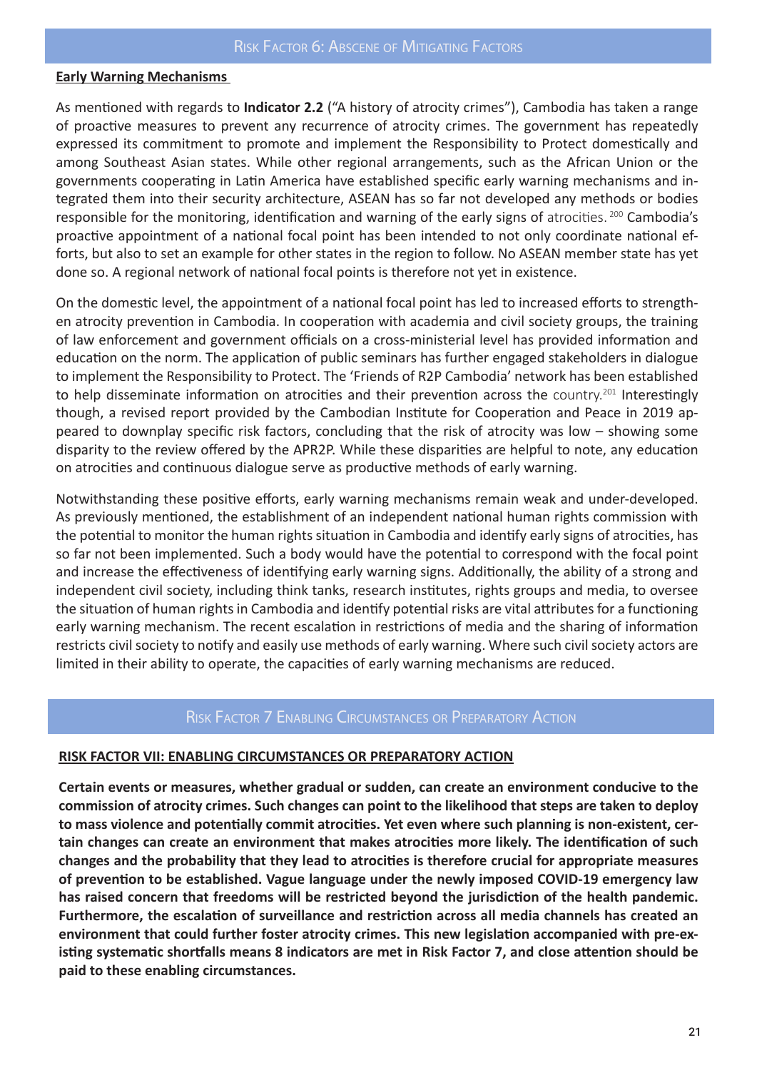## Risk Factor 6: Abscene of Mitigating Factors

**Early Warning Mechanisms**

As mentioned with regards to **Indicator 2.2** ("A history of atrocity crimes"), Cambodia has taken a range of proactive measures to prevent any recurrence of atrocity crimes. The government has repeatedly expressed its commitment to promote and implement the Responsibility to Protect domestically and among Southeast Asian states. While other regional arrangements, such as the African Union or the governments cooperating in Latin America have established specific early warning mechanisms and integrated them into their security architecture, ASEAN has so far not developed any methods or bodies responsible for the monitoring, identification and warning of the early signs of atrocities. [200] Cambodia's proactive appointment of a national focal point has been intended to not only coordinate national efforts, but also to set an example for other states in the region to follow. No ASEAN member state has yet done so. A regional network of national focal points is therefore not yet in existence.

On the domestic level, the appointment of a national focal point has led to increased efforts to strengthen atrocity prevention in Cambodia. In cooperation with academia and civil society groups, the training of law enforcement and government officials on a cross-ministerial level has provided information and education on the norm. The application of public seminars has further engaged stakeholders in dialogue to implement the Responsibility to Protect. The 'Friends of R2P Cambodia' network has been established to help disseminate information on atrocities and their prevention across the country.[201] Interestingly though, a revised report provided by the Cambodian Institute for Cooperation and Peace in 2019 appeared to downplay specific risk factors, concluding that the risk of atrocity was low – showing some disparity to the review offered by the APR2P. While these disparities are helpful to note, any education on atrocities and continuous dialogue serve as productive methods of early warning.

Notwithstanding these positive efforts, early warning mechanisms remain weak and under-developed. As previously mentioned, the establishment of an independent national human rights commission with the potential to monitor the human rights situation in Cambodia and identify early signs of atrocities, has so far not been implemented. Such a body would have the potential to correspond with the focal point and increase the effectiveness of identifying early warning signs. Additionally, the ability of a strong and independent civil society, including think tanks, research institutes, rights groups and media, to oversee the situation of human rights in Cambodia and identify potential risks are vital attributes for a functioning early warning mechanism. The recent escalation in restrictions of media and the sharing of information restricts civil society to notify and easily use methods of early warning. Where such civil society actors are limited in their ability to operate, the capacities of early warning mechanisms are reduced.

## Risk Factor 7 Enabling Circumstances or Preparatory Action

**RISK FACTOR VII: ENABLING CIRCUMSTANCES OR PREPARATORY ACTION**

**Certain events or measures, whether gradual or sudden, can create an environment conducive to the commission of atrocity crimes. Such changes can point to the likelihood that steps are taken to deploy to mass violence and potentially commit atrocities. Yet even where such planning is non-existent, certain changes can create an environment that makes atrocities more likely. The identification of such changes and the probability that they lead to atrocities is therefore crucial for appropriate measures of prevention to be established. Vague language under the newly imposed COVID-19 emergency law has raised concern that freedoms will be restricted beyond the jurisdiction of the health pandemic. Furthermore, the escalation of surveillance and restriction across all media channels has created an environment that could further foster atrocity crimes. This new legislation accompanied with pre-existing systematic shortfalls means 8 indicators are met in Risk Factor 7, and close attention should be paid to these enabling circumstances.**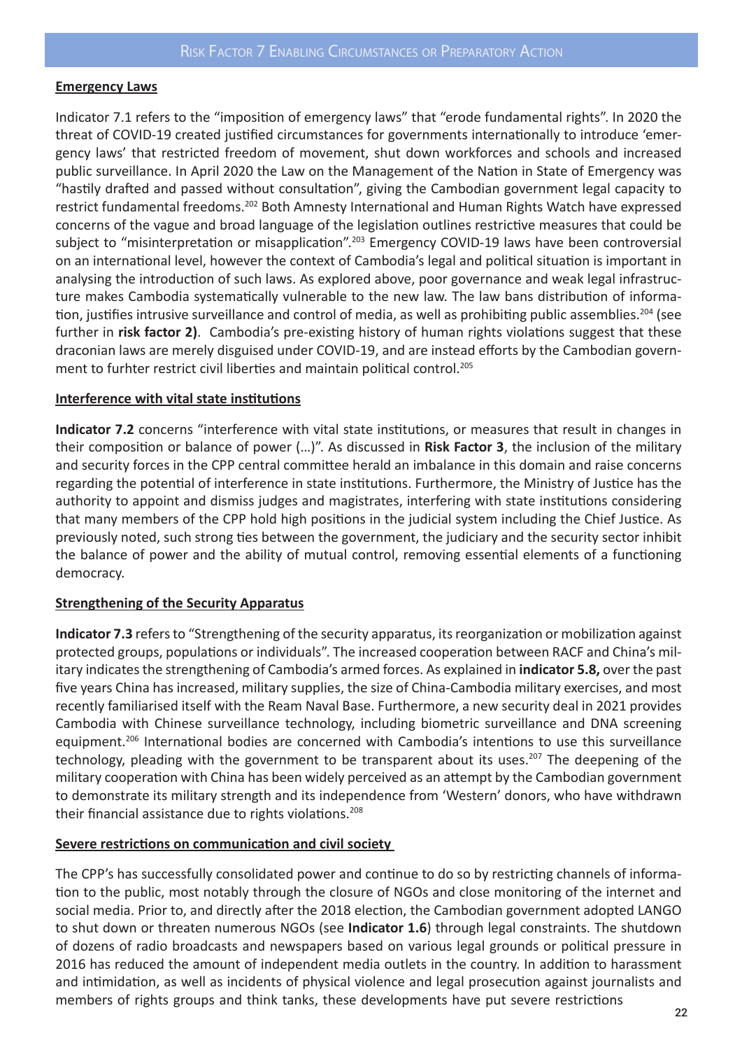**Emergency Laws**

Indicator 7.1 refers to the "imposition of emergency laws" that "erode fundamental rights". In 2020 the threat of COVID-19 created justified circumstances for governments internationally to introduce 'emergency laws' that restricted freedom of movement, shut down workforces and schools and increased public surveillance. In April 2020 the Law on the Management of the Nation in State of Emergency was "hastily drafted and passed without consultation", giving the Cambodian government legal capacity to restrict fundamental freedoms.[202] Both Amnesty International and Human Rights Watch have expressed concerns of the vague and broad language of the legislation outlines restrictive measures that could be subject to "misinterpretation or misapplication".[203] Emergency COVID-19 laws have been controversial on an international level, however the context of Cambodia's legal and political situation is important in analysing the introduction of such laws. As explored above, poor governance and weak legal infrastructure makes Cambodia systematically vulnerable to the new law. The law bans distribution of information, justifies intrusive surveillance and control of media, as well as prohibiting public assemblies.[204] (see further in **risk factor 2)**. Cambodia's pre-existing history of human rights violations suggest that these draconian laws are merely disguised under COVID-19, and are instead efforts by the Cambodian government to furhter restrict civil liberties and maintain political control.[205]

**Interference with vital state institutions**

**Indicator 7.2** concerns "interference with vital state institutions, or measures that result in changes in their composition or balance of power (…)". As discussed in **Risk Factor 3**, the inclusion of the military and security forces in the CPP central committee herald an imbalance in this domain and raise concerns regarding the potential of interference in state institutions. Furthermore, the Ministry of Justice has the authority to appoint and dismiss judges and magistrates, interfering with state institutions considering that many members of the CPP hold high positions in the judicial system including the Chief Justice. As previously noted, such strong ties between the government, the judiciary and the security sector inhibit the balance of power and the ability of mutual control, removing essential elements of a functioning democracy.

**Strengthening of the Security Apparatus**

**Indicator 7.3** refers to "Strengthening of the security apparatus, its reorganization or mobilization against protected groups, populations or individuals". The increased cooperation between RACF and China's military indicates the strengthening of Cambodia's armed forces. As explained in **indicator 5.8,** over the past five years China has increased, military supplies, the size of China-Cambodia military exercises, and most recently familiarised itself with the Ream Naval Base. Furthermore, a new security deal in 2021 provides Cambodia with Chinese surveillance technology, including biometric surveillance and DNA screening equipment.[206] International bodies are concerned with Cambodia's intentions to use this surveillance technology, pleading with the government to be transparent about its uses.[207] The deepening of the military cooperation with China has been widely perceived as an attempt by the Cambodian government to demonstrate its military strength and its independence from 'Western' donors, who have withdrawn their financial assistance due to rights violations.[208]

**Severe restrictions on communication and civil society**

The CPP's has successfully consolidated power and continue to do so by restricting channels of information to the public, most notably through the closure of NGOs and close monitoring of the internet and social media. Prior to, and directly after the 2018 election, the Cambodian government adopted LANGO to shut down or threaten numerous NGOs (see **Indicator 1.6**) through legal constraints. The shutdown of dozens of radio broadcasts and newspapers based on various legal grounds or political pressure in 2016 has reduced the amount of independent media outlets in the country. In addition to harassment and intimidation, as well as incidents of physical violence and legal prosecution against journalists and members of rights groups and think tanks, these developments have put severe restrictions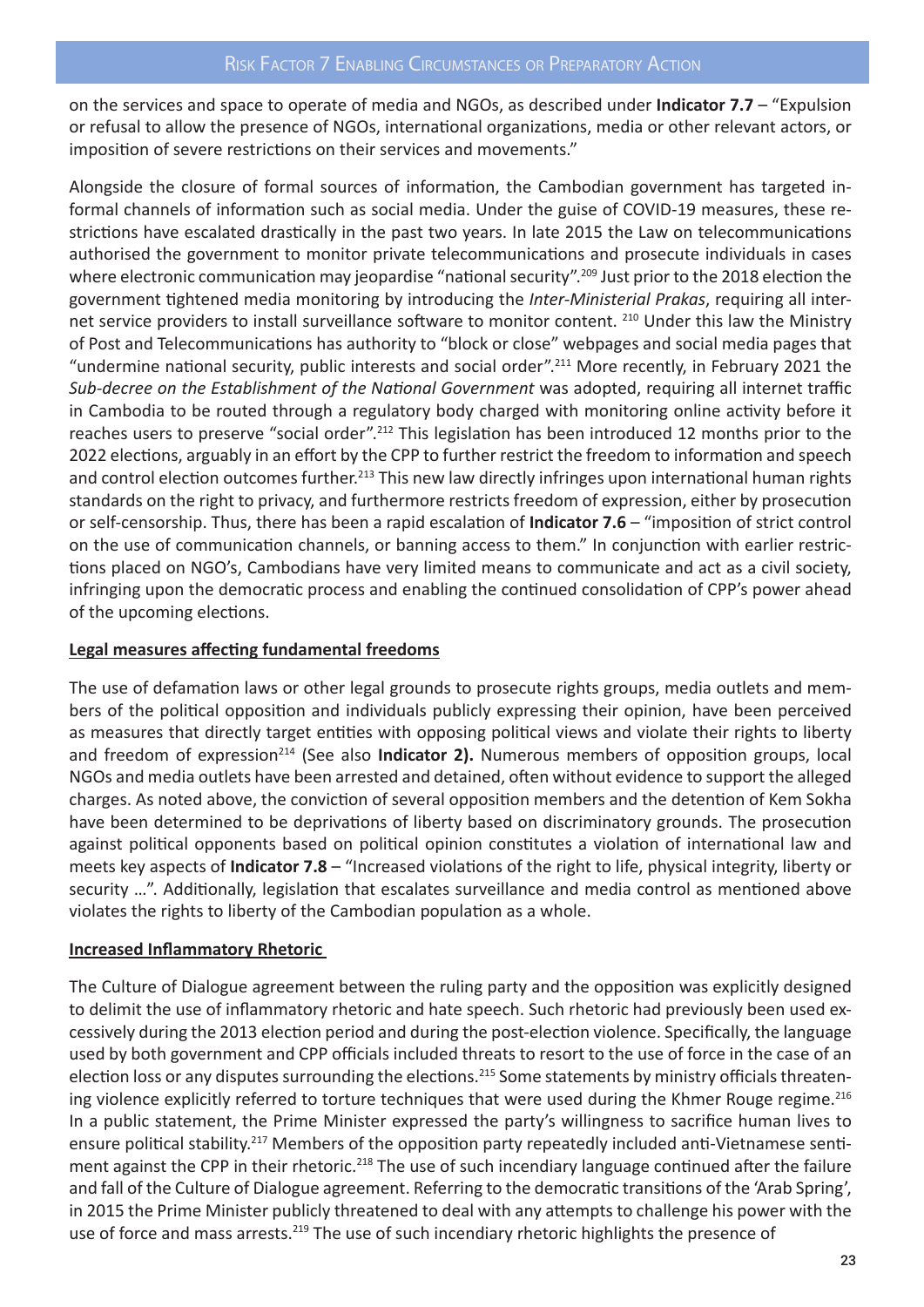on the services and space to operate of media and NGOs, as described under **Indicator 7.7** – "Expulsion or refusal to allow the presence of NGOs, international organizations, media or other relevant actors, or imposition of severe restrictions on their services and movements."

Alongside the closure of formal sources of information, the Cambodian government has targeted informal channels of information such as social media. Under the guise of COVID-19 measures, these restrictions have escalated drastically in the past two years. In late 2015 the Law on telecommunications authorised the government to monitor private telecommunications and prosecute individuals in cases where electronic communication may jeopardise "national security".[209] Just prior to the 2018 election the government tightened media monitoring by introducing the *Inter-Ministerial Prakas*, requiring all internet service providers to install surveillance software to monitor content. [210] Under this law the Ministry of Post and Telecommunications has authority to "block or close" webpages and social media pages that "undermine national security, public interests and social order".[211] More recently, in February 2021 the *Sub-decree on the Establishment of the National Government* was adopted, requiring all internet traffic in Cambodia to be routed through a regulatory body charged with monitoring online activity before it reaches users to preserve "social order".[212] This legislation has been introduced 12 months prior to the 2022 elections, arguably in an effort by the CPP to further restrict the freedom to information and speech and control election outcomes further.[213] This new law directly infringes upon international human rights standards on the right to privacy, and furthermore restricts freedom of expression, either by prosecution or self-censorship. Thus, there has been a rapid escalation of **Indicator 7.6** – "imposition of strict control on the use of communication channels, or banning access to them." In conjunction with earlier restrictions placed on NGO's, Cambodians have very limited means to communicate and act as a civil society, infringing upon the democratic process and enabling the continued consolidation of CPP's power ahead of the upcoming elections.

**Legal measures affecting fundamental freedoms**

The use of defamation laws or other legal grounds to prosecute rights groups, media outlets and members of the political opposition and individuals publicly expressing their opinion, have been perceived as measures that directly target entities with opposing political views and violate their rights to liberty and freedom of expression[214] (See also **Indicator 2).** Numerous members of opposition groups, local NGOs and media outlets have been arrested and detained, often without evidence to support the alleged charges. As noted above, the conviction of several opposition members and the detention of Kem Sokha have been determined to be deprivations of liberty based on discriminatory grounds. The prosecution against political opponents based on political opinion constitutes a violation of international law and meets key aspects of **Indicator 7.8** – "Increased violations of the right to life, physical integrity, liberty or security …". Additionally, legislation that escalates surveillance and media control as mentioned above violates the rights to liberty of the Cambodian population as a whole.

**Increased Inflammatory Rhetoric**

The Culture of Dialogue agreement between the ruling party and the opposition was explicitly designed to delimit the use of inflammatory rhetoric and hate speech. Such rhetoric had previously been used excessively during the 2013 election period and during the post-election violence. Specifically, the language used by both government and CPP officials included threats to resort to the use of force in the case of an election loss or any disputes surrounding the elections.[215] Some statements by ministry officials threatening violence explicitly referred to torture techniques that were used during the Khmer Rouge regime.[216] In a public statement, the Prime Minister expressed the party's willingness to sacrifice human lives to ensure political stability.[217] Members of the opposition party repeatedly included anti-Vietnamese sentiment against the CPP in their rhetoric.[218] The use of such incendiary language continued after the failure and fall of the Culture of Dialogue agreement. Referring to the democratic transitions of the 'Arab Spring', in 2015 the Prime Minister publicly threatened to deal with any attempts to challenge his power with the use of force and mass arrests.[219] The use of such incendiary rhetoric highlights the presence of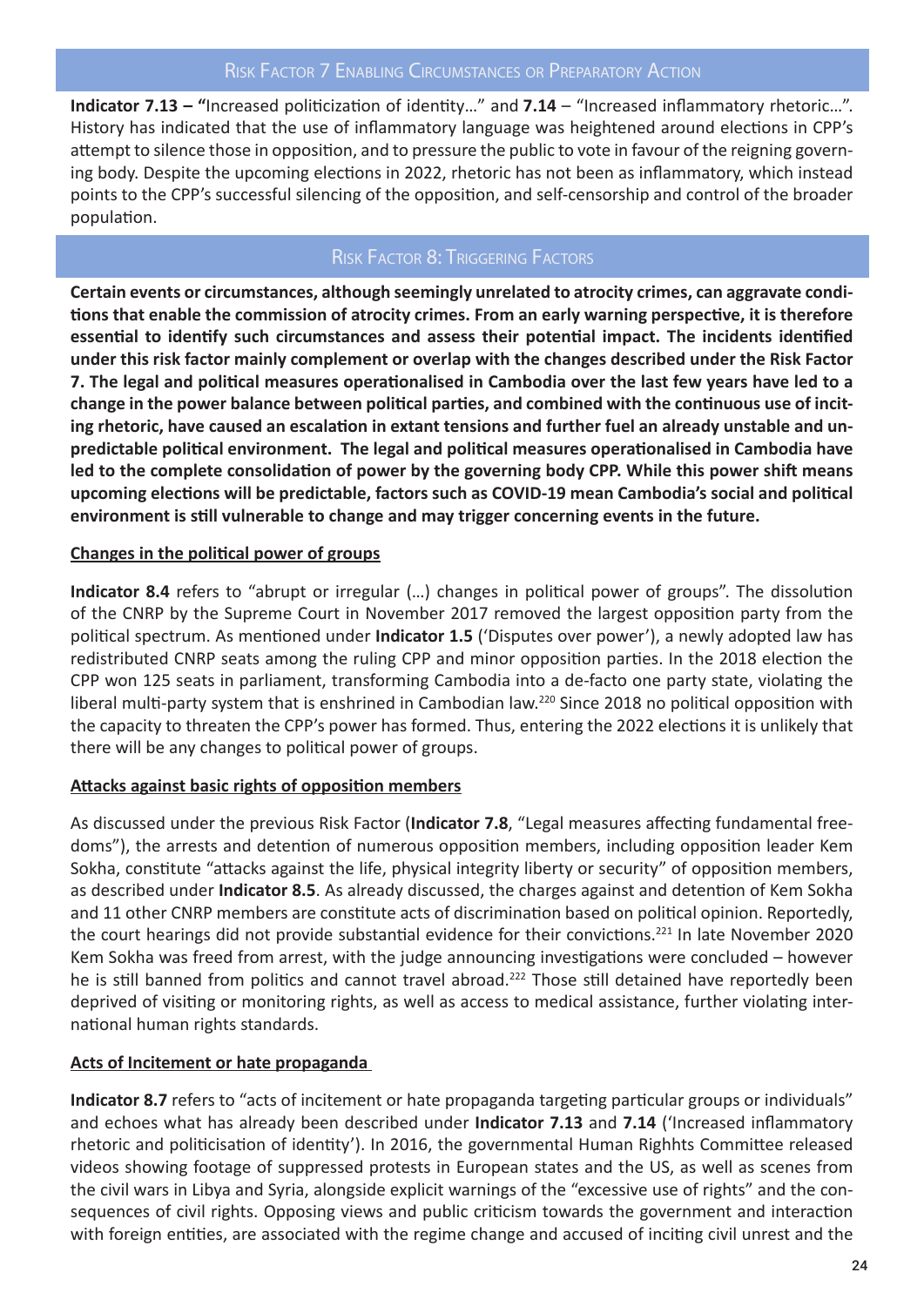## Risk Factor 7 Enabling Circumstances or Preparatory Action

**Indicator 7.13 – "**Increased politicization of identity…" and **7.14** – "Increased inflammatory rhetoric…". History has indicated that the use of inflammatory language was heightened around elections in CPP's attempt to silence those in opposition, and to pressure the public to vote in favour of the reigning governing body. Despite the upcoming elections in 2022, rhetoric has not been as inflammatory, which instead points to the CPP's successful silencing of the opposition, and self-censorship and control of the broader population.

## Risk Factor 8: Triggering Factors

**Certain events or circumstances, although seemingly unrelated to atrocity crimes, can aggravate conditions that enable the commission of atrocity crimes. From an early warning perspective, it is therefore essential to identify such circumstances and assess their potential impact. The incidents identified under this risk factor mainly complement or overlap with the changes described under the Risk Factor 7. The legal and political measures operationalised in Cambodia over the last few years have led to a change in the power balance between political parties, and combined with the continuous use of inciting rhetoric, have caused an escalation in extant tensions and further fuel an already unstable and unpredictable political environment. The legal and political measures operationalised in Cambodia have led to the complete consolidation of power by the governing body CPP. While this power shift means upcoming elections will be predictable, factors such as COVID-19 mean Cambodia's social and political environment is still vulnerable to change and may trigger concerning events in the future.**

### Changes in the political power of groups

**Indicator 8.4** refers to "abrupt or irregular (…) changes in political power of groups". The dissolution of the CNRP by the Supreme Court in November 2017 removed the largest opposition party from the political spectrum. As mentioned under **Indicator 1.5** ('Disputes over power'), a newly adopted law has redistributed CNRP seats among the ruling CPP and minor opposition parties. In the 2018 election the CPP won 125 seats in parliament, transforming Cambodia into a de-facto one party state, violating the liberal multi-party system that is enshrined in Cambodian law.[220] Since 2018 no political opposition with the capacity to threaten the CPP's power has formed. Thus, entering the 2022 elections it is unlikely that there will be any changes to political power of groups.

### Attacks against basic rights of opposition members

As discussed under the previous Risk Factor (**Indicator 7.8**, "Legal measures affecting fundamental freedoms"), the arrests and detention of numerous opposition members, including opposition leader Kem Sokha, constitute "attacks against the life, physical integrity liberty or security" of opposition members, as described under **Indicator 8.5**. As already discussed, the charges against and detention of Kem Sokha and 11 other CNRP members are constitute acts of discrimination based on political opinion. Reportedly, the court hearings did not provide substantial evidence for their convictions.[221] In late November 2020 Kem Sokha was freed from arrest, with the judge announcing investigations were concluded – however he is still banned from politics and cannot travel abroad.[222] Those still detained have reportedly been deprived of visiting or monitoring rights, as well as access to medical assistance, further violating international human rights standards.

### Acts of Incitement or hate propaganda

**Indicator 8.7** refers to "acts of incitement or hate propaganda targeting particular groups or individuals" and echoes what has already been described under **Indicator 7.13** and **7.14** ('Increased inflammatory rhetoric and politicisation of identity'). In 2016, the governmental Human Righhts Committee released videos showing footage of suppressed protests in European states and the US, as well as scenes from the civil wars in Libya and Syria, alongside explicit warnings of the "excessive use of rights" and the consequences of civil rights. Opposing views and public criticism towards the government and interaction with foreign entities, are associated with the regime change and accused of inciting civil unrest and the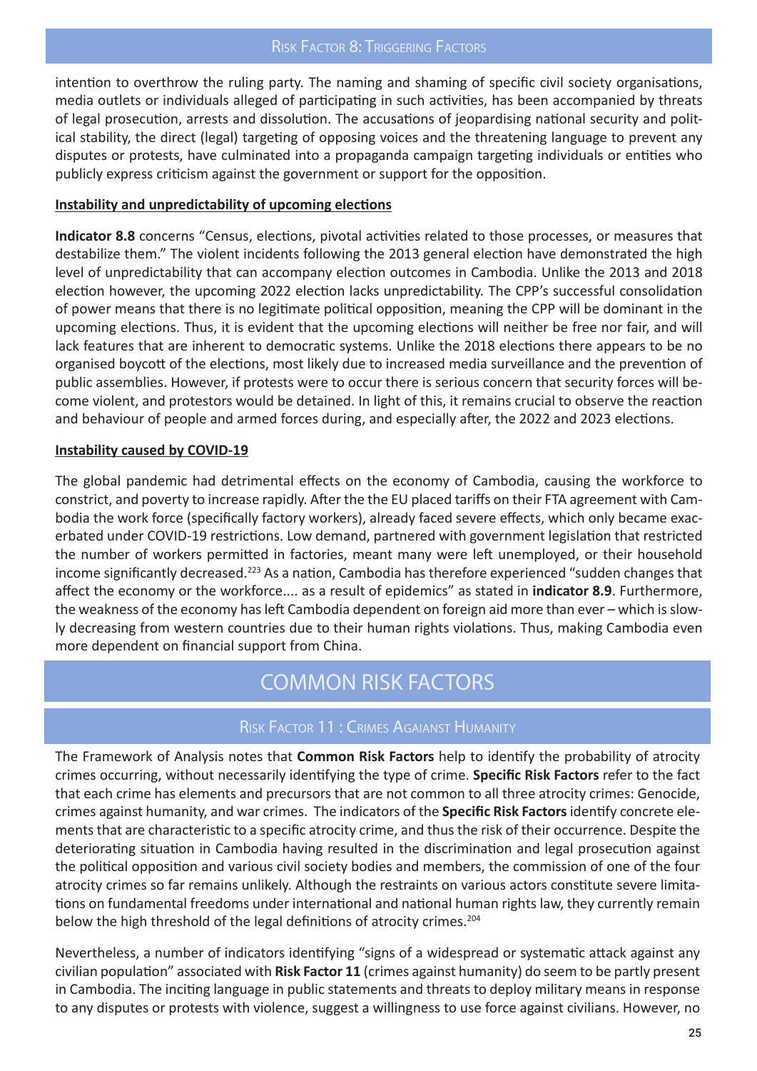intention to overthrow the ruling party. The naming and shaming of specific civil society organisations, media outlets or individuals alleged of participating in such activities, has been accompanied by threats of legal prosecution, arrests and dissolution. The accusations of jeopardising national security and political stability, the direct (legal) targeting of opposing voices and the threatening language to prevent any disputes or protests, have culminated into a propaganda campaign targeting individuals or entities who publicly express criticism against the government or support for the opposition.

**Instability and unpredictability of upcoming elections**

**Indicator 8.8** concerns "Census, elections, pivotal activities related to those processes, or measures that destabilize them." The violent incidents following the 2013 general election have demonstrated the high level of unpredictability that can accompany election outcomes in Cambodia. Unlike the 2013 and 2018 election however, the upcoming 2022 election lacks unpredictability. The CPP's successful consolidation of power means that there is no legitimate political opposition, meaning the CPP will be dominant in the upcoming elections. Thus, it is evident that the upcoming elections will neither be free nor fair, and will lack features that are inherent to democratic systems. Unlike the 2018 elections there appears to be no organised boycott of the elections, most likely due to increased media surveillance and the prevention of public assemblies. However, if protests were to occur there is serious concern that security forces will become violent, and protestors would be detained. In light of this, it remains crucial to observe the reaction and behaviour of people and armed forces during, and especially after, the 2022 and 2023 elections.

**Instability caused by COVID-19**

The global pandemic had detrimental effects on the economy of Cambodia, causing the workforce to constrict, and poverty to increase rapidly. After the the EU placed tariffs on their FTA agreement with Cambodia the work force (specifically factory workers), already faced severe effects, which only became exacerbated under COVID-19 restrictions. Low demand, partnered with government legislation that restricted the number of workers permitted in factories, meant many were left unemployed, or their household income significantly decreased.[223] As a nation, Cambodia has therefore experienced "sudden changes that affect the economy or the workforce.... as a result of epidemics" as stated in **indicator 8.9**. Furthermore, the weakness of the economy has left Cambodia dependent on foreign aid more than ever – which is slowly decreasing from western countries due to their human rights violations. Thus, making Cambodia even more dependent on financial support from China.

# COMMON RISK FACTORS

## Risk Factor 11 : Crimes Agaianst Humanity

The Framework of Analysis notes that **Common Risk Factors** help to identify the probability of atrocity crimes occurring, without necessarily identifying the type of crime. **Specific Risk Factors** refer to the fact that each crime has elements and precursors that are not common to all three atrocity crimes: Genocide, crimes against humanity, and war crimes. The indicators of the **Specific Risk Factors** identify concrete elements that are characteristic to a specific atrocity crime, and thus the risk of their occurrence. Despite the deteriorating situation in Cambodia having resulted in the discrimination and legal prosecution against the political opposition and various civil society bodies and members, the commission of one of the four atrocity crimes so far remains unlikely. Although the restraints on various actors constitute severe limitations on fundamental freedoms under international and national human rights law, they currently remain below the high threshold of the legal definitions of atrocity crimes.[204]

Nevertheless, a number of indicators identifying "signs of a widespread or systematic attack against any civilian population" associated with **Risk Factor 11** (crimes against humanity) do seem to be partly present in Cambodia. The inciting language in public statements and threats to deploy military means in response to any disputes or protests with violence, suggest a willingness to use force against civilians. However, no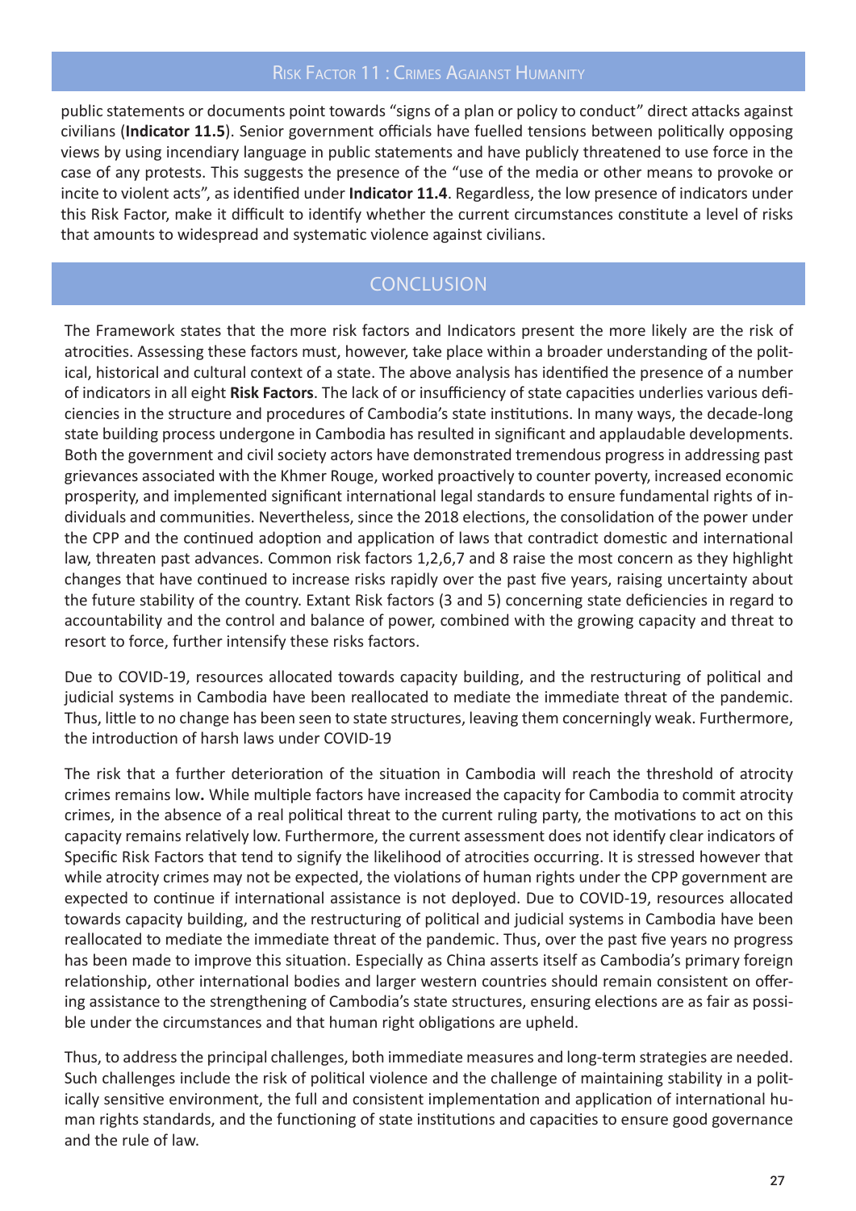public statements or documents point towards "signs of a plan or policy to conduct" direct attacks against civilians (**Indicator 11.5**). Senior government officials have fuelled tensions between politically opposing views by using incendiary language in public statements and have publicly threatened to use force in the case of any protests. This suggests the presence of the "use of the media or other means to provoke or incite to violent acts", as identified under **Indicator 11.4**. Regardless, the low presence of indicators under this Risk Factor, make it difficult to identify whether the current circumstances constitute a level of risks that amounts to widespread and systematic violence against civilians.

## CONCLUSION

The Framework states that the more risk factors and Indicators present the more likely are the risk of atrocities. Assessing these factors must, however, take place within a broader understanding of the political, historical and cultural context of a state. The above analysis has identified the presence of a number of indicators in all eight **Risk Factors**. The lack of or insufficiency of state capacities underlies various deficiencies in the structure and procedures of Cambodia's state institutions. In many ways, the decade-long state building process undergone in Cambodia has resulted in significant and applaudable developments. Both the government and civil society actors have demonstrated tremendous progress in addressing past grievances associated with the Khmer Rouge, worked proactively to counter poverty, increased economic prosperity, and implemented significant international legal standards to ensure fundamental rights of individuals and communities. Nevertheless, since the 2018 elections, the consolidation of the power under the CPP and the continued adoption and application of laws that contradict domestic and international law, threaten past advances. Common risk factors 1,2,6,7 and 8 raise the most concern as they highlight changes that have continued to increase risks rapidly over the past five years, raising uncertainty about the future stability of the country. Extant Risk factors (3 and 5) concerning state deficiencies in regard to accountability and the control and balance of power, combined with the growing capacity and threat to resort to force, further intensify these risks factors.

Due to COVID-19, resources allocated towards capacity building, and the restructuring of political and judicial systems in Cambodia have been reallocated to mediate the immediate threat of the pandemic. Thus, little to no change has been seen to state structures, leaving them concerningly weak. Furthermore, the introduction of harsh laws under COVID-19

The risk that a further deterioration of the situation in Cambodia will reach the threshold of atrocity crimes remains low**.** While multiple factors have increased the capacity for Cambodia to commit atrocity crimes, in the absence of a real political threat to the current ruling party, the motivations to act on this capacity remains relatively low. Furthermore, the current assessment does not identify clear indicators of Specific Risk Factors that tend to signify the likelihood of atrocities occurring. It is stressed however that while atrocity crimes may not be expected, the violations of human rights under the CPP government are expected to continue if international assistance is not deployed. Due to COVID-19, resources allocated towards capacity building, and the restructuring of political and judicial systems in Cambodia have been reallocated to mediate the immediate threat of the pandemic. Thus, over the past five years no progress has been made to improve this situation. Especially as China asserts itself as Cambodia's primary foreign relationship, other international bodies and larger western countries should remain consistent on offering assistance to the strengthening of Cambodia's state structures, ensuring elections are as fair as possible under the circumstances and that human right obligations are upheld.

Thus, to address the principal challenges, both immediate measures and long-term strategies are needed. Such challenges include the risk of political violence and the challenge of maintaining stability in a politically sensitive environment, the full and consistent implementation and application of international human rights standards, and the functioning of state institutions and capacities to ensure good governance and the rule of law.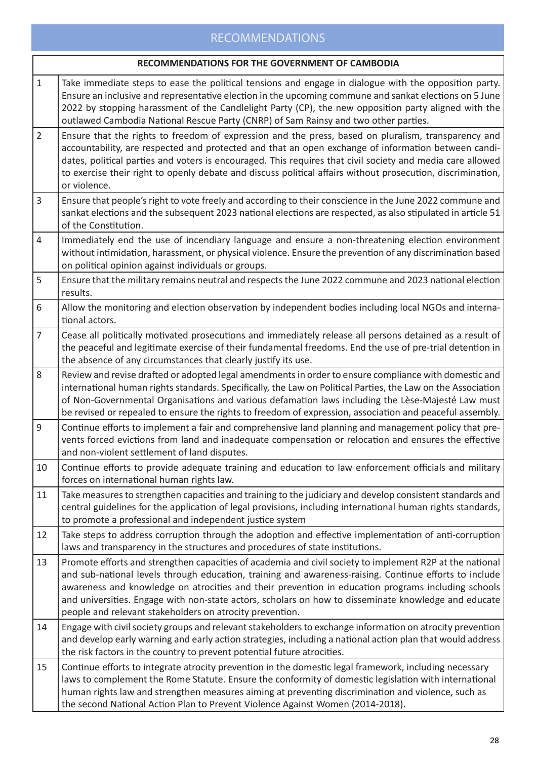# RECOMMENDATIONS

| RECOMMENDATIONS FOR THE GOVERNMENT OF CAMBODIA | |
|---|---|
| 1 | Take immediate steps to ease the political tensions and engage in dialogue with the opposition party. Ensure an inclusive and representative election in the upcoming commune and sankat elections on 5 June 2022 by stopping harassment of the Candlelight Party (CP), the new opposition party aligned with the outlawed Cambodia National Rescue Party (CNRP) of Sam Rainsy and two other parties. |
| 2 | Ensure that the rights to freedom of expression and the press, based on pluralism, transparency and accountability, are respected and protected and that an open exchange of information between candidates, political parties and voters is encouraged. This requires that civil society and media care allowed to exercise their right to openly debate and discuss political affairs without prosecution, discrimination, or violence. |
| 3 | Ensure that people's right to vote freely and according to their conscience in the June 2022 commune and sankat elections and the subsequent 2023 national elections are respected, as also stipulated in article 51 of the Constitution. |
| 4 | Immediately end the use of incendiary language and ensure a non-threatening election environment without intimidation, harassment, or physical violence. Ensure the prevention of any discrimination based on political opinion against individuals or groups. |
| 5 | Ensure that the military remains neutral and respects the June 2022 commune and 2023 national election results. |
| 6 | Allow the monitoring and election observation by independent bodies including local NGOs and international actors. |
| 7 | Cease all politically motivated prosecutions and immediately release all persons detained as a result of the peaceful and legitimate exercise of their fundamental freedoms. End the use of pre-trial detention in the absence of any circumstances that clearly justify its use. |
| 8 | Review and revise drafted or adopted legal amendments in order to ensure compliance with domestic and international human rights standards. Specifically, the Law on Political Parties, the Law on the Association of Non-Governmental Organisations and various defamation laws including the Lèse-Majesté Law must be revised or repealed to ensure the rights to freedom of expression, association and peaceful assembly. |
| 9 | Continue efforts to implement a fair and comprehensive land planning and management policy that prevents forced evictions from land and inadequate compensation or relocation and ensures the effective and non-violent settlement of land disputes. |
| 10 | Continue efforts to provide adequate training and education to law enforcement officials and military forces on international human rights law. |
| 11 | Take measures to strengthen capacities and training to the judiciary and develop consistent standards and central guidelines for the application of legal provisions, including international human rights standards, to promote a professional and independent justice system |
| 12 | Take steps to address corruption through the adoption and effective implementation of anti-corruption laws and transparency in the structures and procedures of state institutions. |
| 13 | Promote efforts and strengthen capacities of academia and civil society to implement R2P at the national and sub-national levels through education, training and awareness-raising. Continue efforts to include awareness and knowledge on atrocities and their prevention in education programs including schools and universities. Engage with non-state actors, scholars on how to disseminate knowledge and educate people and relevant stakeholders on atrocity prevention. |
| 14 | Engage with civil society groups and relevant stakeholders to exchange information on atrocity prevention and develop early warning and early action strategies, including a national action plan that would address the risk factors in the country to prevent potential future atrocities. |
| 15 | Continue efforts to integrate atrocity prevention in the domestic legal framework, including necessary laws to complement the Rome Statute. Ensure the conformity of domestic legislation with international human rights law and strengthen measures aiming at preventing discrimination and violence, such as the second National Action Plan to Prevent Violence Against Women (2014-2018). |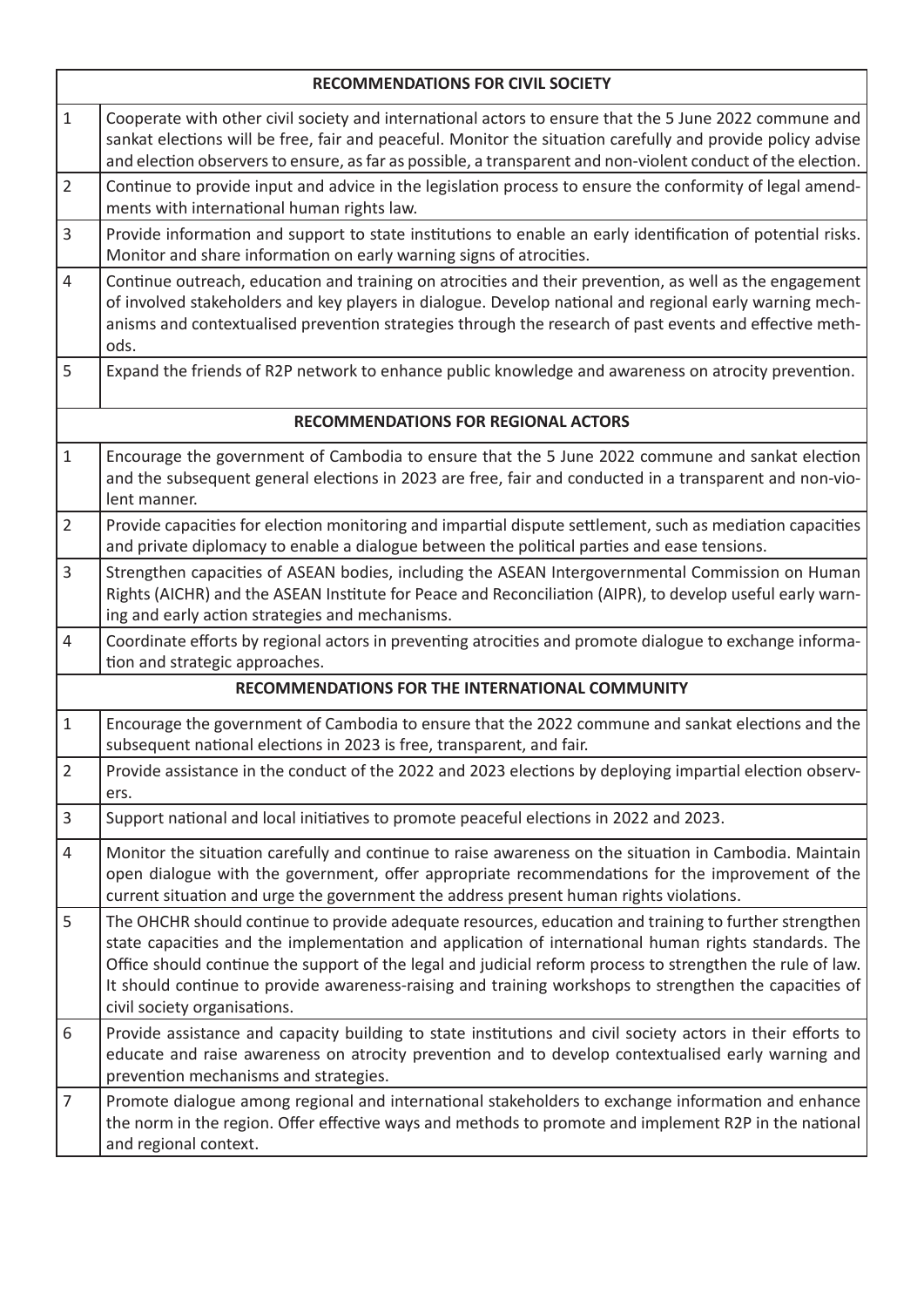| RECOMMENDATIONS FOR CIVIL SOCIETY | |
|---|---|
| 1 | Cooperate with other civil society and international actors to ensure that the 5 June 2022 commune and sankat elections will be free, fair and peaceful. Monitor the situation carefully and provide policy advise and election observers to ensure, as far as possible, a transparent and non-violent conduct of the election. |
| 2 | Continue to provide input and advice in the legislation process to ensure the conformity of legal amendments with international human rights law. |
| 3 | Provide information and support to state institutions to enable an early identification of potential risks. Monitor and share information on early warning signs of atrocities. |
| 4 | Continue outreach, education and training on atrocities and their prevention, as well as the engagement of involved stakeholders and key players in dialogue. Develop national and regional early warning mechanisms and contextualised prevention strategies through the research of past events and effective methods. |
| 5 | Expand the friends of R2P network to enhance public knowledge and awareness on atrocity prevention. |
| **RECOMMENDATIONS FOR REGIONAL ACTORS** | |
| 1 | Encourage the government of Cambodia to ensure that the 5 June 2022 commune and sankat election and the subsequent general elections in 2023 are free, fair and conducted in a transparent and non-violent manner. |
| 2 | Provide capacities for election monitoring and impartial dispute settlement, such as mediation capacities and private diplomacy to enable a dialogue between the political parties and ease tensions. |
| 3 | Strengthen capacities of ASEAN bodies, including the ASEAN Intergovernmental Commission on Human Rights (AICHR) and the ASEAN Institute for Peace and Reconciliation (AIPR), to develop useful early warning and early action strategies and mechanisms. |
| 4 | Coordinate efforts by regional actors in preventing atrocities and promote dialogue to exchange information and strategic approaches. |
| **RECOMMENDATIONS FOR THE INTERNATIONAL COMMUNITY** | |
| 1 | Encourage the government of Cambodia to ensure that the 2022 commune and sankat elections and the subsequent national elections in 2023 is free, transparent, and fair. |
| 2 | Provide assistance in the conduct of the 2022 and 2023 elections by deploying impartial election observers. |
| 3 | Support national and local initiatives to promote peaceful elections in 2022 and 2023. |
| 4 | Monitor the situation carefully and continue to raise awareness on the situation in Cambodia. Maintain open dialogue with the government, offer appropriate recommendations for the improvement of the current situation and urge the government the address present human rights violations. |
| 5 | The OHCHR should continue to provide adequate resources, education and training to further strengthen state capacities and the implementation and application of international human rights standards. The Office should continue the support of the legal and judicial reform process to strengthen the rule of law. It should continue to provide awareness-raising and training workshops to strengthen the capacities of civil society organisations. |
| 6 | Provide assistance and capacity building to state institutions and civil society actors in their efforts to educate and raise awareness on atrocity prevention and to develop contextualised early warning and prevention mechanisms and strategies. |
| 7 | Promote dialogue among regional and international stakeholders to exchange information and enhance the norm in the region. Offer effective ways and methods to promote and implement R2P in the national and regional context. |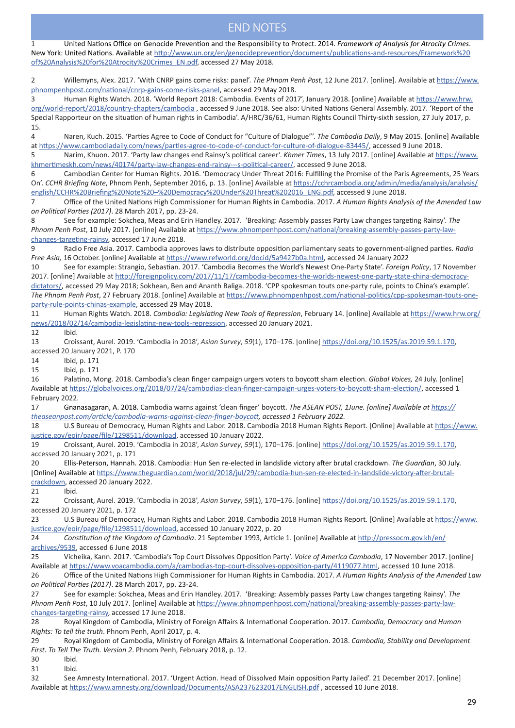# END NOTES

1 United Nations Office on Genocide Prevention and the Responsibility to Protect. 2014. *Framework of Analysis for Atrocity Crimes*. New York: United Nations. Available at http://www.un.org/en/genocideprevention/documents/publications-and-resources/Framework%20of%20Analysis%20for%20Atrocity%20Crimes_EN.pdf, accessed 27 May 2018.

2 Willemyns, Alex. 2017. 'With CNRP gains come risks: panel'. *The Phnom Penh Post*, 12 June 2017. [online]. Available at https://www.phnompenhpost.com/national/cnrp-gains-come-risks-panel, accessed 29 May 2018.

3 Human Rights Watch. 2018. 'World Report 2018: Cambodia. Events of 2017', January 2018. [online] Available at https://www.hrw.org/world-report/2018/country-chapters/cambodia , accessed 9 June 2018. See also: United Nations General Assembly. 2017. 'Report of the Special Rapporteur on the situation of human rights in Cambodia'. A/HRC/36/61, Human Rights Council Thirty-sixth session, 27 July 2017, p. 15.

4 Naren, Kuch. 2015. 'Parties Agree to Code of Conduct for "Culture of Dialogue"'. *The Cambodia Daily*, 9 May 2015. [online] Available at https://www.cambodiadaily.com/news/parties-agree-to-code-of-conduct-for-culture-of-dialogue-83445/, accessed 9 June 2018.

5 Narim, Khuon. 2017. 'Party law changes end Rainsy's political career'. *Khmer Times*, 13 July 2017. [online] Available at https://www.khmertimeskh.com/news/40174/party-law-changes-end-rainsy---s-political-career/, accessed 9 June 2018.

6 Cambodian Center for Human Rights. 2016. 'Democracy Under Threat 2016: Fulfilling the Promise of the Paris Agreements, 25 Years On'. *CCHR Briefing Note*, Phnom Penh, September 2016, p. 13. [online] Available at https://cchrcambodia.org/admin/media/analysis/analysis/english/CCHR%20Briefing%20Note%20–%20Democracy%20Under%20Threat%202016_ENG.pdf, accessed 9 June 2018.

7 Office of the United Nations High Commissioner for Human Rights in Cambodia. 2017. *A Human Rights Analysis of the Amended Law on Political Parties (2017)*. 28 March 2017, pp. 23-24.

8 See for example: Sokchea, Meas and Erin Handley. 2017. 'Breaking: Assembly passes Party Law changes targeting Rainsy'. *The Phnom Penh Post*, 10 July 2017. [online] Available at https://www.phnompenhpost.com/national/breaking-assembly-passes-party-law-changes-targeting-rainsy, accessed 17 June 2018.

9 Radio Free Asia. 2017. Cambodia approves laws to distribute opposition parliamentary seats to government-aligned parties. *Radio Free Asia,* 16 October. [online] Available at https://www.refworld.org/docid/5a9427b0a.html, accessed 24 January 2022

10 See for example: Strangio, Sebastian. 2017. 'Cambodia Becomes the World's Newest One-Party State'. *Foreign Policy*, 17 November 2017. [online] Available at http://foreignpolicy.com/2017/11/17/cambodia-becomes-the-worlds-newest-one-party-state-china-democracy-dictators/, accessed 29 May 2018; Sokhean, Ben and Ananth Baliga. 2018. 'CPP spokesman touts one-party rule, points to China's example'. *The Phnom Penh Post*, 27 February 2018. [online] Available at https://www.phnompenhpost.com/national-politics/cpp-spokesman-touts-one-party-rule-points-chinas-example, accessed 29 May 2018.

11 Human Rights Watch. 2018. *Cambodia: Legislating New Tools of Repression*, February 14. [online] Available at https://www.hrw.org/news/2018/02/14/cambodia-legislating-new-tools-repression, accessed 20 January 2021.

12 Ibid.

13 Croissant, Aurel. 2019. 'Cambodia in 2018', *Asian Survey*, *59*(1), 170–176. [online] https://doi.org/10.1525/as.2019.59.1.170, accessed 20 January 2021, P. 170

14 Ibid, p. 171

15 Ibid, p. 171

16 Palatino, Mong. 2018. Cambodia's clean finger campaign urgers voters to boycott sham election. *Global Voices,* 24 July. [online] Available at https://globalvoices.org/2018/07/24/cambodias-clean-finger-campaign-urges-voters-to-boycott-sham-election/, accessed 1 February 2022.

17 Gnanasagaran, A. 2018. Cambodia warns against 'clean finger' boycott. *The ASEAN POST, 1June. [online] Available at https://theaseanpost.com/article/cambodia-warns-against-clean-finger-boycott, accessed 1 February 2022.*

18 U.S Bureau of Democracy, Human Rights and Labor. 2018. Cambodia 2018 Human Rights Report. [Online] Available at https://www.justice.gov/eoir/page/file/1298511/download, accessed 10 January 2022.

19 Croissant, Aurel. 2019. 'Cambodia in 2018', *Asian Survey*, *59*(1), 170–176. [online] https://doi.org/10.1525/as.2019.59.1.170, accessed 20 January 2021, p. 171

20 Ellis-Peterson, Hannah. 2018. Cambodia: Hun Sen re-elected in landslide victory after brutal crackdown. *The Guardian*, 30 July. [Online] Available at https://www.theguardian.com/world/2018/jul/29/cambodia-hun-sen-re-elected-in-landslide-victory-after-brutal-crackdown, accessed 20 January 2022.

21 Ibid.

22 Croissant, Aurel. 2019. 'Cambodia in 2018', *Asian Survey*, *59*(1), 170–176. [online] https://doi.org/10.1525/as.2019.59.1.170, accessed 20 January 2021, p. 172

23 U.S Bureau of Democracy, Human Rights and Labor. 2018. Cambodia 2018 Human Rights Report. [Online] Available at https://www.justice.gov/eoir/page/file/1298511/download, accessed 10 January 2022, p. 20

24 *Constitution of the Kingdom of Cambodia*. 21 September 1993, Article 1. [online] Available at http://pressocm.gov.kh/en/archives/9539, accessed 6 June 2018

25 Vicheika, Kann. 2017. 'Cambodia's Top Court Dissolves Opposition Party'. *Voice of America Cambodia*, 17 November 2017. [online] Available at https://www.voacambodia.com/a/cambodias-top-court-dissolves-opposition-party/4119077.html, accessed 10 June 2018.

26 Office of the United Nations High Commissioner for Human Rights in Cambodia. 2017. *A Human Rights Analysis of the Amended Law on Political Parties (2017)*. 28 March 2017, pp. 23-24.

27 See for example: Sokchea, Meas and Erin Handley. 2017. 'Breaking: Assembly passes Party Law changes targeting Rainsy'. *The Phnom Penh Post*, 10 July 2017. [online] Available at https://www.phnompenhpost.com/national/breaking-assembly-passes-party-law-changes-targeting-rainsy, accessed 17 June 2018.

28 Royal Kingdom of Cambodia, Ministry of Foreign Affairs & International Cooperation. 2017. *Cambodia, Democracy and Human Rights: To tell the truth*. Phnom Penh, April 2017, p. 4.

29 Royal Kingdom of Cambodia, Ministry of Foreign Affairs & International Cooperation. 2018. *Cambodia, Stability and Development First. To Tell The Truth. Version 2*. Phnom Penh, February 2018, p. 12.

30 Ibid.

31 Ibid.

32 See Amnesty International. 2017. 'Urgent Action. Head of Dissolved Main opposition Party Jailed'. 21 December 2017. [online] Available at https://www.amnesty.org/download/Documents/ASA2376232017ENGLISH.pdf , accessed 10 June 2018.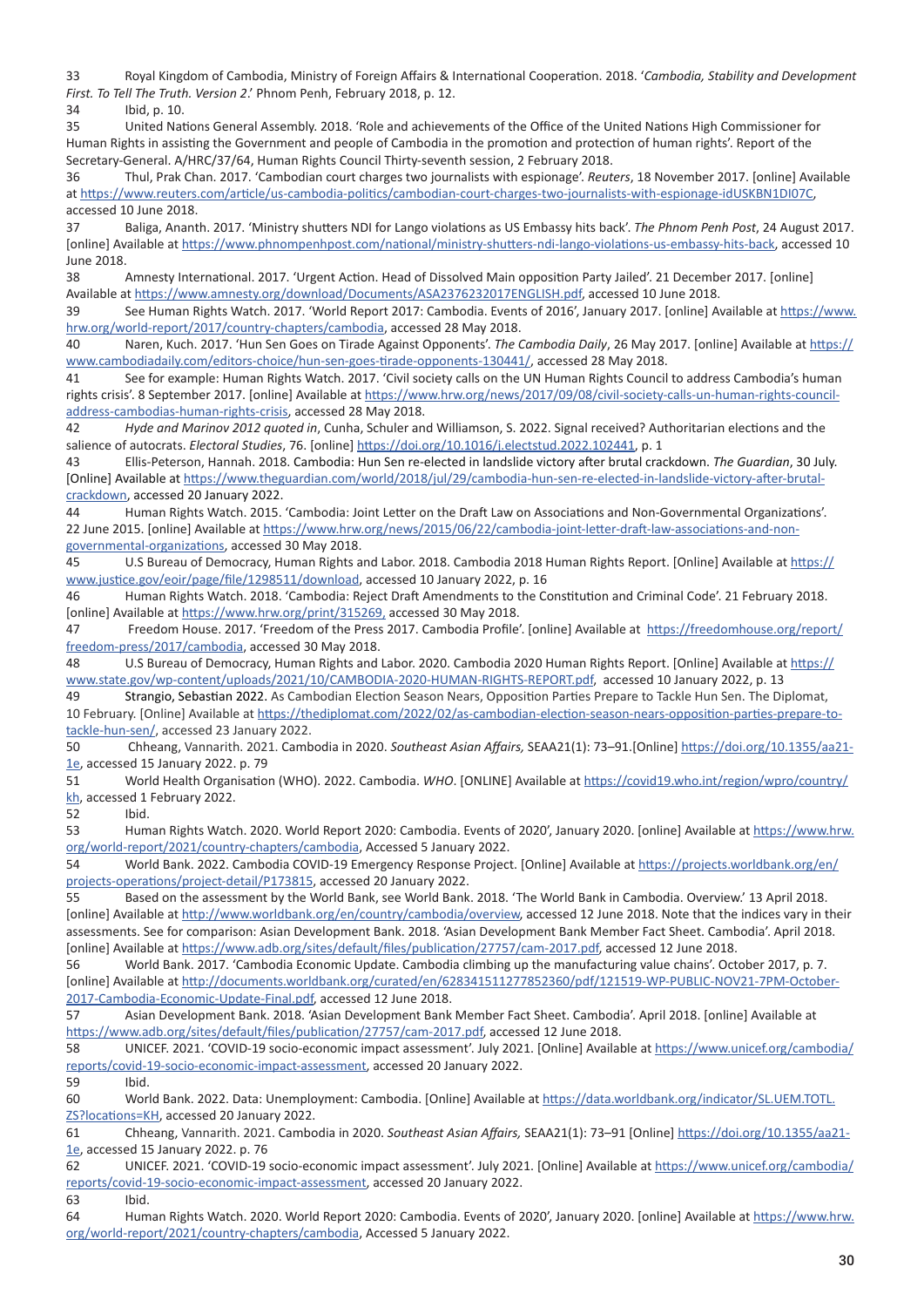33 Royal Kingdom of Cambodia, Ministry of Foreign Affairs & International Cooperation. 2018. '*Cambodia, Stability and Development First. To Tell The Truth. Version 2*.' Phnom Penh, February 2018, p. 12.

34 Ibid, p. 10.

35 United Nations General Assembly. 2018. 'Role and achievements of the Office of the United Nations High Commissioner for Human Rights in assisting the Government and people of Cambodia in the promotion and protection of human rights'. Report of the Secretary-General. A/HRC/37/64, Human Rights Council Thirty-seventh session, 2 February 2018.

36 Thul, Prak Chan. 2017. 'Cambodian court charges two journalists with espionage'. *Reuters*, 18 November 2017. [online] Available at https://www.reuters.com/article/us-cambodia-politics/cambodian-court-charges-two-journalists-with-espionage-idUSKBN1DI07C, accessed 10 June 2018.

37 Baliga, Ananth. 2017. 'Ministry shutters NDI for Lango violations as US Embassy hits back'. *The Phnom Penh Post*, 24 August 2017. [online] Available at https://www.phnompenhpost.com/national/ministry-shutters-ndi-lango-violations-us-embassy-hits-back, accessed 10 June 2018.

38 Amnesty International. 2017. 'Urgent Action. Head of Dissolved Main opposition Party Jailed'. 21 December 2017. [online] Available at https://www.amnesty.org/download/Documents/ASA2376232017ENGLISH.pdf, accessed 10 June 2018.

39 See Human Rights Watch. 2017. 'World Report 2017: Cambodia. Events of 2016', January 2017. [online] Available at https://www.hrw.org/world-report/2017/country-chapters/cambodia, accessed 28 May 2018.

40 Naren, Kuch. 2017. 'Hun Sen Goes on Tirade Against Opponents'. *The Cambodia Daily*, 26 May 2017. [online] Available at https://www.cambodiadaily.com/editors-choice/hun-sen-goes-tirade-opponents-130441/, accessed 28 May 2018.

41 See for example: Human Rights Watch. 2017. 'Civil society calls on the UN Human Rights Council to address Cambodia's human rights crisis'. 8 September 2017. [online] Available at https://www.hrw.org/news/2017/09/08/civil-society-calls-un-human-rights-council-address-cambodias-human-rights-crisis, accessed 28 May 2018.

42 *Hyde and Marinov 2012 quoted in*, Cunha, Schuler and Williamson, S. 2022. Signal received? Authoritarian elections and the salience of autocrats. *Electoral Studies*, 76. [online] https://doi.org/10.1016/j.electstud.2022.102441, p. 1

43 Ellis-Peterson, Hannah. 2018. Cambodia: Hun Sen re-elected in landslide victory after brutal crackdown. *The Guardian*, 30 July. [Online] Available at https://www.theguardian.com/world/2018/jul/29/cambodia-hun-sen-re-elected-in-landslide-victory-after-brutal-crackdown, accessed 20 January 2022.

44 Human Rights Watch. 2015. 'Cambodia: Joint Letter on the Draft Law on Associations and Non-Governmental Organizations'. 22 June 2015. [online] Available at https://www.hrw.org/news/2015/06/22/cambodia-joint-letter-draft-law-associations-and-non-governmental-organizations, accessed 30 May 2018.

45 U.S Bureau of Democracy, Human Rights and Labor. 2018. Cambodia 2018 Human Rights Report. [Online] Available at https://www.justice.gov/eoir/page/file/1298511/download, accessed 10 January 2022, p. 16

46 Human Rights Watch. 2018. 'Cambodia: Reject Draft Amendments to the Constitution and Criminal Code'. 21 February 2018. [online] Available at https://www.hrw.org/print/315269, accessed 30 May 2018.

47 Freedom House. 2017. 'Freedom of the Press 2017. Cambodia Profile'. [online] Available at https://freedomhouse.org/report/freedom-press/2017/cambodia, accessed 30 May 2018.

48 U.S Bureau of Democracy, Human Rights and Labor. 2020. Cambodia 2020 Human Rights Report. [Online] Available at https://www.state.gov/wp-content/uploads/2021/10/CAMBODIA-2020-HUMAN-RIGHTS-REPORT.pdf, accessed 10 January 2022, p. 13

49 Strangio, Sebastian 2022. As Cambodian Election Season Nears, Opposition Parties Prepare to Tackle Hun Sen. The Diplomat, 10 February. [Online] Available at https://thediplomat.com/2022/02/as-cambodian-election-season-nears-opposition-parties-prepare-to-tackle-hun-sen/, accessed 23 January 2022.

50 Chheang, Vannarith. 2021. Cambodia in 2020. *Southeast Asian Affairs,* SEAA21(1): 73–91.[Online] https://doi.org/10.1355/aa21-1e, accessed 15 January 2022. p. 79

51 World Health Organisation (WHO). 2022. Cambodia. *WHO*. [ONLINE] Available at https://covid19.who.int/region/wpro/country/kh, accessed 1 February 2022.

52 Ibid.

53 Human Rights Watch. 2020. World Report 2020: Cambodia. Events of 2020', January 2020. [online] Available at https://www.hrw.org/world-report/2021/country-chapters/cambodia, Accessed 5 January 2022.

54 World Bank. 2022. Cambodia COVID-19 Emergency Response Project. [Online] Available at https://projects.worldbank.org/en/projects-operations/project-detail/P173815, accessed 20 January 2022.

55 Based on the assessment by the World Bank, see World Bank. 2018. 'The World Bank in Cambodia. Overview.' 13 April 2018. [online] Available at http://www.worldbank.org/en/country/cambodia/overview, accessed 12 June 2018. Note that the indices vary in their assessments. See for comparison: Asian Development Bank. 2018. 'Asian Development Bank Member Fact Sheet. Cambodia'. April 2018. [online] Available at https://www.adb.org/sites/default/files/publication/27757/cam-2017.pdf, accessed 12 June 2018.

56 World Bank. 2017. 'Cambodia Economic Update. Cambodia climbing up the manufacturing value chains'. October 2017, p. 7. [online] Available at http://documents.worldbank.org/curated/en/628341511277852360/pdf/121519-WP-PUBLIC-NOV21-7PM-October-2017-Cambodia-Economic-Update-Final.pdf, accessed 12 June 2018.

57 Asian Development Bank. 2018. 'Asian Development Bank Member Fact Sheet. Cambodia'. April 2018. [online] Available at https://www.adb.org/sites/default/files/publication/27757/cam-2017.pdf, accessed 12 June 2018.

58 UNICEF. 2021. 'COVID-19 socio-economic impact assessment'. July 2021. [Online] Available at https://www.unicef.org/cambodia/reports/covid-19-socio-economic-impact-assessment, accessed 20 January 2022.

59 Ibid.

60 World Bank. 2022. Data: Unemployment: Cambodia. [Online] Available at https://data.worldbank.org/indicator/SL.UEM.TOTL.ZS?locations=KH, accessed 20 January 2022.

61 Chheang, Vannarith. 2021. Cambodia in 2020. *Southeast Asian Affairs,* SEAA21(1): 73–91 [Online] https://doi.org/10.1355/aa21-1e, accessed 15 January 2022. p. 76

62 UNICEF. 2021. 'COVID-19 socio-economic impact assessment'. July 2021. [Online] Available at https://www.unicef.org/cambodia/reports/covid-19-socio-economic-impact-assessment, accessed 20 January 2022.

63 Ibid.

64 Human Rights Watch. 2020. World Report 2020: Cambodia. Events of 2020', January 2020. [online] Available at https://www.hrw.org/world-report/2021/country-chapters/cambodia, Accessed 5 January 2022.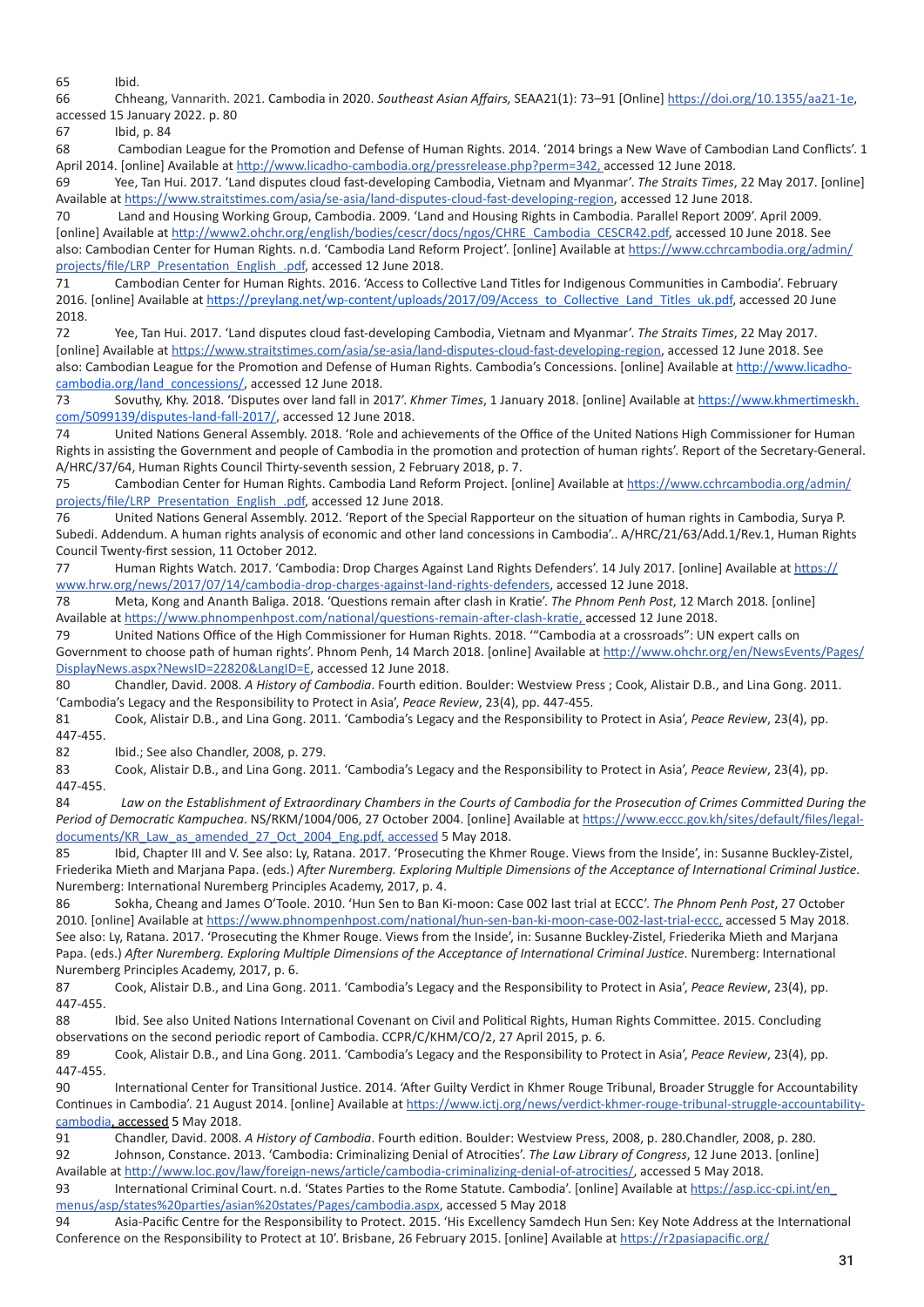65 Ibid.

66 Chheang, Vannarith. 2021. Cambodia in 2020. *Southeast Asian Affairs,* SEAA21(1): 73–91 [Online] https://doi.org/10.1355/aa21-1e, accessed 15 January 2022. p. 80

67 Ibid, p. 84

68 Cambodian League for the Promotion and Defense of Human Rights. 2014. '2014 brings a New Wave of Cambodian Land Conflicts'. 1 April 2014. [online] Available at http://www.licadho-cambodia.org/pressrelease.php?perm=342, accessed 12 June 2018.

69 Yee, Tan Hui. 2017. 'Land disputes cloud fast-developing Cambodia, Vietnam and Myanmar'. *The Straits Times*, 22 May 2017. [online] Available at https://www.straitstimes.com/asia/se-asia/land-disputes-cloud-fast-developing-region, accessed 12 June 2018.

70 Land and Housing Working Group, Cambodia. 2009. 'Land and Housing Rights in Cambodia. Parallel Report 2009'. April 2009. [online] Available at http://www2.ohchr.org/english/bodies/cescr/docs/ngos/CHRE_Cambodia_CESCR42.pdf, accessed 10 June 2018. See also: Cambodian Center for Human Rights. n.d. 'Cambodia Land Reform Project'. [online] Available at https://www.cchrcambodia.org/admin/projects/file/LRP_Presentation_English_.pdf, accessed 12 June 2018.

71 Cambodian Center for Human Rights. 2016. 'Access to Collective Land Titles for Indigenous Communities in Cambodia'. February 2016. [online] Available at https://preylang.net/wp-content/uploads/2017/09/Access_to_Collective_Land_Titles_uk.pdf, accessed 20 June 2018.

72 Yee, Tan Hui. 2017. 'Land disputes cloud fast-developing Cambodia, Vietnam and Myanmar'. *The Straits Times*, 22 May 2017. [online] Available at https://www.straitstimes.com/asia/se-asia/land-disputes-cloud-fast-developing-region, accessed 12 June 2018. See also: Cambodian League for the Promotion and Defense of Human Rights. Cambodia's Concessions. [online] Available at http://www.licadho-cambodia.org/land_concessions/, accessed 12 June 2018.

73 Sovuthy, Khy. 2018. 'Disputes over land fall in 2017'. *Khmer Times*, 1 January 2018. [online] Available at https://www.khmertimeskh.com/5099139/disputes-land-fall-2017/, accessed 12 June 2018.

74 United Nations General Assembly. 2018. 'Role and achievements of the Office of the United Nations High Commissioner for Human Rights in assisting the Government and people of Cambodia in the promotion and protection of human rights'. Report of the Secretary-General. A/HRC/37/64, Human Rights Council Thirty-seventh session, 2 February 2018, p. 7.

75 Cambodian Center for Human Rights. Cambodia Land Reform Project. [online] Available at https://www.cchrcambodia.org/admin/projects/file/LRP_Presentation_English_.pdf, accessed 12 June 2018.

76 United Nations General Assembly. 2012. 'Report of the Special Rapporteur on the situation of human rights in Cambodia, Surya P. Subedi. Addendum. A human rights analysis of economic and other land concessions in Cambodia'.. A/HRC/21/63/Add.1/Rev.1, Human Rights Council Twenty-first session, 11 October 2012.

77 Human Rights Watch. 2017. 'Cambodia: Drop Charges Against Land Rights Defenders'. 14 July 2017. [online] Available at https://www.hrw.org/news/2017/07/14/cambodia-drop-charges-against-land-rights-defenders, accessed 12 June 2018.

78 Meta, Kong and Ananth Baliga. 2018. 'Questions remain after clash in Kratie'. *The Phnom Penh Post*, 12 March 2018. [online] Available at https://www.phnompenhpost.com/national/questions-remain-after-clash-kratie, accessed 12 June 2018.

79 United Nations Office of the High Commissioner for Human Rights. 2018. '"Cambodia at a crossroads": UN expert calls on Government to choose path of human rights'. Phnom Penh, 14 March 2018. [online] Available at http://www.ohchr.org/en/NewsEvents/Pages/DisplayNews.aspx?NewsID=22820&LangID=E, accessed 12 June 2018.

80 Chandler, David. 2008. *A History of Cambodia*. Fourth edition. Boulder: Westview Press ; Cook, Alistair D.B., and Lina Gong. 2011. 'Cambodia's Legacy and the Responsibility to Protect in Asia', *Peace Review*, 23(4), pp. 447-455.

81 Cook, Alistair D.B., and Lina Gong. 2011. 'Cambodia's Legacy and the Responsibility to Protect in Asia', *Peace Review*, 23(4), pp. 447-455.

82 Ibid.; See also Chandler, 2008, p. 279.

83 Cook, Alistair D.B., and Lina Gong. 2011. 'Cambodia's Legacy and the Responsibility to Protect in Asia', *Peace Review*, 23(4), pp. 447-455.

84 *Law on the Establishment of Extraordinary Chambers in the Courts of Cambodia for the Prosecution of Crimes Committed During the Period of Democratic Kampuchea*. NS/RKM/1004/006, 27 October 2004. [online] Available at https://www.eccc.gov.kh/sites/default/files/legal-documents/KR_Law_as_amended_27_Oct_2004_Eng.pdf, accessed 5 May 2018.

85 Ibid, Chapter III and V. See also: Ly, Ratana. 2017. 'Prosecuting the Khmer Rouge. Views from the Inside', in: Susanne Buckley-Zistel, Friederika Mieth and Marjana Papa. (eds.) *After Nuremberg. Exploring Multiple Dimensions of the Acceptance of International Criminal Justice*. Nuremberg: International Nuremberg Principles Academy, 2017, p. 4.

86 Sokha, Cheang and James O'Toole. 2010. 'Hun Sen to Ban Ki-moon: Case 002 last trial at ECCC'. *The Phnom Penh Post*, 27 October 2010. [online] Available at https://www.phnompenhpost.com/national/hun-sen-ban-ki-moon-case-002-last-trial-eccc, accessed 5 May 2018. See also: Ly, Ratana. 2017. 'Prosecuting the Khmer Rouge. Views from the Inside', in: Susanne Buckley-Zistel, Friederika Mieth and Marjana Papa. (eds.) *After Nuremberg. Exploring Multiple Dimensions of the Acceptance of International Criminal Justice*. Nuremberg: International Nuremberg Principles Academy, 2017, p. 6.

87 Cook, Alistair D.B., and Lina Gong. 2011. 'Cambodia's Legacy and the Responsibility to Protect in Asia', *Peace Review*, 23(4), pp. 447-455.

88 Ibid. See also United Nations International Covenant on Civil and Political Rights, Human Rights Committee. 2015. Concluding observations on the second periodic report of Cambodia. CCPR/C/KHM/CO/2, 27 April 2015, p. 6.

89 Cook, Alistair D.B., and Lina Gong. 2011. 'Cambodia's Legacy and the Responsibility to Protect in Asia', *Peace Review*, 23(4), pp. 447-455.

90 International Center for Transitional Justice. 2014. 'After Guilty Verdict in Khmer Rouge Tribunal, Broader Struggle for Accountability Continues in Cambodia'. 21 August 2014. [online] Available at https://www.ictj.org/news/verdict-khmer-rouge-tribunal-struggle-accountability-cambodia, accessed 5 May 2018.

91 Chandler, David. 2008. *A History of Cambodia*. Fourth edition. Boulder: Westview Press, 2008, p. 280.Chandler, 2008, p. 280.

92 Johnson, Constance. 2013. 'Cambodia: Criminalizing Denial of Atrocities'. *The Law Library of Congress*, 12 June 2013. [online] Available at http://www.loc.gov/law/foreign-news/article/cambodia-criminalizing-denial-of-atrocities/, accessed 5 May 2018.

93 International Criminal Court. n.d. 'States Parties to the Rome Statute. Cambodia'. [online] Available at https://asp.icc-cpi.int/en_menus/asp/states%20parties/asian%20states/Pages/cambodia.aspx, accessed 5 May 2018

94 Asia-Pacific Centre for the Responsibility to Protect. 2015. 'His Excellency Samdech Hun Sen: Key Note Address at the International Conference on the Responsibility to Protect at 10'. Brisbane, 26 February 2015. [online] Available at https://r2pasiapacific.org/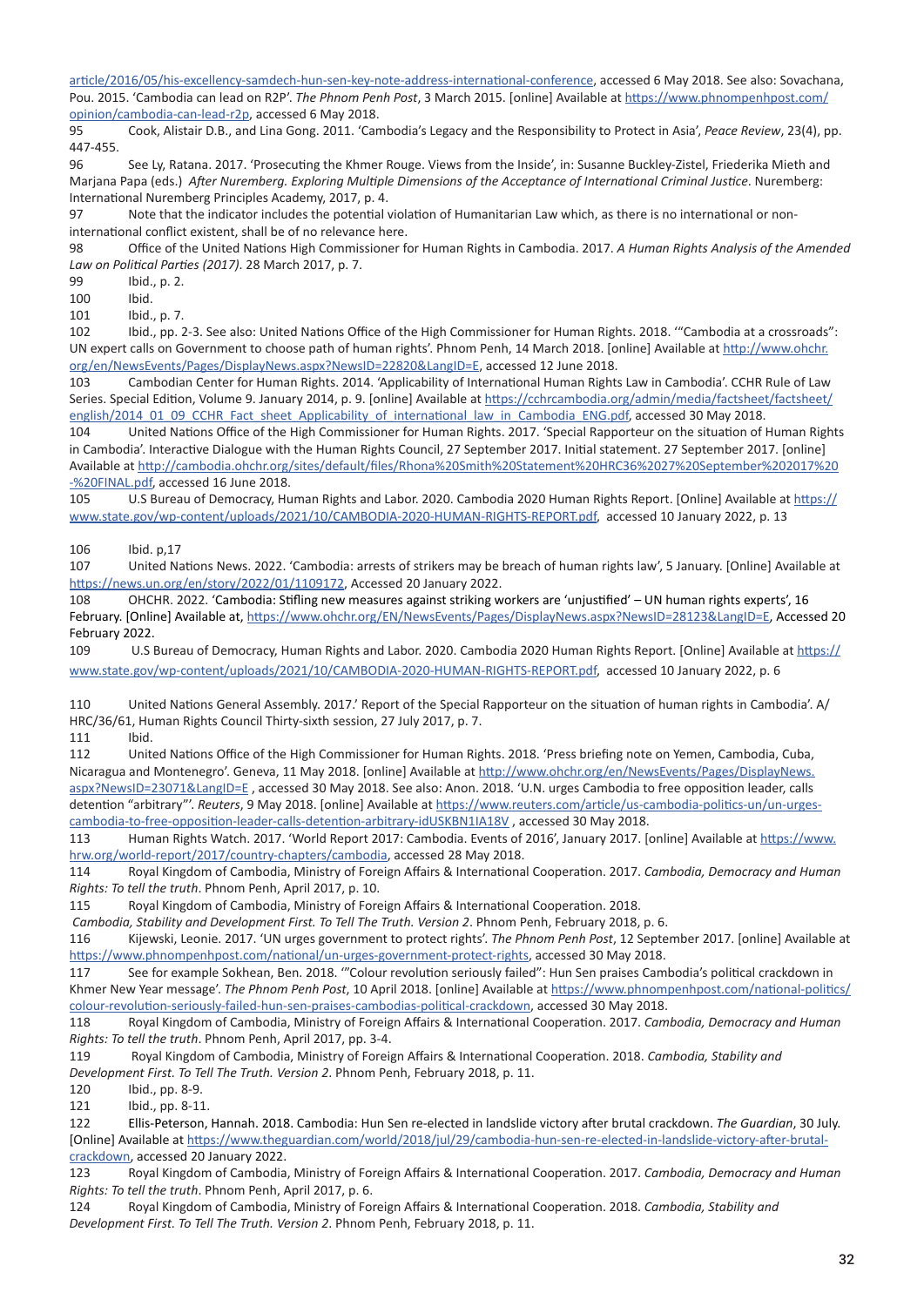article/2016/05/his-excellency-samdech-hun-sen-key-note-address-international-conference, accessed 6 May 2018. See also: Sovachana, Pou. 2015. 'Cambodia can lead on R2P'. *The Phnom Penh Post*, 3 March 2015. [online] Available at https://www.phnompenhpost.com/opinion/cambodia-can-lead-r2p, accessed 6 May 2018.

95 Cook, Alistair D.B., and Lina Gong. 2011. 'Cambodia's Legacy and the Responsibility to Protect in Asia', *Peace Review*, 23(4), pp. 447-455.

96 See Ly, Ratana. 2017. 'Prosecuting the Khmer Rouge. Views from the Inside', in: Susanne Buckley-Zistel, Friederika Mieth and Marjana Papa (eds.) *After Nuremberg. Exploring Multiple Dimensions of the Acceptance of International Criminal Justice*. Nuremberg: International Nuremberg Principles Academy, 2017, p. 4.

97 Note that the indicator includes the potential violation of Humanitarian Law which, as there is no international or non-international conflict existent, shall be of no relevance here.

98 Office of the United Nations High Commissioner for Human Rights in Cambodia. 2017. *A Human Rights Analysis of the Amended Law on Political Parties (2017)*. 28 March 2017, p. 7.

99 Ibid., p. 2.

100 Ibid.

101 Ibid., p. 7.

102 Ibid., pp. 2-3. See also: United Nations Office of the High Commissioner for Human Rights. 2018. '"Cambodia at a crossroads": UN expert calls on Government to choose path of human rights'. Phnom Penh, 14 March 2018. [online] Available at http://www.ohchr.org/en/NewsEvents/Pages/DisplayNews.aspx?NewsID=22820&LangID=E, accessed 12 June 2018.

103 Cambodian Center for Human Rights. 2014. 'Applicability of International Human Rights Law in Cambodia'. CCHR Rule of Law Series. Special Edition, Volume 9. January 2014, p. 9. [online] Available at https://cchrcambodia.org/admin/media/factsheet/factsheet/english/2014_01_09_CCHR_Fact_sheet_Applicability_of_international_law_in_Cambodia_ENG.pdf, accessed 30 May 2018.

104 United Nations Office of the High Commissioner for Human Rights. 2017. 'Special Rapporteur on the situation of Human Rights in Cambodia'. Interactive Dialogue with the Human Rights Council, 27 September 2017. Initial statement. 27 September 2017. [online] Available at http://cambodia.ohchr.org/sites/default/files/Rhona%20Smith%20Statement%20HRC36%2027%20September%202017%20-%20FINAL.pdf, accessed 16 June 2018.

105 U.S Bureau of Democracy, Human Rights and Labor. 2020. Cambodia 2020 Human Rights Report. [Online] Available at https://www.state.gov/wp-content/uploads/2021/10/CAMBODIA-2020-HUMAN-RIGHTS-REPORT.pdf, accessed 10 January 2022, p. 13

106 Ibid. p,17

107 United Nations News. 2022. 'Cambodia: arrests of strikers may be breach of human rights law', 5 January. [Online] Available at https://news.un.org/en/story/2022/01/1109172, Accessed 20 January 2022.

108 OHCHR. 2022. 'Cambodia: Stifling new measures against striking workers are 'unjustified' – UN human rights experts', 16 February. [Online] Available at, https://www.ohchr.org/EN/NewsEvents/Pages/DisplayNews.aspx?NewsID=28123&LangID=E, Accessed 20 February 2022.

109 U.S Bureau of Democracy, Human Rights and Labor. 2020. Cambodia 2020 Human Rights Report. [Online] Available at https://www.state.gov/wp-content/uploads/2021/10/CAMBODIA-2020-HUMAN-RIGHTS-REPORT.pdf, accessed 10 January 2022, p. 6

110 United Nations General Assembly. 2017.' Report of the Special Rapporteur on the situation of human rights in Cambodia'. A/HRC/36/61, Human Rights Council Thirty-sixth session, 27 July 2017, p. 7.

111 Ibid.

112 United Nations Office of the High Commissioner for Human Rights. 2018. 'Press briefing note on Yemen, Cambodia, Cuba, Nicaragua and Montenegro'. Geneva, 11 May 2018. [online] Available at http://www.ohchr.org/en/NewsEvents/Pages/DisplayNews.aspx?NewsID=23071&LangID=E , accessed 30 May 2018. See also: Anon. 2018. 'U.N. urges Cambodia to free opposition leader, calls detention "arbitrary"'. *Reuters*, 9 May 2018. [online] Available at https://www.reuters.com/article/us-cambodia-politics-un/un-urges-cambodia-to-free-opposition-leader-calls-detention-arbitrary-idUSKBN1IA18V , accessed 30 May 2018.

113 Human Rights Watch. 2017. 'World Report 2017: Cambodia. Events of 2016', January 2017. [online] Available at https://www.hrw.org/world-report/2017/country-chapters/cambodia, accessed 28 May 2018.

114 Royal Kingdom of Cambodia, Ministry of Foreign Affairs & International Cooperation. 2017. *Cambodia, Democracy and Human Rights: To tell the truth*. Phnom Penh, April 2017, p. 10.

115 Royal Kingdom of Cambodia, Ministry of Foreign Affairs & International Cooperation. 2018. *Cambodia, Stability and Development First. To Tell The Truth. Version 2*. Phnom Penh, February 2018, p. 6.

116 Kijewski, Leonie. 2017. 'UN urges government to protect rights'. *The Phnom Penh Post*, 12 September 2017. [online] Available at https://www.phnompenhpost.com/national/un-urges-government-protect-rights, accessed 30 May 2018.

117 See for example Sokhean, Ben. 2018. '"Colour revolution seriously failed": Hun Sen praises Cambodia's political crackdown in Khmer New Year message'. *The Phnom Penh Post*, 10 April 2018. [online] Available at https://www.phnompenhpost.com/national-politics/colour-revolution-seriously-failed-hun-sen-praises-cambodias-political-crackdown, accessed 30 May 2018.

118 Royal Kingdom of Cambodia, Ministry of Foreign Affairs & International Cooperation. 2017. *Cambodia, Democracy and Human Rights: To tell the truth*. Phnom Penh, April 2017, pp. 3-4.

119 Royal Kingdom of Cambodia, Ministry of Foreign Affairs & International Cooperation. 2018. *Cambodia, Stability and Development First. To Tell The Truth. Version 2*. Phnom Penh, February 2018, p. 11.

120 Ibid., pp. 8-9.

121 Ibid., pp. 8-11.

122 Ellis-Peterson, Hannah. 2018. Cambodia: Hun Sen re-elected in landslide victory after brutal crackdown. *The Guardian*, 30 July. [Online] Available at https://www.theguardian.com/world/2018/jul/29/cambodia-hun-sen-re-elected-in-landslide-victory-after-brutal-crackdown, accessed 20 January 2022.

123 Royal Kingdom of Cambodia, Ministry of Foreign Affairs & International Cooperation. 2017. *Cambodia, Democracy and Human Rights: To tell the truth*. Phnom Penh, April 2017, p. 6.

124 Royal Kingdom of Cambodia, Ministry of Foreign Affairs & International Cooperation. 2018. *Cambodia, Stability and Development First. To Tell The Truth. Version 2*. Phnom Penh, February 2018, p. 11.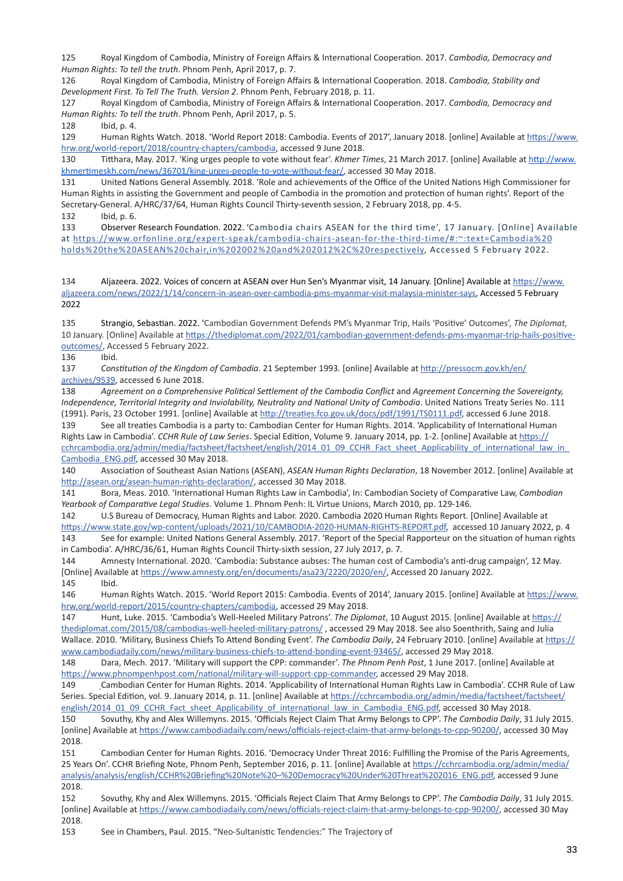125 Royal Kingdom of Cambodia, Ministry of Foreign Affairs & International Cooperation. 2017. *Cambodia, Democracy and Human Rights: To tell the truth*. Phnom Penh, April 2017, p. 7.

126 Royal Kingdom of Cambodia, Ministry of Foreign Affairs & International Cooperation. 2018. *Cambodia, Stability and Development First. To Tell The Truth. Version 2*. Phnom Penh, February 2018, p. 11.

127 Royal Kingdom of Cambodia, Ministry of Foreign Affairs & International Cooperation. 2017. *Cambodia, Democracy and Human Rights: To tell the truth*. Phnom Penh, April 2017, p. 5.

128 Ibid, p. 4.

129 Human Rights Watch. 2018. 'World Report 2018: Cambodia. Events of 2017', January 2018. [online] Available at https://www.hrw.org/world-report/2018/country-chapters/cambodia, accessed 9 June 2018.

130 Titthara, May. 2017. 'King urges people to vote without fear'. *Khmer Times*, 21 March 2017. [online] Available at http://www.khmertimeskh.com/news/36701/king-urges-people-to-vote-without-fear/, accessed 30 May 2018.

131 United Nations General Assembly. 2018. 'Role and achievements of the Office of the United Nations High Commissioner for Human Rights in assisting the Government and people of Cambodia in the promotion and protection of human rights'. Report of the Secretary-General. A/HRC/37/64, Human Rights Council Thirty-seventh session, 2 February 2018, pp. 4-5.

132 Ibid, p. 6.

133 Observer Research Foundation. 2022. 'Cambodia chairs ASEAN for the third time', 17 January. [Online] Available at https://www.orfonline.org/expert-speak/cambodia-chairs-asean-for-the-third-time/#:~:text=Cambodia%20holds%20the%20ASEAN%20chair,in%202002%20and%202012%2C%20respectively, Accessed 5 February 2022.

134 Aljazeera. 2022. Voices of concern at ASEAN over Hun Sen's Myanmar visit, 14 January. [Online] Available at https://www.aljazeera.com/news/2022/1/14/concern-in-asean-over-cambodia-pms-myanmar-visit-malaysia-minister-says, Accessed 5 February 2022

135 Strangio, Sebastian. 2022. 'Cambodian Government Defends PM's Myanmar Trip, Hails 'Positive' Outcomes', *The Diplomat,* 10 January. [Online] Available at https://thediplomat.com/2022/01/cambodian-government-defends-pms-myanmar-trip-hails-positive-outcomes/, Accessed 5 February 2022.

136 Ibid.

137 *Constitution of the Kingdom of Cambodia*. 21 September 1993. [online] Available at http://pressocm.gov.kh/en/archives/9539, accessed 6 June 2018.

138 *Agreement on a Comprehensive Political Settlement of the Cambodia Conflict* and *Agreement Concerning the Sovereignty, Independence, Territorial Integrity and Inviolability, Neutrality and National Unity of Cambodia*. United Nations Treaty Series No. 111 (1991). Paris, 23 October 1991. [online] Available at http://treaties.fco.gov.uk/docs/pdf/1991/TS0111.pdf, accessed 6 June 2018.

139 See all treaties Cambodia is a party to: Cambodian Center for Human Rights. 2014. 'Applicability of International Human Rights Law in Cambodia'. *CCHR Rule of Law Series*. Special Edition, Volume 9. January 2014, pp. 1-2. [online] Available at https://cchrcambodia.org/admin/media/factsheet/factsheet/english/2014_01_09_CCHR_Fact_sheet_Applicability_of_international_law_in_Cambodia_ENG.pdf, accessed 30 May 2018.

140 Association of Southeast Asian Nations (ASEAN), *ASEAN Human Rights Declaration*, 18 November 2012. [online] Available at http://asean.org/asean-human-rights-declaration/, accessed 30 May 2018.

141 Bora, Meas. 2010. 'International Human Rights Law in Cambodia', In: Cambodian Society of Comparative Law, *Cambodian Yearbook of Comparative Legal Studies*. Volume 1. Phnom Penh: IL Virtue Unions, March 2010, pp. 129-146.

142 U.S Bureau of Democracy, Human Rights and Labor. 2020. Cambodia 2020 Human Rights Report. [Online] Available at https://www.state.gov/wp-content/uploads/2021/10/CAMBODIA-2020-HUMAN-RIGHTS-REPORT.pdf, accessed 10 January 2022, p. 4

143 See for example: United Nations General Assembly. 2017. 'Report of the Special Rapporteur on the situation of human rights in Cambodia'. A/HRC/36/61, Human Rights Council Thirty-sixth session, 27 July 2017, p. 7.

144 Amnesty International. 2020. 'Cambodia: Substance aubses: The human cost of Cambodia's anti-drug campaign', 12 May. [Online] Available at https://www.amnesty.org/en/documents/asa23/2220/2020/en/, Accessed 20 January 2022.

145 Ibid.

146 Human Rights Watch. 2015. 'World Report 2015: Cambodia. Events of 2014', January 2015. [online] Available at https://www.hrw.org/world-report/2015/country-chapters/cambodia, accessed 29 May 2018.

147 Hunt, Luke. 2015. 'Cambodia's Well-Heeled Military Patrons'. *The Diplomat*, 10 August 2015. [online] Available at https://thediplomat.com/2015/08/cambodias-well-heeled-military-patrons/ , accessed 29 May 2018. See also Soenthrith, Saing and Julia Wallace. 2010. 'Military, Business Chiefs To Attend Bonding Event'. *The Cambodia Daily*, 24 February 2010. [online] Available at https://www.cambodiadaily.com/news/military-business-chiefs-to-attend-bonding-event-93465/, accessed 29 May 2018.

148 Dara, Mech. 2017. 'Military will support the CPP: commander'. *The Phnom Penh Post*, 1 June 2017. [online] Available at https://www.phnompenhpost.com/national/military-will-support-cpp-commander, accessed 29 May 2018.

149 Cambodian Center for Human Rights. 2014. 'Applicability of International Human Rights Law in Cambodia'. CCHR Rule of Law Series. Special Edition, vol. 9. January 2014, p. 11. [online] Available at https://cchrcambodia.org/admin/media/factsheet/factsheet/english/2014_01_09_CCHR_Fact_sheet_Applicability_of_international_law_in_Cambodia_ENG.pdf, accessed 30 May 2018.

150 Sovuthy, Khy and Alex Willemyns. 2015. 'Officials Reject Claim That Army Belongs to CPP'. *The Cambodia Daily*, 31 July 2015. [online] Available at https://www.cambodiadaily.com/news/officials-reject-claim-that-army-belongs-to-cpp-90200/, accessed 30 May 2018.

151 Cambodian Center for Human Rights. 2016. 'Democracy Under Threat 2016: Fulfilling the Promise of the Paris Agreements, 25 Years On'. CCHR Briefing Note, Phnom Penh, September 2016, p. 11. [online] Available at https://cchrcambodia.org/admin/media/analysis/analysis/english/CCHR%20Briefing%20Note%20–%20Democracy%20Under%20Threat%202016_ENG.pdf, accessed 9 June 2018.

152 Sovuthy, Khy and Alex Willemyns. 2015. 'Officials Reject Claim That Army Belongs to CPP'. *The Cambodia Daily*, 31 July 2015. [online] Available at https://www.cambodiadaily.com/news/officials-reject-claim-that-army-belongs-to-cpp-90200/, accessed 30 May 2018.

153 See in Chambers, Paul. 2015. "Neo-Sultanistic Tendencies:" The Trajectory of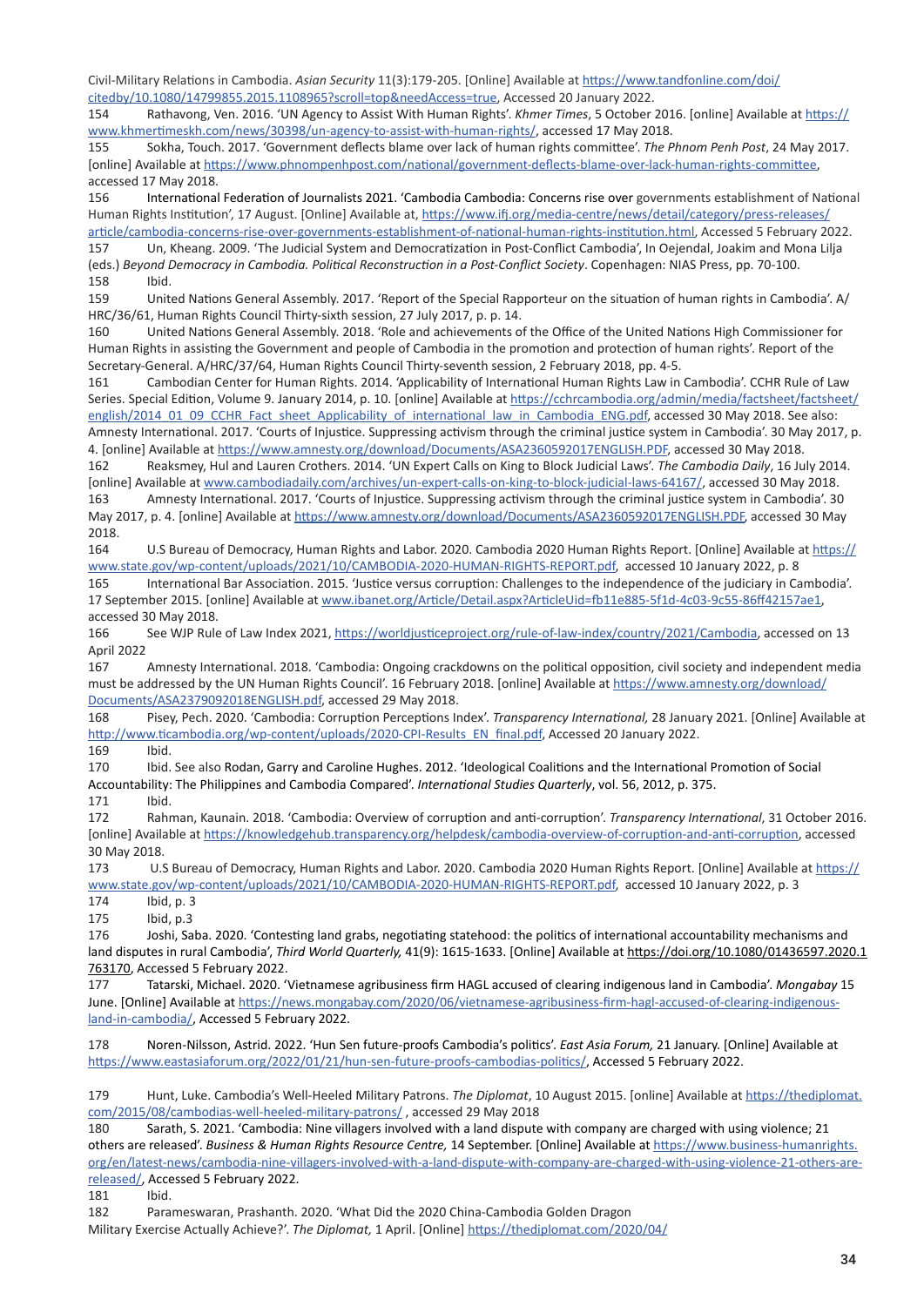Civil-Military Relations in Cambodia. *Asian Security* 11(3):179-205. [Online] Available at https://www.tandfonline.com/doi/citedby/10.1080/14799855.2015.1108965?scroll=top&needAccess=true, Accessed 20 January 2022.

154 Rathavong, Ven. 2016. 'UN Agency to Assist With Human Rights'. *Khmer Times*, 5 October 2016. [online] Available at https://www.khmertimeskh.com/news/30398/un-agency-to-assist-with-human-rights/, accessed 17 May 2018.

155 Sokha, Touch. 2017. 'Government deflects blame over lack of human rights committee'. *The Phnom Penh Post*, 24 May 2017. [online] Available at https://www.phnompenhpost.com/national/government-deflects-blame-over-lack-human-rights-committee, accessed 17 May 2018.

156 International Federation of Journalists 2021. 'Cambodia Cambodia: Concerns rise over governments establishment of National Human Rights Institution', 17 August. [Online] Available at, https://www.ifj.org/media-centre/news/detail/category/press-releases/article/cambodia-concerns-rise-over-governments-establishment-of-national-human-rights-institution.html, Accessed 5 February 2022.

157 Un, Kheang. 2009. 'The Judicial System and Democratization in Post-Conflict Cambodia', In Oejendal, Joakim and Mona Lilja (eds.) *Beyond Democracy in Cambodia. Political Reconstruction in a Post-Conflict Society*. Copenhagen: NIAS Press, pp. 70-100.

158 Ibid.

159 United Nations General Assembly. 2017. 'Report of the Special Rapporteur on the situation of human rights in Cambodia'. A/HRC/36/61, Human Rights Council Thirty-sixth session, 27 July 2017, p. p. 14.

160 United Nations General Assembly. 2018. 'Role and achievements of the Office of the United Nations High Commissioner for Human Rights in assisting the Government and people of Cambodia in the promotion and protection of human rights'. Report of the Secretary-General. A/HRC/37/64, Human Rights Council Thirty-seventh session, 2 February 2018, pp. 4-5.

161 Cambodian Center for Human Rights. 2014. 'Applicability of International Human Rights Law in Cambodia'. CCHR Rule of Law Series. Special Edition, Volume 9. January 2014, p. 10. [online] Available at https://cchrcambodia.org/admin/media/factsheet/factsheet/english/2014_01_09_CCHR_Fact_sheet_Applicability_of_international_law_in_Cambodia_ENG.pdf, accessed 30 May 2018. See also: Amnesty International. 2017. 'Courts of Injustice. Suppressing activism through the criminal justice system in Cambodia'. 30 May 2017, p. 4. [online] Available at https://www.amnesty.org/download/Documents/ASA2360592017ENGLISH.PDF, accessed 30 May 2018.

162 Reaksmey, Hul and Lauren Crothers. 2014. 'UN Expert Calls on King to Block Judicial Laws'. *The Cambodia Daily*, 16 July 2014. [online] Available at www.cambodiadaily.com/archives/un-expert-calls-on-king-to-block-judicial-laws-64167/, accessed 30 May 2018.

163 Amnesty International. 2017. 'Courts of Injustice. Suppressing activism through the criminal justice system in Cambodia'. 30 May 2017, p. 4. [online] Available at https://www.amnesty.org/download/Documents/ASA2360592017ENGLISH.PDF, accessed 30 May 2018.

164 U.S Bureau of Democracy, Human Rights and Labor. 2020. Cambodia 2020 Human Rights Report. [Online] Available at https://www.state.gov/wp-content/uploads/2021/10/CAMBODIA-2020-HUMAN-RIGHTS-REPORT.pdf, accessed 10 January 2022, p. 8

165 International Bar Association. 2015. 'Justice versus corruption: Challenges to the independence of the judiciary in Cambodia'. 17 September 2015. [online] Available at www.ibanet.org/Article/Detail.aspx?ArticleUid=fb11e885-5f1d-4c03-9c55-86ff42157ae1, accessed 30 May 2018.

166 See WJP Rule of Law Index 2021, https://worldjusticeproject.org/rule-of-law-index/country/2021/Cambodia, accessed on 13 April 2022

167 Amnesty International. 2018. 'Cambodia: Ongoing crackdowns on the political opposition, civil society and independent media must be addressed by the UN Human Rights Council'. 16 February 2018. [online] Available at https://www.amnesty.org/download/Documents/ASA2379092018ENGLISH.pdf, accessed 29 May 2018.

168 Pisey, Pech. 2020. 'Cambodia: Corruption Perceptions Index'. *Transparency International,* 28 January 2021. [Online] Available at http://www.ticambodia.org/wp-content/uploads/2020-CPI-Results_EN_final.pdf, Accessed 20 January 2022.

169 Ibid.

170 Ibid. See also Rodan, Garry and Caroline Hughes. 2012. 'Ideological Coalitions and the International Promotion of Social Accountability: The Philippines and Cambodia Compared'. *International Studies Quarterly*, vol. 56, 2012, p. 375.

171 Ibid.

172 Rahman, Kaunain. 2018. 'Cambodia: Overview of corruption and anti-corruption'. *Transparency International*, 31 October 2016. [online] Available at https://knowledgehub.transparency.org/helpdesk/cambodia-overview-of-corruption-and-anti-corruption, accessed 30 May 2018.

173 U.S Bureau of Democracy, Human Rights and Labor. 2020. Cambodia 2020 Human Rights Report. [Online] Available at https://www.state.gov/wp-content/uploads/2021/10/CAMBODIA-2020-HUMAN-RIGHTS-REPORT.pdf, accessed 10 January 2022, p. 3

174 Ibid, p. 3

175 Ibid, p.3

176 Joshi, Saba. 2020. 'Contesting land grabs, negotiating statehood: the politics of international accountability mechanisms and land disputes in rural Cambodia', *Third World Quarterly,* 41(9): 1615-1633. [Online] Available at https://doi.org/10.1080/01436597.2020.1763170, Accessed 5 February 2022.

177 Tatarski, Michael. 2020. 'Vietnamese agribusiness firm HAGL accused of clearing indigenous land in Cambodia'. *Mongabay* 15 June. [Online] Available at https://news.mongabay.com/2020/06/vietnamese-agribusiness-firm-hagl-accused-of-clearing-indigenous-land-in-cambodia/, Accessed 5 February 2022.

178 Noren-Nilsson, Astrid. 2022. 'Hun Sen future-proofs Cambodia's politics'. *East Asia Forum,* 21 January. [Online] Available at https://www.eastasiaforum.org/2022/01/21/hun-sen-future-proofs-cambodias-politics/, Accessed 5 February 2022.

179 Hunt, Luke. Cambodia's Well-Heeled Military Patrons. *The Diplomat*, 10 August 2015. [online] Available at https://thediplomat.com/2015/08/cambodias-well-heeled-military-patrons/ , accessed 29 May 2018

180 Sarath, S. 2021. 'Cambodia: Nine villagers involved with a land dispute with company are charged with using violence; 21 others are released'. *Business & Human Rights Resource Centre,* 14 September. [Online] Available at https://www.business-humanrights.org/en/latest-news/cambodia-nine-villagers-involved-with-a-land-dispute-with-company-are-charged-with-using-violence-21-others-are-released/, Accessed 5 February 2022.

181 Ibid.

182 Parameswaran, Prashanth. 2020. 'What Did the 2020 China-Cambodia Golden Dragon Military Exercise Actually Achieve?'. *The Diplomat,* 1 April. [Online] https://thediplomat.com/2020/04/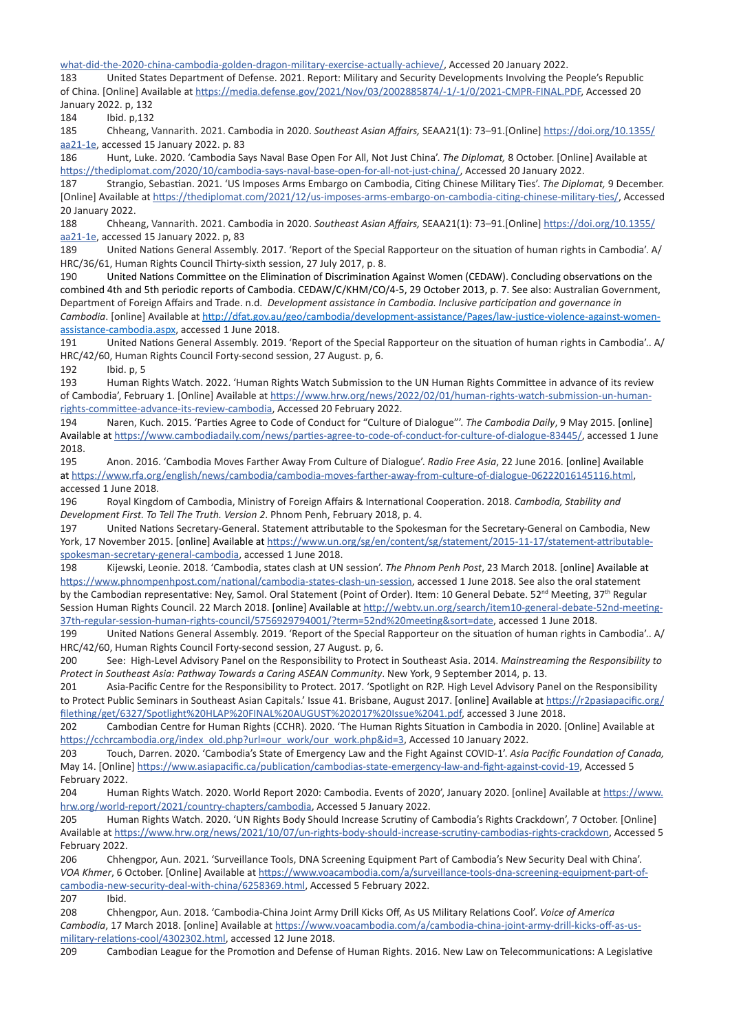what-did-the-2020-china-cambodia-golden-dragon-military-exercise-actually-achieve/, Accessed 20 January 2022.

183 United States Department of Defense. 2021. Report: Military and Security Developments Involving the People's Republic of China. [Online] Available at https://media.defense.gov/2021/Nov/03/2002885874/-1/-1/0/2021-CMPR-FINAL.PDF, Accessed 20 January 2022. p, 132

184 Ibid. p,132

185 Chheang, Vannarith. 2021. Cambodia in 2020. *Southeast Asian Affairs,* SEAA21(1): 73–91.[Online] https://doi.org/10.1355/aa21-1e, accessed 15 January 2022. p. 83

186 Hunt, Luke. 2020. 'Cambodia Says Naval Base Open For All, Not Just China'. *The Diplomat,* 8 October. [Online] Available at https://thediplomat.com/2020/10/cambodia-says-naval-base-open-for-all-not-just-china/, Accessed 20 January 2022.

187 Strangio, Sebastian. 2021. 'US Imposes Arms Embargo on Cambodia, Citing Chinese Military Ties'. *The Diplomat,* 9 December. [Online] Available at https://thediplomat.com/2021/12/us-imposes-arms-embargo-on-cambodia-citing-chinese-military-ties/, Accessed 20 January 2022.

188 Chheang, Vannarith. 2021. Cambodia in 2020. *Southeast Asian Affairs,* SEAA21(1): 73–91.[Online] https://doi.org/10.1355/aa21-1e, accessed 15 January 2022. p, 83

189 United Nations General Assembly. 2017. 'Report of the Special Rapporteur on the situation of human rights in Cambodia'. A/HRC/36/61, Human Rights Council Thirty-sixth session, 27 July 2017, p. 8.

190 United Nations Committee on the Elimination of Discrimination Against Women (CEDAW). Concluding observations on the combined 4th and 5th periodic reports of Cambodia. CEDAW/C/KHM/CO/4-5, 29 October 2013, p. 7. See also: Australian Government, Department of Foreign Affairs and Trade. n.d. *Development assistance in Cambodia. Inclusive participation and governance in Cambodia*. [online] Available at http://dfat.gov.au/geo/cambodia/development-assistance/Pages/law-justice-violence-against-women-assistance-cambodia.aspx, accessed 1 June 2018.

191 United Nations General Assembly. 2019. 'Report of the Special Rapporteur on the situation of human rights in Cambodia'.. A/HRC/42/60, Human Rights Council Forty-second session, 27 August. p, 6.

192 Ibid. p, 5

193 Human Rights Watch. 2022. 'Human Rights Watch Submission to the UN Human Rights Committee in advance of its review of Cambodia', February 1. [Online] Available at https://www.hrw.org/news/2022/02/01/human-rights-watch-submission-un-human-rights-committee-advance-its-review-cambodia, Accessed 20 February 2022.

194 Naren, Kuch. 2015. 'Parties Agree to Code of Conduct for "Culture of Dialogue"'. *The Cambodia Daily*, 9 May 2015. [online] Available at https://www.cambodiadaily.com/news/parties-agree-to-code-of-conduct-for-culture-of-dialogue-83445/, accessed 1 June 2018.

195 Anon. 2016. 'Cambodia Moves Farther Away From Culture of Dialogue'. *Radio Free Asia*, 22 June 2016. [online] Available at https://www.rfa.org/english/news/cambodia/cambodia-moves-farther-away-from-culture-of-dialogue-06222016145116.html, accessed 1 June 2018.

196 Royal Kingdom of Cambodia, Ministry of Foreign Affairs & International Cooperation. 2018. *Cambodia, Stability and Development First. To Tell The Truth. Version 2*. Phnom Penh, February 2018, p. 4.

197 United Nations Secretary-General. Statement attributable to the Spokesman for the Secretary-General on Cambodia, New York, 17 November 2015. [online] Available at https://www.un.org/sg/en/content/sg/statement/2015-11-17/statement-attributable-spokesman-secretary-general-cambodia, accessed 1 June 2018.

198 Kijewski, Leonie. 2018. 'Cambodia, states clash at UN session'. *The Phnom Penh Post*, 23 March 2018. [online] Available at https://www.phnompenhpost.com/national/cambodia-states-clash-un-session, accessed 1 June 2018. See also the oral statement by the Cambodian representative: Ney, Samol. Oral Statement (Point of Order). Item: 10 General Debate. 52nd Meeting, 37th Regular Session Human Rights Council. 22 March 2018. [online] Available at http://webtv.un.org/search/item10-general-debate-52nd-meeting-37th-regular-session-human-rights-council/5756929794001/?term=52nd%20meeting&sort=date, accessed 1 June 2018.

199 United Nations General Assembly. 2019. 'Report of the Special Rapporteur on the situation of human rights in Cambodia'.. A/HRC/42/60, Human Rights Council Forty-second session, 27 August. p, 6.

200 See: High-Level Advisory Panel on the Responsibility to Protect in Southeast Asia. 2014. *Mainstreaming the Responsibility to Protect in Southeast Asia: Pathway Towards a Caring ASEAN Community*. New York, 9 September 2014, p. 13.

201 Asia-Pacific Centre for the Responsibility to Protect. 2017. 'Spotlight on R2P. High Level Advisory Panel on the Responsibility to Protect Public Seminars in Southeast Asian Capitals.' Issue 41. Brisbane, August 2017. [online] Available at https://r2pasiapacific.org/filething/get/6327/Spotlight%20HLAP%20FINAL%20AUGUST%202017%20Issue%2041.pdf, accessed 3 June 2018.

202 Cambodian Centre for Human Rights (CCHR). 2020. 'The Human Rights Situation in Cambodia in 2020. [Online] Available at https://cchrcambodia.org/index_old.php?url=our_work/our_work.php&id=3, Accessed 10 January 2022.

203 Touch, Darren. 2020. 'Cambodia's State of Emergency Law and the Fight Against COVID-1'. *Asia Pacific Foundation of Canada,* May 14. [Online] https://www.asiapacific.ca/publication/cambodias-state-emergency-law-and-fight-against-covid-19, Accessed 5 February 2022.

204 Human Rights Watch. 2020. World Report 2020: Cambodia. Events of 2020', January 2020. [online] Available at https://www.hrw.org/world-report/2021/country-chapters/cambodia, Accessed 5 January 2022.

205 Human Rights Watch. 2020. 'UN Rights Body Should Increase Scrutiny of Cambodia's Rights Crackdown', 7 October. [Online] Available at https://www.hrw.org/news/2021/10/07/un-rights-body-should-increase-scrutiny-cambodias-rights-crackdown, Accessed 5 February 2022.

206 Chhengpor, Aun. 2021. 'Surveillance Tools, DNA Screening Equipment Part of Cambodia's New Security Deal with China'. *VOA Khmer*, 6 October. [Online] Available at https://www.voacambodia.com/a/surveillance-tools-dna-screening-equipment-part-of-cambodia-new-security-deal-with-china/6258369.html, Accessed 5 February 2022.

207 Ibid.

208 Chhengpor, Aun. 2018. 'Cambodia-China Joint Army Drill Kicks Off, As US Military Relations Cool'. *Voice of America Cambodia*, 17 March 2018. [online] Available at https://www.voacambodia.com/a/cambodia-china-joint-army-drill-kicks-off-as-us-military-relations-cool/4302302.html, accessed 12 June 2018.

209 Cambodian League for the Promotion and Defense of Human Rights. 2016. New Law on Telecommunications: A Legislative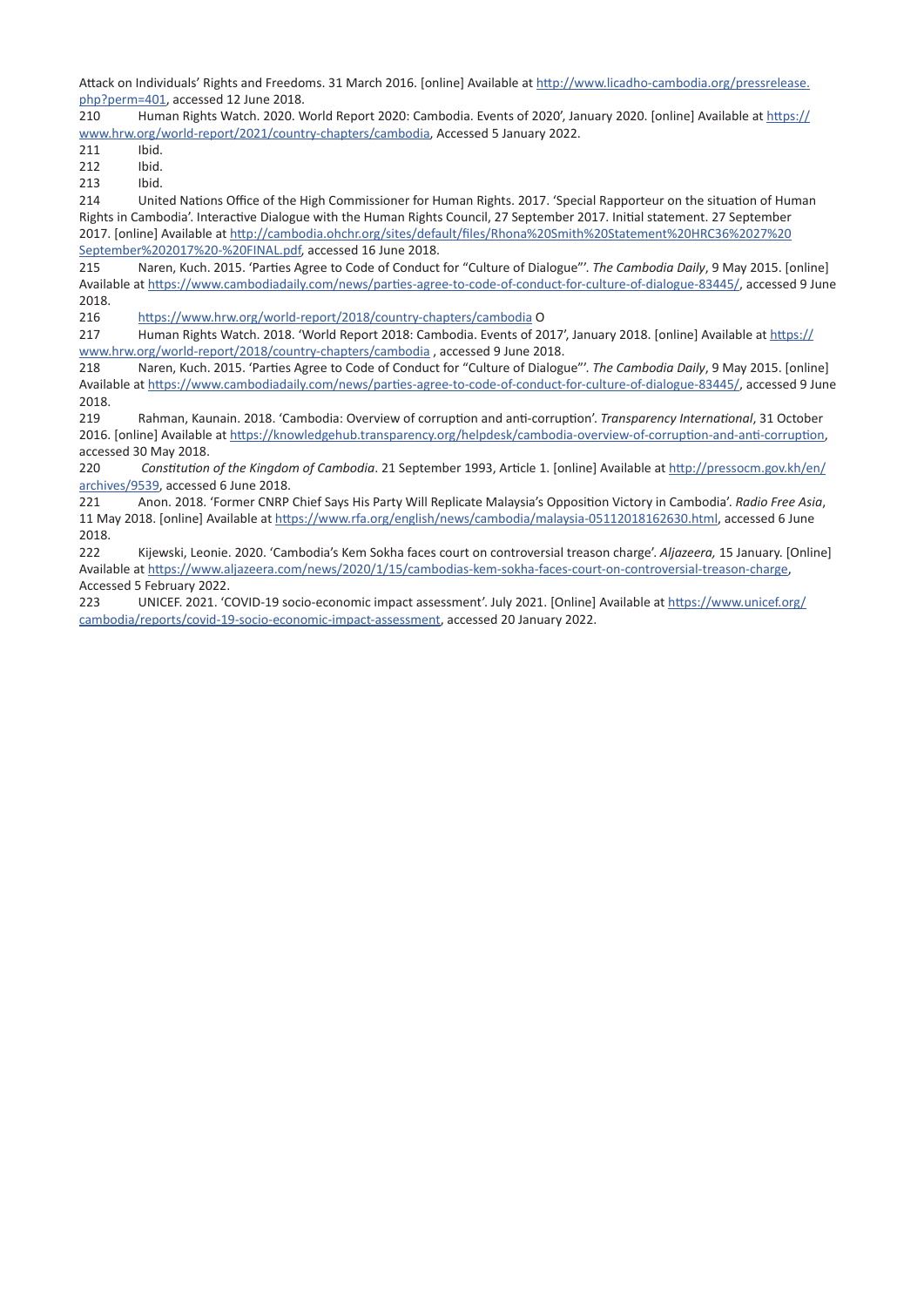Attack on Individuals' Rights and Freedoms. 31 March 2016. [online] Available at http://www.licadho-cambodia.org/pressrelease.php?perm=401, accessed 12 June 2018.

210 Human Rights Watch. 2020. World Report 2020: Cambodia. Events of 2020', January 2020. [online] Available at https://www.hrw.org/world-report/2021/country-chapters/cambodia, Accessed 5 January 2022.

211 Ibid.

212 Ibid.

213 Ibid.

214 United Nations Office of the High Commissioner for Human Rights. 2017. 'Special Rapporteur on the situation of Human Rights in Cambodia'. Interactive Dialogue with the Human Rights Council, 27 September 2017. Initial statement. 27 September 2017. [online] Available at http://cambodia.ohchr.org/sites/default/files/Rhona%20Smith%20Statement%20HRC36%2027%20September%202017%20-%20FINAL.pdf, accessed 16 June 2018.

215 Naren, Kuch. 2015. 'Parties Agree to Code of Conduct for "Culture of Dialogue"'. *The Cambodia Daily*, 9 May 2015. [online] Available at https://www.cambodiadaily.com/news/parties-agree-to-code-of-conduct-for-culture-of-dialogue-83445/, accessed 9 June 2018.

216 https://www.hrw.org/world-report/2018/country-chapters/cambodia O

217 Human Rights Watch. 2018. 'World Report 2018: Cambodia. Events of 2017', January 2018. [online] Available at https://www.hrw.org/world-report/2018/country-chapters/cambodia , accessed 9 June 2018.

218 Naren, Kuch. 2015. 'Parties Agree to Code of Conduct for "Culture of Dialogue"'. *The Cambodia Daily*, 9 May 2015. [online] Available at https://www.cambodiadaily.com/news/parties-agree-to-code-of-conduct-for-culture-of-dialogue-83445/, accessed 9 June 2018.

219 Rahman, Kaunain. 2018. 'Cambodia: Overview of corruption and anti-corruption'. *Transparency International*, 31 October 2016. [online] Available at https://knowledgehub.transparency.org/helpdesk/cambodia-overview-of-corruption-and-anti-corruption, accessed 30 May 2018.

220 *Constitution of the Kingdom of Cambodia*. 21 September 1993, Article 1. [online] Available at http://pressocm.gov.kh/en/archives/9539, accessed 6 June 2018.

221 Anon. 2018. 'Former CNRP Chief Says His Party Will Replicate Malaysia's Opposition Victory in Cambodia'. *Radio Free Asia*, 11 May 2018. [online] Available at https://www.rfa.org/english/news/cambodia/malaysia-05112018162630.html, accessed 6 June 2018.

222 Kijewski, Leonie. 2020. 'Cambodia's Kem Sokha faces court on controversial treason charge'. *Aljazeera,* 15 January. [Online] Available at https://www.aljazeera.com/news/2020/1/15/cambodias-kem-sokha-faces-court-on-controversial-treason-charge, Accessed 5 February 2022.

223 UNICEF. 2021. 'COVID-19 socio-economic impact assessment'. July 2021. [Online] Available at https://www.unicef.org/cambodia/reports/covid-19-socio-economic-impact-assessment, accessed 20 January 2022.